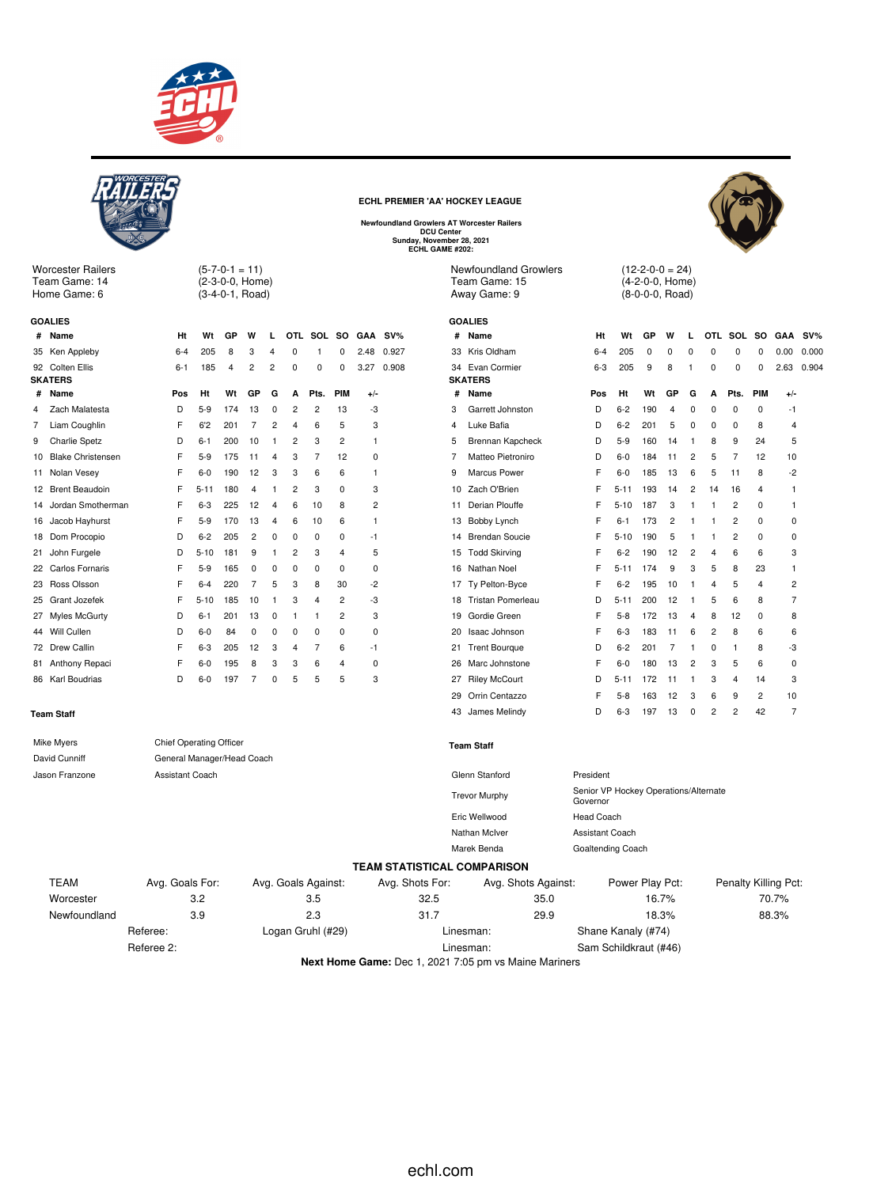## ECHL PREMIER 'AA' HOCKEY LEAGUE

**Newfoundland Growlers AT Worcester Railers**
**DCU Center**
**Sunday, November 28, 2021**
**ECHL GAME #202:**

Worcester Railers (5-7-0-1 = 11)
Team Game: 14 (2-3-0-0, Home)
Home Game: 6 (3-4-0-1, Road)

### GOALIES

| # | Name | Ht | Wt | GP | W | L | OTL | SOL | SO | GAA | SV% |
|---|---|---|---|---|---|---|---|---|---|---|---|
| 35 | Ken Appleby | 6-4 | 205 | 8 | 3 | 4 | 0 | 1 | 0 | 2.48 | 0.927 |
| 92 | Colten Ellis | 6-1 | 185 | 4 | 2 | 2 | 0 | 0 | 0 | 3.27 | 0.908 |

### SKATERS

| # | Name | Pos | Ht | Wt | GP | G | A | Pts. | PIM | +/- |
|---|---|---|---|---|---|---|---|---|---|---|
| 4 | Zach Malatesta | D | 5-9 | 174 | 13 | 0 | 2 | 2 | 13 | -3 |
| 7 | Liam Coughlin | F | 6'2 | 201 | 7 | 2 | 4 | 6 | 5 | 3 |
| 9 | Charlie Spetz | D | 6-1 | 200 | 10 | 1 | 2 | 3 | 2 | 1 |
| 10 | Blake Christensen | F | 5-9 | 175 | 11 | 4 | 3 | 7 | 12 | 0 |
| 11 | Nolan Vesey | F | 6-0 | 190 | 12 | 3 | 3 | 6 | 6 | 1 |
| 12 | Brent Beaudoin | F | 5-11 | 180 | 4 | 1 | 2 | 3 | 0 | 3 |
| 14 | Jordan Smotherman | F | 6-3 | 225 | 12 | 4 | 6 | 10 | 8 | 2 |
| 16 | Jacob Hayhurst | F | 5-9 | 170 | 13 | 4 | 6 | 10 | 6 | 1 |
| 18 | Dom Procopio | D | 6-2 | 205 | 2 | 0 | 0 | 0 | 0 | -1 |
| 21 | John Furgele | D | 5-10 | 181 | 9 | 1 | 2 | 3 | 4 | 5 |
| 22 | Carlos Fornaris | F | 5-9 | 165 | 0 | 0 | 0 | 0 | 0 | 0 |
| 23 | Ross Olsson | F | 6-4 | 220 | 7 | 5 | 3 | 8 | 30 | -2 |
| 25 | Grant Jozefek | F | 5-10 | 185 | 10 | 1 | 3 | 4 | 2 | -3 |
| 27 | Myles McGurty | D | 6-1 | 201 | 13 | 0 | 1 | 1 | 2 | 3 |
| 44 | Will Cullen | D | 6-0 | 84 | 0 | 0 | 0 | 0 | 0 | 0 |
| 72 | Drew Callin | F | 6-3 | 205 | 12 | 3 | 4 | 7 | 6 | -1 |
| 81 | Anthony Repaci | F | 6-0 | 195 | 8 | 3 | 3 | 6 | 4 | 0 |
| 86 | Karl Boudrias | D | 6-0 | 197 | 7 | 0 | 5 | 5 | 5 | 3 |

### Team Staff

| Name | Title |
|---|---|
| Mike Myers | Chief Operating Officer |
| David Cunniff | General Manager/Head Coach |
| Jason Franzone | Assistant Coach |

Newfoundland Growlers (12-2-0-0 = 24)
Team Game: 15 (4-2-0-0, Home)
Away Game: 9 (8-0-0-0, Road)

### GOALIES

| # | Name | Ht | Wt | GP | W | L | OTL | SOL | SO | GAA | SV% |
|---|---|---|---|---|---|---|---|---|---|---|---|
| 33 | Kris Oldham | 6-4 | 205 | 0 | 0 | 0 | 0 | 0 | 0 | 0.00 | 0.000 |
| 34 | Evan Cormier | 6-3 | 205 | 9 | 8 | 1 | 0 | 0 | 0 | 2.63 | 0.904 |

### SKATERS

| # | Name | Pos | Ht | Wt | GP | G | A | Pts. | PIM | +/- |
|---|---|---|---|---|---|---|---|---|---|---|
| 3 | Garrett Johnston | D | 6-2 | 190 | 4 | 0 | 0 | 0 | 0 | -1 |
| 4 | Luke Bafia | D | 6-2 | 201 | 5 | 0 | 0 | 0 | 8 | 4 |
| 5 | Brennan Kapcheck | D | 5-9 | 160 | 14 | 1 | 8 | 9 | 24 | 5 |
| 7 | Matteo Pietroniro | D | 6-0 | 184 | 11 | 2 | 5 | 7 | 12 | 10 |
| 9 | Marcus Power | F | 6-0 | 185 | 13 | 6 | 5 | 11 | 8 | -2 |
| 10 | Zach O'Brien | F | 5-11 | 193 | 14 | 2 | 14 | 16 | 4 | 1 |
| 11 | Derian Plouffe | F | 5-10 | 187 | 3 | 1 | 1 | 2 | 0 | 1 |
| 13 | Bobby Lynch | F | 6-1 | 173 | 2 | 1 | 1 | 2 | 0 | 0 |
| 14 | Brendan Soucie | F | 5-10 | 190 | 5 | 1 | 1 | 2 | 0 | 0 |
| 15 | Todd Skirving | F | 6-2 | 190 | 12 | 2 | 4 | 6 | 6 | 3 |
| 16 | Nathan Noel | F | 5-11 | 174 | 9 | 3 | 5 | 8 | 23 | 1 |
| 17 | Ty Pelton-Byce | F | 6-2 | 195 | 10 | 1 | 4 | 5 | 4 | 2 |
| 18 | Tristan Pomerleau | D | 5-11 | 200 | 12 | 1 | 5 | 6 | 8 | 7 |
| 19 | Gordie Green | F | 5-8 | 172 | 13 | 4 | 8 | 12 | 0 | 8 |
| 20 | Isaac Johnson | F | 6-3 | 183 | 11 | 6 | 2 | 8 | 6 | 6 |
| 21 | Trent Bourque | D | 6-2 | 201 | 7 | 1 | 0 | 1 | 8 | -3 |
| 26 | Marc Johnstone | F | 6-0 | 180 | 13 | 2 | 3 | 5 | 6 | 0 |
| 27 | Riley McCourt | D | 5-11 | 172 | 11 | 1 | 3 | 4 | 14 | 3 |
| 29 | Orrin Centazzo | F | 5-8 | 163 | 12 | 3 | 6 | 9 | 2 | 10 |
| 43 | James Melindy | D | 6-3 | 197 | 13 | 0 | 2 | 2 | 42 | 7 |

### Team Staff

| Name | Title |
|---|---|
| Glenn Stanford | President |
| Trevor Murphy | Senior VP Hockey Operations/Alternate Governor |
| Eric Wellwood | Head Coach |
| Nathan McIver | Assistant Coach |
| Marek Benda | Goaltending Coach |

### TEAM STATISTICAL COMPARISON

| TEAM | Avg. Goals For: | Avg. Goals Against: | Avg. Shots For: | Avg. Shots Against: | Power Play Pct: | Penalty Killing Pct: |
|---|---|---|---|---|---|---|
| Worcester | 3.2 | 3.5 | 32.5 | 35.0 | 16.7% | 70.7% |
| Newfoundland | 3.9 | 2.3 | 31.7 | 29.9 | 18.3% | 88.3% |

Referee: Logan Gruhl (#29) Linesman: Shane Kanaly (#74)
Referee 2: Linesman: Sam Schildkraut (#46)

**Next Home Game:** Dec 1, 2021 7:05 pm vs Maine Mariners

echl.com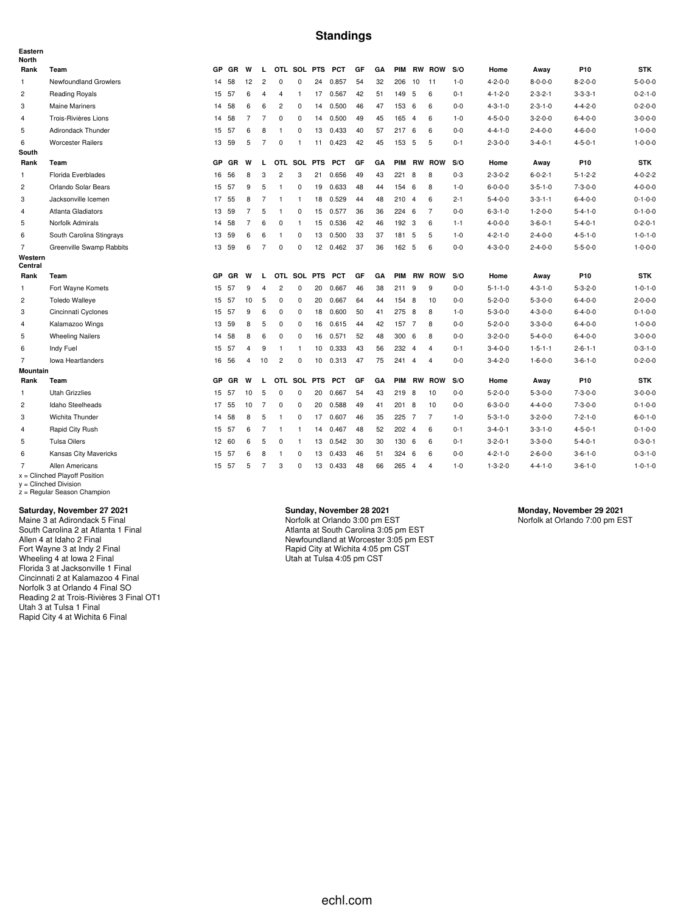# Standings

## Eastern

### North

| Rank | Team | GP | GR | W | L | OTL | SOL | PTS | PCT | GF | GA | PIM | RW | ROW | S/O | Home | Away | P10 | STK |
|---|---|---|---|---|---|---|---|---|---|---|---|---|---|---|---|---|---|---|---|
| 1 | Newfoundland Growlers | 14 | 58 | 12 | 2 | 0 | 0 | 24 | 0.857 | 54 | 32 | 206 | 10 | 11 | 1-0 | 4-2-0-0 | 8-0-0-0 | 8-2-0-0 | 5-0-0-0 |
| 2 | Reading Royals | 15 | 57 | 6 | 4 | 4 | 1 | 17 | 0.567 | 42 | 51 | 149 | 5 | 6 | 0-1 | 4-1-2-0 | 2-3-2-1 | 3-3-3-1 | 0-2-1-0 |
| 3 | Maine Mariners | 14 | 58 | 6 | 6 | 2 | 0 | 14 | 0.500 | 46 | 47 | 153 | 6 | 6 | 0-0 | 4-3-1-0 | 2-3-1-0 | 4-4-2-0 | 0-2-0-0 |
| 4 | Trois-Rivières Lions | 14 | 58 | 7 | 7 | 0 | 0 | 14 | 0.500 | 49 | 45 | 165 | 4 | 6 | 1-0 | 4-5-0-0 | 3-2-0-0 | 6-4-0-0 | 3-0-0-0 |
| 5 | Adirondack Thunder | 15 | 57 | 6 | 8 | 1 | 0 | 13 | 0.433 | 40 | 57 | 217 | 6 | 6 | 0-0 | 4-4-1-0 | 2-4-0-0 | 4-6-0-0 | 1-0-0-0 |
| 6 | Worcester Railers | 13 | 59 | 5 | 7 | 0 | 1 | 11 | 0.423 | 42 | 45 | 153 | 5 | 5 | 0-1 | 2-3-0-0 | 3-4-0-1 | 4-5-0-1 | 1-0-0-0 |

### South

| Rank | Team | GP | GR | W | L | OTL | SOL | PTS | PCT | GF | GA | PIM | RW | ROW | S/O | Home | Away | P10 | STK |
|---|---|---|---|---|---|---|---|---|---|---|---|---|---|---|---|---|---|---|---|
| 1 | Florida Everblades | 16 | 56 | 8 | 3 | 2 | 3 | 21 | 0.656 | 49 | 43 | 221 | 8 | 8 | 0-3 | 2-3-0-2 | 6-0-2-1 | 5-1-2-2 | 4-0-2-2 |
| 2 | Orlando Solar Bears | 15 | 57 | 9 | 5 | 1 | 0 | 19 | 0.633 | 48 | 44 | 154 | 6 | 8 | 1-0 | 6-0-0-0 | 3-5-1-0 | 7-3-0-0 | 4-0-0-0 |
| 3 | Jacksonville Icemen | 17 | 55 | 8 | 7 | 1 | 1 | 18 | 0.529 | 44 | 48 | 210 | 4 | 6 | 2-1 | 5-4-0-0 | 3-3-1-1 | 6-4-0-0 | 0-1-0-0 |
| 4 | Atlanta Gladiators | 13 | 59 | 7 | 5 | 1 | 0 | 15 | 0.577 | 36 | 36 | 224 | 6 | 7 | 0-0 | 6-3-1-0 | 1-2-0-0 | 5-4-1-0 | 0-1-0-0 |
| 5 | Norfolk Admirals | 14 | 58 | 7 | 6 | 0 | 1 | 15 | 0.536 | 42 | 46 | 192 | 3 | 6 | 1-1 | 4-0-0-0 | 3-6-0-1 | 5-4-0-1 | 0-2-0-1 |
| 6 | South Carolina Stingrays | 13 | 59 | 6 | 6 | 1 | 0 | 13 | 0.500 | 33 | 37 | 181 | 5 | 5 | 1-0 | 4-2-1-0 | 2-4-0-0 | 4-5-1-0 | 1-0-1-0 |
| 7 | Greenville Swamp Rabbits | 13 | 59 | 6 | 7 | 0 | 0 | 12 | 0.462 | 37 | 36 | 162 | 5 | 6 | 0-0 | 4-3-0-0 | 2-4-0-0 | 5-5-0-0 | 1-0-0-0 |

## Western

### Central

| Rank | Team | GP | GR | W | L | OTL | SOL | PTS | PCT | GF | GA | PIM | RW | ROW | S/O | Home | Away | P10 | STK |
|---|---|---|---|---|---|---|---|---|---|---|---|---|---|---|---|---|---|---|---|
| 1 | Fort Wayne Komets | 15 | 57 | 9 | 4 | 2 | 0 | 20 | 0.667 | 46 | 38 | 211 | 9 | 9 | 0-0 | 5-1-1-0 | 4-3-1-0 | 5-3-2-0 | 1-0-1-0 |
| 2 | Toledo Walleye | 15 | 57 | 10 | 5 | 0 | 0 | 20 | 0.667 | 64 | 44 | 154 | 8 | 10 | 0-0 | 5-2-0-0 | 5-3-0-0 | 6-4-0-0 | 2-0-0-0 |
| 3 | Cincinnati Cyclones | 15 | 57 | 9 | 6 | 0 | 0 | 18 | 0.600 | 50 | 41 | 275 | 8 | 8 | 1-0 | 5-3-0-0 | 4-3-0-0 | 6-4-0-0 | 0-1-0-0 |
| 4 | Kalamazoo Wings | 13 | 59 | 8 | 5 | 0 | 0 | 16 | 0.615 | 44 | 42 | 157 | 7 | 8 | 0-0 | 5-2-0-0 | 3-3-0-0 | 6-4-0-0 | 1-0-0-0 |
| 5 | Wheeling Nailers | 14 | 58 | 8 | 6 | 0 | 0 | 16 | 0.571 | 52 | 48 | 300 | 6 | 8 | 0-0 | 3-2-0-0 | 5-4-0-0 | 6-4-0-0 | 3-0-0-0 |
| 6 | Indy Fuel | 15 | 57 | 4 | 9 | 1 | 1 | 10 | 0.333 | 43 | 56 | 232 | 4 | 4 | 0-1 | 3-4-0-0 | 1-5-1-1 | 2-6-1-1 | 0-3-1-0 |
| 7 | Iowa Heartlanders | 16 | 56 | 4 | 10 | 2 | 0 | 10 | 0.313 | 47 | 75 | 241 | 4 | 4 | 0-0 | 3-4-2-0 | 1-6-0-0 | 3-6-1-0 | 0-2-0-0 |

### Mountain

| Rank | Team | GP | GR | W | L | OTL | SOL | PTS | PCT | GF | GA | PIM | RW | ROW | S/O | Home | Away | P10 | STK |
|---|---|---|---|---|---|---|---|---|---|---|---|---|---|---|---|---|---|---|---|
| 1 | Utah Grizzlies | 15 | 57 | 10 | 5 | 0 | 0 | 20 | 0.667 | 54 | 43 | 219 | 8 | 10 | 0-0 | 5-2-0-0 | 5-3-0-0 | 7-3-0-0 | 3-0-0-0 |
| 2 | Idaho Steelheads | 17 | 55 | 10 | 7 | 0 | 0 | 20 | 0.588 | 49 | 41 | 201 | 8 | 10 | 0-0 | 6-3-0-0 | 4-4-0-0 | 7-3-0-0 | 0-1-0-0 |
| 3 | Wichita Thunder | 14 | 58 | 8 | 5 | 1 | 0 | 17 | 0.607 | 46 | 35 | 225 | 7 | 7 | 1-0 | 5-3-1-0 | 3-2-0-0 | 7-2-1-0 | 6-0-1-0 |
| 4 | Rapid City Rush | 15 | 57 | 6 | 7 | 1 | 1 | 14 | 0.467 | 48 | 52 | 202 | 4 | 6 | 0-1 | 3-4-0-1 | 3-3-1-0 | 4-5-0-1 | 0-1-0-0 |
| 5 | Tulsa Oilers | 12 | 60 | 6 | 5 | 0 | 1 | 13 | 0.542 | 30 | 30 | 130 | 6 | 6 | 0-1 | 3-2-0-1 | 3-3-0-0 | 5-4-0-1 | 0-3-0-1 |
| 6 | Kansas City Mavericks | 15 | 57 | 6 | 8 | 1 | 0 | 13 | 0.433 | 46 | 51 | 324 | 6 | 6 | 0-0 | 4-2-1-0 | 2-6-0-0 | 3-6-1-0 | 0-3-1-0 |
| 7 | Allen Americans | 15 | 57 | 5 | 7 | 3 | 0 | 13 | 0.433 | 48 | 66 | 265 | 4 | 4 | 1-0 | 1-3-2-0 | 4-4-1-0 | 3-6-1-0 | 1-0-1-0 |

x = Clinched Playoff Position
y = Clinched Division
z = Regular Season Champion

**Saturday, November 27 2021**
Maine 3 at Adirondack 5 Final
South Carolina 2 at Atlanta 1 Final
Allen 4 at Idaho 2 Final
Fort Wayne 3 at Indy 2 Final
Wheeling 4 at Iowa 2 Final
Florida 3 at Jacksonville 1 Final
Cincinnati 2 at Kalamazoo 4 Final
Norfolk 3 at Orlando 4 Final SO
Reading 2 at Trois-Rivières 3 Final OT1
Utah 3 at Tulsa 1 Final
Rapid City 4 at Wichita 6 Final

**Sunday, November 28 2021**
Norfolk at Orlando 3:00 pm EST
Atlanta at South Carolina 3:05 pm EST
Newfoundland at Worcester 3:05 pm EST
Rapid City at Wichita 4:05 pm CST
Utah at Tulsa 4:05 pm CST

**Monday, November 29 2021**
Norfolk at Orlando 7:00 pm EST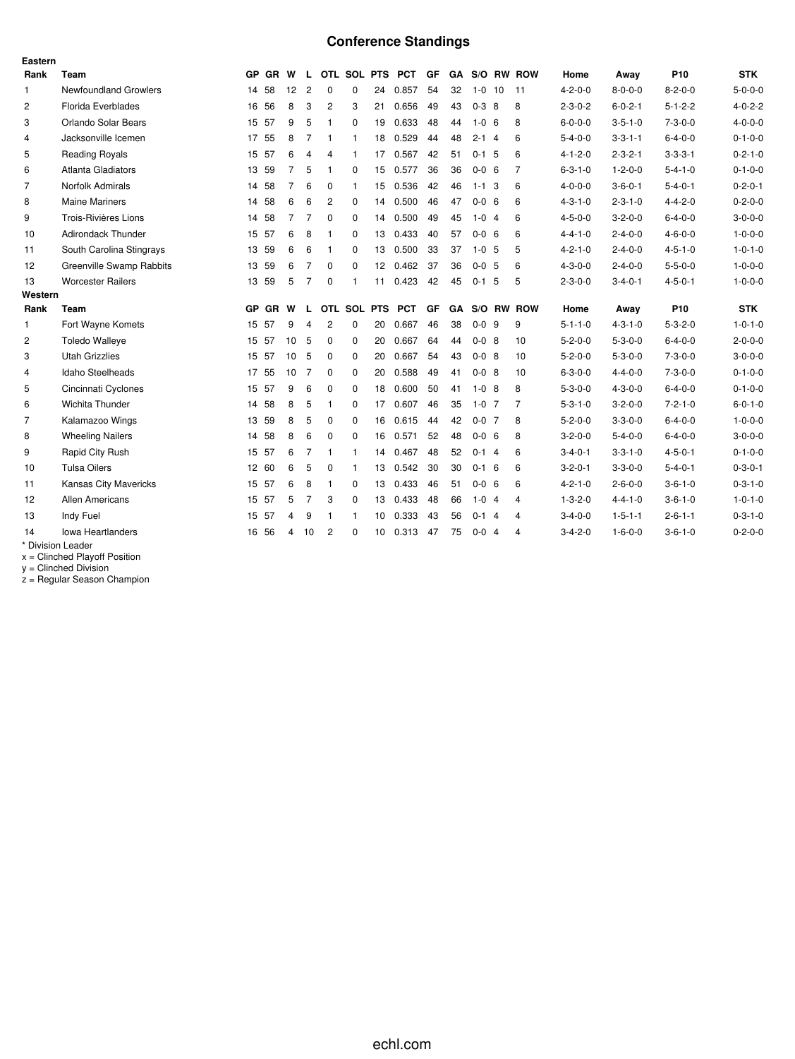# Conference Standings

**Eastern**

| Rank | Team | GP | GR | W | L | OTL | SOL | PTS | PCT | GF | GA | S/O | RW | ROW | Home | Away | P10 | STK |
|---|---|---|---|---|---|---|---|---|---|---|---|---|---|---|---|---|---|---|
| 1 | Newfoundland Growlers | 14 | 58 | 12 | 2 | 0 | 0 | 24 | 0.857 | 54 | 32 | 1-0 | 10 | 11 | 4-2-0-0 | 8-0-0-0 | 8-2-0-0 | 5-0-0-0 |
| 2 | Florida Everblades | 16 | 56 | 8 | 3 | 2 | 3 | 21 | 0.656 | 49 | 43 | 0-3 | 8 | 8 | 2-3-0-2 | 6-0-2-1 | 5-1-2-2 | 4-0-2-2 |
| 3 | Orlando Solar Bears | 15 | 57 | 9 | 5 | 1 | 0 | 19 | 0.633 | 48 | 44 | 1-0 | 6 | 8 | 6-0-0-0 | 3-5-1-0 | 7-3-0-0 | 4-0-0-0 |
| 4 | Jacksonville Icemen | 17 | 55 | 8 | 7 | 1 | 1 | 18 | 0.529 | 44 | 48 | 2-1 | 4 | 6 | 5-4-0-0 | 3-3-1-1 | 6-4-0-0 | 0-1-0-0 |
| 5 | Reading Royals | 15 | 57 | 6 | 4 | 4 | 1 | 17 | 0.567 | 42 | 51 | 0-1 | 5 | 6 | 4-1-2-0 | 2-3-2-1 | 3-3-3-1 | 0-2-1-0 |
| 6 | Atlanta Gladiators | 13 | 59 | 7 | 5 | 1 | 0 | 15 | 0.577 | 36 | 36 | 0-0 | 6 | 7 | 6-3-1-0 | 1-2-0-0 | 5-4-1-0 | 0-1-0-0 |
| 7 | Norfolk Admirals | 14 | 58 | 7 | 6 | 0 | 1 | 15 | 0.536 | 42 | 46 | 1-1 | 3 | 6 | 4-0-0-0 | 3-6-0-1 | 5-4-0-1 | 0-2-0-1 |
| 8 | Maine Mariners | 14 | 58 | 6 | 6 | 2 | 0 | 14 | 0.500 | 46 | 47 | 0-0 | 6 | 6 | 4-3-1-0 | 2-3-1-0 | 4-4-2-0 | 0-2-0-0 |
| 9 | Trois-Rivières Lions | 14 | 58 | 7 | 7 | 0 | 0 | 14 | 0.500 | 49 | 45 | 1-0 | 4 | 6 | 4-5-0-0 | 3-2-0-0 | 6-4-0-0 | 3-0-0-0 |
| 10 | Adirondack Thunder | 15 | 57 | 6 | 8 | 1 | 0 | 13 | 0.433 | 40 | 57 | 0-0 | 6 | 6 | 4-4-1-0 | 2-4-0-0 | 4-6-0-0 | 1-0-0-0 |
| 11 | South Carolina Stingrays | 13 | 59 | 6 | 6 | 1 | 0 | 13 | 0.500 | 33 | 37 | 1-0 | 5 | 5 | 4-2-1-0 | 2-4-0-0 | 4-5-1-0 | 1-0-1-0 |
| 12 | Greenville Swamp Rabbits | 13 | 59 | 6 | 7 | 0 | 0 | 12 | 0.462 | 37 | 36 | 0-0 | 5 | 6 | 4-3-0-0 | 2-4-0-0 | 5-5-0-0 | 1-0-0-0 |
| 13 | Worcester Railers | 13 | 59 | 5 | 7 | 0 | 1 | 11 | 0.423 | 42 | 45 | 0-1 | 5 | 5 | 2-3-0-0 | 3-4-0-1 | 4-5-0-1 | 1-0-0-0 |

**Western**

| Rank | Team | GP | GR | W | L | OTL | SOL | PTS | PCT | GF | GA | S/O | RW | ROW | Home | Away | P10 | STK |
|---|---|---|---|---|---|---|---|---|---|---|---|---|---|---|---|---|---|---|
| 1 | Fort Wayne Komets | 15 | 57 | 9 | 4 | 2 | 0 | 20 | 0.667 | 46 | 38 | 0-0 | 9 | 9 | 5-1-1-0 | 4-3-1-0 | 5-3-2-0 | 1-0-1-0 |
| 2 | Toledo Walleye | 15 | 57 | 10 | 5 | 0 | 0 | 20 | 0.667 | 64 | 44 | 0-0 | 8 | 10 | 5-2-0-0 | 5-3-0-0 | 6-4-0-0 | 2-0-0-0 |
| 3 | Utah Grizzlies | 15 | 57 | 10 | 5 | 0 | 0 | 20 | 0.667 | 54 | 43 | 0-0 | 8 | 10 | 5-2-0-0 | 5-3-0-0 | 7-3-0-0 | 3-0-0-0 |
| 4 | Idaho Steelheads | 17 | 55 | 10 | 7 | 0 | 0 | 20 | 0.588 | 49 | 41 | 0-0 | 8 | 10 | 6-3-0-0 | 4-4-0-0 | 7-3-0-0 | 0-1-0-0 |
| 5 | Cincinnati Cyclones | 15 | 57 | 9 | 6 | 0 | 0 | 18 | 0.600 | 50 | 41 | 1-0 | 8 | 8 | 5-3-0-0 | 4-3-0-0 | 6-4-0-0 | 0-1-0-0 |
| 6 | Wichita Thunder | 14 | 58 | 8 | 5 | 1 | 0 | 17 | 0.607 | 46 | 35 | 1-0 | 7 | 7 | 5-3-1-0 | 3-2-0-0 | 7-2-1-0 | 6-0-1-0 |
| 7 | Kalamazoo Wings | 13 | 59 | 8 | 5 | 0 | 0 | 16 | 0.615 | 44 | 42 | 0-0 | 7 | 8 | 5-2-0-0 | 3-3-0-0 | 6-4-0-0 | 1-0-0-0 |
| 8 | Wheeling Nailers | 14 | 58 | 8 | 6 | 0 | 0 | 16 | 0.571 | 52 | 48 | 0-0 | 6 | 8 | 3-2-0-0 | 5-4-0-0 | 6-4-0-0 | 3-0-0-0 |
| 9 | Rapid City Rush | 15 | 57 | 6 | 7 | 1 | 1 | 14 | 0.467 | 48 | 52 | 0-1 | 4 | 6 | 3-4-0-1 | 3-3-1-0 | 4-5-0-1 | 0-1-0-0 |
| 10 | Tulsa Oilers | 12 | 60 | 6 | 5 | 0 | 1 | 13 | 0.542 | 30 | 30 | 0-1 | 6 | 6 | 3-2-0-1 | 3-3-0-0 | 5-4-0-1 | 0-3-0-1 |
| 11 | Kansas City Mavericks | 15 | 57 | 6 | 8 | 1 | 0 | 13 | 0.433 | 46 | 51 | 0-0 | 6 | 6 | 4-2-1-0 | 2-6-0-0 | 3-6-1-0 | 0-3-1-0 |
| 12 | Allen Americans | 15 | 57 | 5 | 7 | 3 | 0 | 13 | 0.433 | 48 | 66 | 1-0 | 4 | 4 | 1-3-2-0 | 4-4-1-0 | 3-6-1-0 | 1-0-1-0 |
| 13 | Indy Fuel | 15 | 57 | 4 | 9 | 1 | 1 | 10 | 0.333 | 43 | 56 | 0-1 | 4 | 4 | 3-4-0-0 | 1-5-1-1 | 2-6-1-1 | 0-3-1-0 |
| 14 | Iowa Heartlanders | 16 | 56 | 4 | 10 | 2 | 0 | 10 | 0.313 | 47 | 75 | 0-0 | 4 | 4 | 3-4-2-0 | 1-6-0-0 | 3-6-1-0 | 0-2-0-0 |

\* Division Leader
x = Clinched Playoff Position
y = Clinched Division
z = Regular Season Champion

echl.com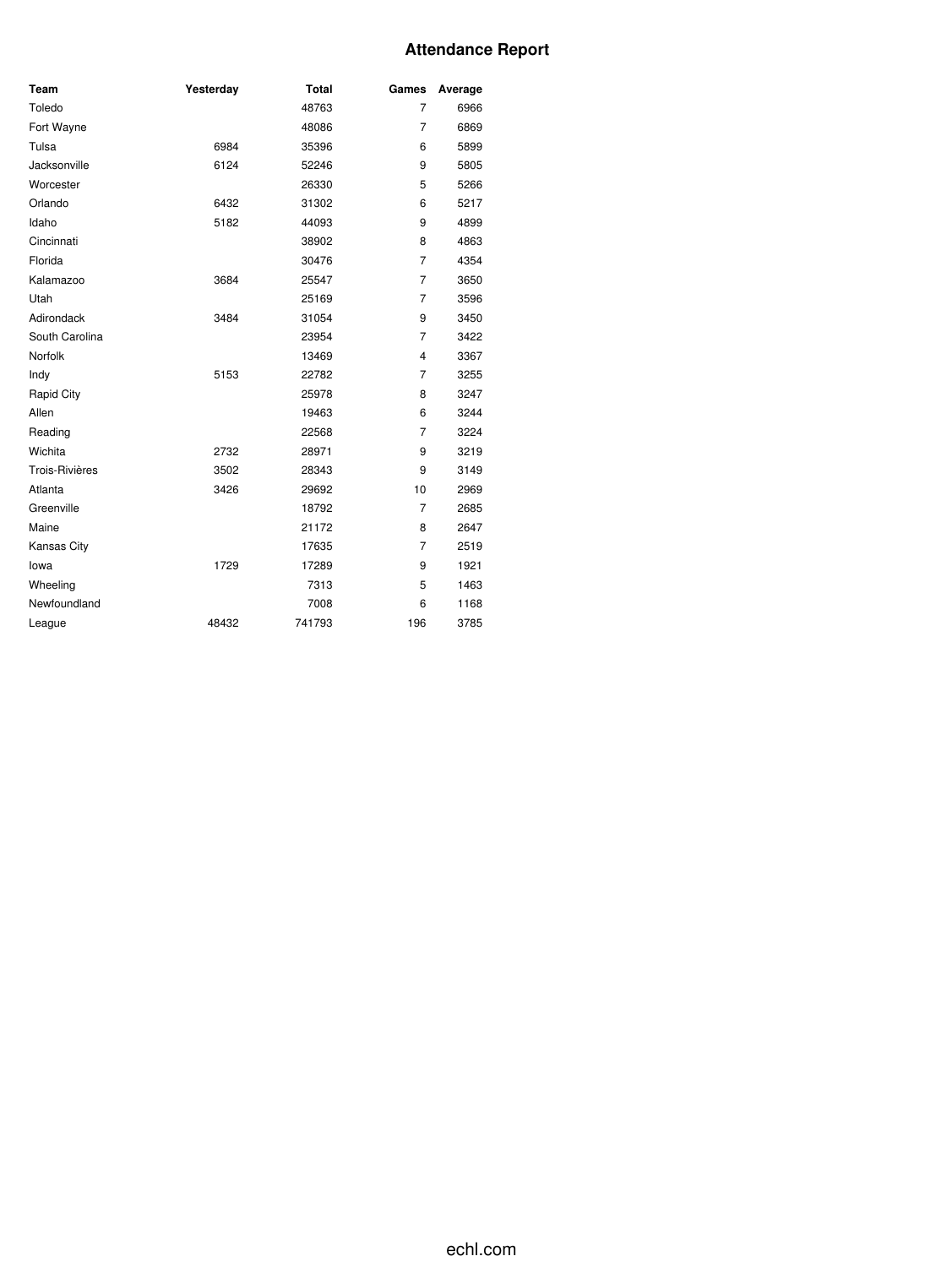# Attendance Report

| Team | Yesterday | Total | Games | Average |
|---|---|---|---|---|
| Toledo | | 48763 | 7 | 6966 |
| Fort Wayne | | 48086 | 7 | 6869 |
| Tulsa | 6984 | 35396 | 6 | 5899 |
| Jacksonville | 6124 | 52246 | 9 | 5805 |
| Worcester | | 26330 | 5 | 5266 |
| Orlando | 6432 | 31302 | 6 | 5217 |
| Idaho | 5182 | 44093 | 9 | 4899 |
| Cincinnati | | 38902 | 8 | 4863 |
| Florida | | 30476 | 7 | 4354 |
| Kalamazoo | 3684 | 25547 | 7 | 3650 |
| Utah | | 25169 | 7 | 3596 |
| Adirondack | 3484 | 31054 | 9 | 3450 |
| South Carolina | | 23954 | 7 | 3422 |
| Norfolk | | 13469 | 4 | 3367 |
| Indy | 5153 | 22782 | 7 | 3255 |
| Rapid City | | 25978 | 8 | 3247 |
| Allen | | 19463 | 6 | 3244 |
| Reading | | 22568 | 7 | 3224 |
| Wichita | 2732 | 28971 | 9 | 3219 |
| Trois-Rivières | 3502 | 28343 | 9 | 3149 |
| Atlanta | 3426 | 29692 | 10 | 2969 |
| Greenville | | 18792 | 7 | 2685 |
| Maine | | 21172 | 8 | 2647 |
| Kansas City | | 17635 | 7 | 2519 |
| Iowa | 1729 | 17289 | 9 | 1921 |
| Wheeling | | 7313 | 5 | 1463 |
| Newfoundland | | 7008 | 6 | 1168 |
| League | 48432 | 741793 | 196 | 3785 |

echl.com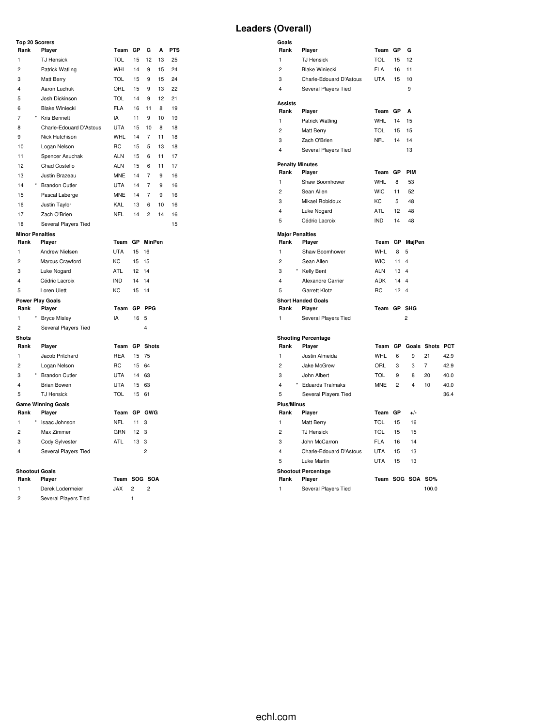# Leaders (Overall)

### Top 20 Scorers

| Rank | | Player | Team | GP | G | A | PTS |
|---|---|---|---|---|---|---|---|
| 1 | | TJ Hensick | TOL | 15 | 12 | 13 | 25 |
| 2 | | Patrick Watling | WHL | 14 | 9 | 15 | 24 |
| 3 | | Matt Berry | TOL | 15 | 9 | 15 | 24 |
| 4 | | Aaron Luchuk | ORL | 15 | 9 | 13 | 22 |
| 5 | | Josh Dickinson | TOL | 14 | 9 | 12 | 21 |
| 6 | | Blake Winiecki | FLA | 16 | 11 | 8 | 19 |
| 7 | * | Kris Bennett | IA | 11 | 9 | 10 | 19 |
| 8 | | Charle-Edouard D'Astous | UTA | 15 | 10 | 8 | 18 |
| 9 | | Nick Hutchison | WHL | 14 | 7 | 11 | 18 |
| 10 | | Logan Nelson | RC | 15 | 5 | 13 | 18 |
| 11 | | Spencer Asuchak | ALN | 15 | 6 | 11 | 17 |
| 12 | | Chad Costello | ALN | 15 | 6 | 11 | 17 |
| 13 | | Justin Brazeau | MNE | 14 | 7 | 9 | 16 |
| 14 | * | Brandon Cutler | UTA | 14 | 7 | 9 | 16 |
| 15 | | Pascal Laberge | MNE | 14 | 7 | 9 | 16 |
| 16 | | Justin Taylor | KAL | 13 | 6 | 10 | 16 |
| 17 | | Zach O'Brien | NFL | 14 | 2 | 14 | 16 |
| 18 | | Several Players Tied | | | | | 15 |

### Minor Penalties

| Rank | Player | Team | GP | MinPen |
|---|---|---|---|---|
| 1 | Andrew Nielsen | UTA | 15 | 16 |
| 2 | Marcus Crawford | KC | 15 | 15 |
| 3 | Luke Nogard | ATL | 12 | 14 |
| 4 | Cédric Lacroix | IND | 14 | 14 |
| 5 | Loren Ulett | KC | 15 | 14 |

### Power Play Goals

| Rank | | Player | Team | GP | PPG |
|---|---|---|---|---|---|
| 1 | * | Bryce Misley | IA | 16 | 5 |
| 2 | | Several Players Tied | | | 4 |

### Shots

| Rank | | Player | Team | GP | Shots |
|---|---|---|---|---|---|
| 1 | | Jacob Pritchard | REA | 15 | 75 |
| 2 | | Logan Nelson | RC | 15 | 64 |
| 3 | * | Brandon Cutler | UTA | 14 | 63 |
| 4 | | Brian Bowen | UTA | 15 | 63 |
| 5 | | TJ Hensick | TOL | 15 | 61 |

### Game Winning Goals

| Rank | | Player | Team | GP | GWG |
|---|---|---|---|---|---|
| 1 | * | Isaac Johnson | NFL | 11 | 3 |
| 2 | | Max Zimmer | GRN | 12 | 3 |
| 3 | | Cody Sylvester | ATL | 13 | 3 |
| 4 | | Several Players Tied | | | 2 |

### Shootout Goals

| Rank | Player | Team | SOG | SOA |
|---|---|---|---|---|
| 1 | Derek Lodermeier | JAX | 2 | 2 |
| 2 | Several Players Tied | | 1 | |

### Goals

| Rank | Player | Team | GP | G |
|---|---|---|---|---|
| 1 | TJ Hensick | TOL | 15 | 12 |
| 2 | Blake Winiecki | FLA | 16 | 11 |
| 3 | Charle-Edouard D'Astous | UTA | 15 | 10 |
| 4 | Several Players Tied | | | 9 |

### Assists

| Rank | Player | Team | GP | A |
|---|---|---|---|---|
| 1 | Patrick Watling | WHL | 14 | 15 |
| 2 | Matt Berry | TOL | 15 | 15 |
| 3 | Zach O'Brien | NFL | 14 | 14 |
| 4 | Several Players Tied | | | 13 |

### Penalty Minutes

| Rank | Player | Team | GP | PIM |
|---|---|---|---|---|
| 1 | Shaw Boomhower | WHL | 8 | 53 |
| 2 | Sean Allen | WIC | 11 | 52 |
| 3 | Mikael Robidoux | KC | 5 | 48 |
| 4 | Luke Nogard | ATL | 12 | 48 |
| 5 | Cédric Lacroix | IND | 14 | 48 |

### Major Penalties

| Rank | | Player | Team | GP | MajPen |
|---|---|---|---|---|---|
| 1 | | Shaw Boomhower | WHL | 8 | 5 |
| 2 | | Sean Allen | WIC | 11 | 4 |
| 3 | * | Kelly Bent | ALN | 13 | 4 |
| 4 | | Alexandre Carrier | ADK | 14 | 4 |
| 5 | | Garrett Klotz | RC | 12 | 4 |

### Short Handed Goals

| Rank | Player | Team | GP | SHG |
|---|---|---|---|---|
| 1 | Several Players Tied | | | 2 |

### Shooting Percentage

| Rank | | Player | Team | GP | Goals | Shots | PCT |
|---|---|---|---|---|---|---|---|
| 1 | | Justin Almeida | WHL | 6 | 9 | 21 | 42.9 |
| 2 | | Jake McGrew | ORL | 3 | 3 | 7 | 42.9 |
| 3 | | John Albert | TOL | 9 | 8 | 20 | 40.0 |
| 4 | * | Eduards Tralmaks | MNE | 2 | 4 | 10 | 40.0 |
| 5 | | Several Players Tied | | | | | 36.4 |

### Plus/Minus

| Rank | Player | Team | GP | +/- |
|---|---|---|---|---|
| 1 | Matt Berry | TOL | 15 | 16 |
| 2 | TJ Hensick | TOL | 15 | 15 |
| 3 | John McCarron | FLA | 16 | 14 |
| 4 | Charle-Edouard D'Astous | UTA | 15 | 13 |
| 5 | Luke Martin | UTA | 15 | 13 |

### Shootout Percentage

| Rank | Player | Team | SOG | SOA | SO% |
|---|---|---|---|---|---|
| 1 | Several Players Tied | | | | 100.0 |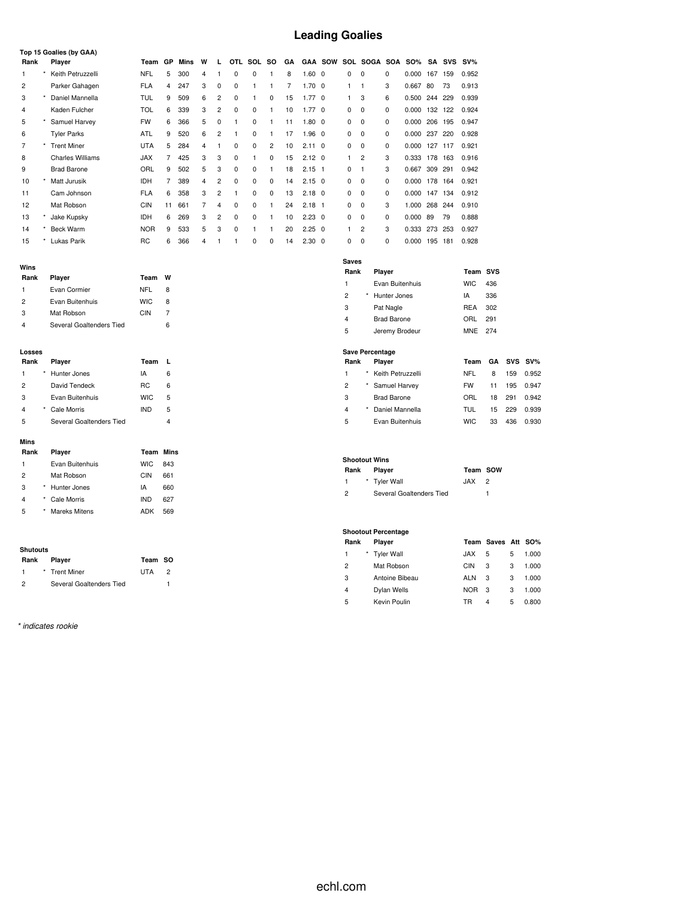# Leading Goalies

### Top 15 Goalies (by GAA)

| Rank | | Player | Team | GP | Mins | W | L | OTL | SOL | SO | GA | GAA | SOW | SOL | SOGA | SOA | SO% | SA | SVS | SV% |
|---|---|---|---|---|---|---|---|---|---|---|---|---|---|---|---|---|---|---|---|---|
| 1 | * | Keith Petruzzelli | NFL | 5 | 300 | 4 | 1 | 0 | 0 | 1 | 8 | 1.60 | 0 | 0 | 0 | 0 | 0.000 | 167 | 159 | 0.952 |
| 2 | | Parker Gahagen | FLA | 4 | 247 | 3 | 0 | 0 | 1 | 1 | 7 | 1.70 | 0 | 1 | 1 | 3 | 0.667 | 80 | 73 | 0.913 |
| 3 | * | Daniel Mannella | TUL | 9 | 509 | 6 | 2 | 0 | 1 | 0 | 15 | 1.77 | 0 | 1 | 3 | 6 | 0.500 | 244 | 229 | 0.939 |
| 4 | | Kaden Fulcher | TOL | 6 | 339 | 3 | 2 | 0 | 0 | 1 | 10 | 1.77 | 0 | 0 | 0 | 0 | 0.000 | 132 | 122 | 0.924 |
| 5 | * | Samuel Harvey | FW | 6 | 366 | 5 | 0 | 1 | 0 | 1 | 11 | 1.80 | 0 | 0 | 0 | 0 | 0.000 | 206 | 195 | 0.947 |
| 6 | | Tyler Parks | ATL | 9 | 520 | 6 | 2 | 1 | 0 | 1 | 17 | 1.96 | 0 | 0 | 0 | 0 | 0.000 | 237 | 220 | 0.928 |
| 7 | * | Trent Miner | UTA | 5 | 284 | 4 | 1 | 0 | 0 | 2 | 10 | 2.11 | 0 | 0 | 0 | 0 | 0.000 | 127 | 117 | 0.921 |
| 8 | | Charles Williams | JAX | 7 | 425 | 3 | 3 | 0 | 1 | 0 | 15 | 2.12 | 0 | 1 | 2 | 3 | 0.333 | 178 | 163 | 0.916 |
| 9 | | Brad Barone | ORL | 9 | 502 | 5 | 3 | 0 | 0 | 1 | 18 | 2.15 | 1 | 0 | 1 | 3 | 0.667 | 309 | 291 | 0.942 |
| 10 | * | Matt Jurusik | IDH | 7 | 389 | 4 | 2 | 0 | 0 | 0 | 14 | 2.15 | 0 | 0 | 0 | 0 | 0.000 | 178 | 164 | 0.921 |
| 11 | | Cam Johnson | FLA | 6 | 358 | 3 | 2 | 1 | 0 | 0 | 13 | 2.18 | 0 | 0 | 0 | 0 | 0.000 | 147 | 134 | 0.912 |
| 12 | | Mat Robson | CIN | 11 | 661 | 7 | 4 | 0 | 0 | 1 | 24 | 2.18 | 1 | 0 | 0 | 3 | 1.000 | 268 | 244 | 0.910 |
| 13 | * | Jake Kupsky | IDH | 6 | 269 | 3 | 2 | 0 | 0 | 1 | 10 | 2.23 | 0 | 0 | 0 | 0 | 0.000 | 89 | 79 | 0.888 |
| 14 | * | Beck Warm | NOR | 9 | 533 | 5 | 3 | 0 | 1 | 1 | 20 | 2.25 | 0 | 1 | 2 | 3 | 0.333 | 273 | 253 | 0.927 |
| 15 | * | Lukas Parik | RC | 6 | 366 | 4 | 1 | 1 | 0 | 0 | 14 | 2.30 | 0 | 0 | 0 | 0 | 0.000 | 195 | 181 | 0.928 |

### Wins

| Rank | | Player | Team | W |
|---|---|---|---|---|
| 1 | | Evan Cormier | NFL | 8 |
| 2 | | Evan Buitenhuis | WIC | 8 |
| 3 | | Mat Robson | CIN | 7 |
| 4 | | Several Goaltenders Tied | | 6 |

### Losses

| Rank | | Player | Team | L |
|---|---|---|---|---|
| 1 | * | Hunter Jones | IA | 6 |
| 2 | | David Tendeck | RC | 6 |
| 3 | | Evan Buitenhuis | WIC | 5 |
| 4 | * | Cale Morris | IND | 5 |
| 5 | | Several Goaltenders Tied | | 4 |

### Mins

| Rank | | Player | Team | Mins |
|---|---|---|---|---|
| 1 | | Evan Buitenhuis | WIC | 843 |
| 2 | | Mat Robson | CIN | 661 |
| 3 | * | Hunter Jones | IA | 660 |
| 4 | * | Cale Morris | IND | 627 |
| 5 | * | Mareks Mitens | ADK | 569 |

### Shutouts

| Rank | | Player | Team | SO |
|---|---|---|---|---|
| 1 | * | Trent Miner | UTA | 2 |
| 2 | | Several Goaltenders Tied | | 1 |

### Saves

| Rank | | Player | Team | SVS |
|---|---|---|---|---|
| 1 | | Evan Buitenhuis | WIC | 436 |
| 2 | * | Hunter Jones | IA | 336 |
| 3 | | Pat Nagle | REA | 302 |
| 4 | | Brad Barone | ORL | 291 |
| 5 | | Jeremy Brodeur | MNE | 274 |

### Save Percentage

| Rank | | Player | Team | GA | SVS | SV% |
|---|---|---|---|---|---|---|
| 1 | * | Keith Petruzzelli | NFL | 8 | 159 | 0.952 |
| 2 | * | Samuel Harvey | FW | 11 | 195 | 0.947 |
| 3 | | Brad Barone | ORL | 18 | 291 | 0.942 |
| 4 | * | Daniel Mannella | TUL | 15 | 229 | 0.939 |
| 5 | | Evan Buitenhuis | WIC | 33 | 436 | 0.930 |

### Shootout Wins

| Rank | | Player | Team | SOW |
|---|---|---|---|---|
| 1 | * | Tyler Wall | JAX | 2 |
| 2 | | Several Goaltenders Tied | | 1 |

### Shootout Percentage

| Rank | | Player | Team | Saves | Att | SO% |
|---|---|---|---|---|---|---|
| 1 | * | Tyler Wall | JAX | 5 | 5 | 1.000 |
| 2 | | Mat Robson | CIN | 3 | 3 | 1.000 |
| 3 | | Antoine Bibeau | ALN | 3 | 3 | 1.000 |
| 4 | | Dylan Wells | NOR | 3 | 3 | 1.000 |
| 5 | | Kevin Poulin | TR | 4 | 5 | 0.800 |

*\* indicates rookie*

echl.com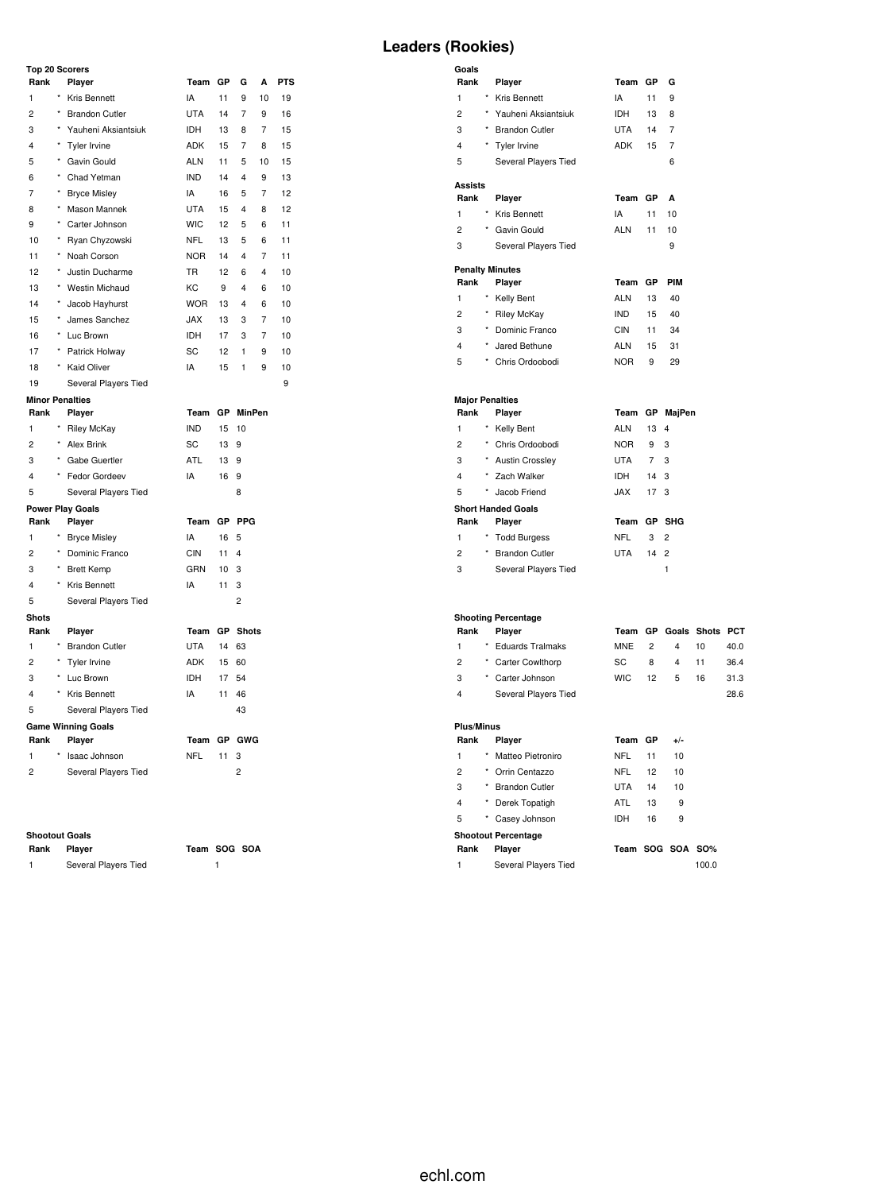# Leaders (Rookies)

### Top 20 Scorers

| Rank | | Player | Team | GP | G | A | PTS |
|---|---|---|---|---|---|---|---|
| 1 | * | Kris Bennett | IA | 11 | 9 | 10 | 19 |
| 2 | * | Brandon Cutler | UTA | 14 | 7 | 9 | 16 |
| 3 | * | Yauheni Aksiantsiuk | IDH | 13 | 8 | 7 | 15 |
| 4 | * | Tyler Irvine | ADK | 15 | 7 | 8 | 15 |
| 5 | * | Gavin Gould | ALN | 11 | 5 | 10 | 15 |
| 6 | * | Chad Yetman | IND | 14 | 4 | 9 | 13 |
| 7 | * | Bryce Misley | IA | 16 | 5 | 7 | 12 |
| 8 | * | Mason Mannek | UTA | 15 | 4 | 8 | 12 |
| 9 | * | Carter Johnson | WIC | 12 | 5 | 6 | 11 |
| 10 | * | Ryan Chyzowski | NFL | 13 | 5 | 6 | 11 |
| 11 | * | Noah Corson | NOR | 14 | 4 | 7 | 11 |
| 12 | * | Justin Ducharme | TR | 12 | 6 | 4 | 10 |
| 13 | * | Westin Michaud | KC | 9 | 4 | 6 | 10 |
| 14 | * | Jacob Hayhurst | WOR | 13 | 4 | 6 | 10 |
| 15 | * | James Sanchez | JAX | 13 | 3 | 7 | 10 |
| 16 | * | Luc Brown | IDH | 17 | 3 | 7 | 10 |
| 17 | * | Patrick Holway | SC | 12 | 1 | 9 | 10 |
| 18 | * | Kaid Oliver | IA | 15 | 1 | 9 | 10 |
| 19 | | Several Players Tied | | | | | 9 |

### Goals

| Rank | | Player | Team | GP | G |
|---|---|---|---|---|---|
| 1 | * | Kris Bennett | IA | 11 | 9 |
| 2 | * | Yauheni Aksiantsiuk | IDH | 13 | 8 |
| 3 | * | Brandon Cutler | UTA | 14 | 7 |
| 4 | * | Tyler Irvine | ADK | 15 | 7 |
| 5 | | Several Players Tied | | | 6 |

### Assists

| Rank | | Player | Team | GP | A |
|---|---|---|---|---|---|
| 1 | * | Kris Bennett | IA | 11 | 10 |
| 2 | * | Gavin Gould | ALN | 11 | 10 |
| 3 | | Several Players Tied | | | 9 |

### Penalty Minutes

| Rank | | Player | Team | GP | PIM |
|---|---|---|---|---|---|
| 1 | * | Kelly Bent | ALN | 13 | 40 |
| 2 | * | Riley McKay | IND | 15 | 40 |
| 3 | * | Dominic Franco | CIN | 11 | 34 |
| 4 | * | Jared Bethune | ALN | 15 | 31 |
| 5 | * | Chris Ordoobodi | NOR | 9 | 29 |

### Minor Penalties

| Rank | | Player | Team | GP | MinPen |
|---|---|---|---|---|---|
| 1 | * | Riley McKay | IND | 15 | 10 |
| 2 | * | Alex Brink | SC | 13 | 9 |
| 3 | * | Gabe Guertler | ATL | 13 | 9 |
| 4 | * | Fedor Gordeev | IA | 16 | 9 |
| 5 | | Several Players Tied | | | 8 |

### Major Penalties

| Rank | | Player | Team | GP | MajPen |
|---|---|---|---|---|---|
| 1 | * | Kelly Bent | ALN | 13 | 4 |
| 2 | * | Chris Ordoobodi | NOR | 9 | 3 |
| 3 | * | Austin Crossley | UTA | 7 | 3 |
| 4 | * | Zach Walker | IDH | 14 | 3 |
| 5 | * | Jacob Friend | JAX | 17 | 3 |

### Power Play Goals

| Rank | | Player | Team | GP | PPG |
|---|---|---|---|---|---|
| 1 | * | Bryce Misley | IA | 16 | 5 |
| 2 | * | Dominic Franco | CIN | 11 | 4 |
| 3 | * | Brett Kemp | GRN | 10 | 3 |
| 4 | * | Kris Bennett | IA | 11 | 3 |
| 5 | | Several Players Tied | | | 2 |

### Short Handed Goals

| Rank | | Player | Team | GP | SHG |
|---|---|---|---|---|---|
| 1 | * | Todd Burgess | NFL | 3 | 2 |
| 2 | * | Brandon Cutler | UTA | 14 | 2 |
| 3 | | Several Players Tied | | | 1 |

### Shots

| Rank | | Player | Team | GP | Shots |
|---|---|---|---|---|---|
| 1 | * | Brandon Cutler | UTA | 14 | 63 |
| 2 | * | Tyler Irvine | ADK | 15 | 60 |
| 3 | * | Luc Brown | IDH | 17 | 54 |
| 4 | * | Kris Bennett | IA | 11 | 46 |
| 5 | | Several Players Tied | | | 43 |

### Shooting Percentage

| Rank | | Player | Team | GP | Goals | Shots | PCT |
|---|---|---|---|---|---|---|---|
| 1 | * | Eduards Tralmaks | MNE | 2 | 4 | 10 | 40.0 |
| 2 | * | Carter Cowlthorp | SC | 8 | 4 | 11 | 36.4 |
| 3 | * | Carter Johnson | WIC | 12 | 5 | 16 | 31.3 |
| 4 | | Several Players Tied | | | | | 28.6 |

### Game Winning Goals

| Rank | | Player | Team | GP | GWG |
|---|---|---|---|---|---|
| 1 | * | Isaac Johnson | NFL | 11 | 3 |
| 2 | | Several Players Tied | | | 2 |

### Plus/Minus

| Rank | | Player | Team | GP | +/- |
|---|---|---|---|---|---|
| 1 | * | Matteo Pietroniro | NFL | 11 | 10 |
| 2 | * | Orrin Centazzo | NFL | 12 | 10 |
| 3 | * | Brandon Cutler | UTA | 14 | 10 |
| 4 | * | Derek Topatigh | ATL | 13 | 9 |
| 5 | * | Casey Johnson | IDH | 16 | 9 |

### Shootout Goals

| Rank | Player | Team | SOG | SOA |
|---|---|---|---|---|
| 1 | Several Players Tied | | 1 | |

### Shootout Percentage

| Rank | Player | Team | SOG | SOA | SO% |
|---|---|---|---|---|---|
| 1 | Several Players Tied | | | | 100.0 |

echl.com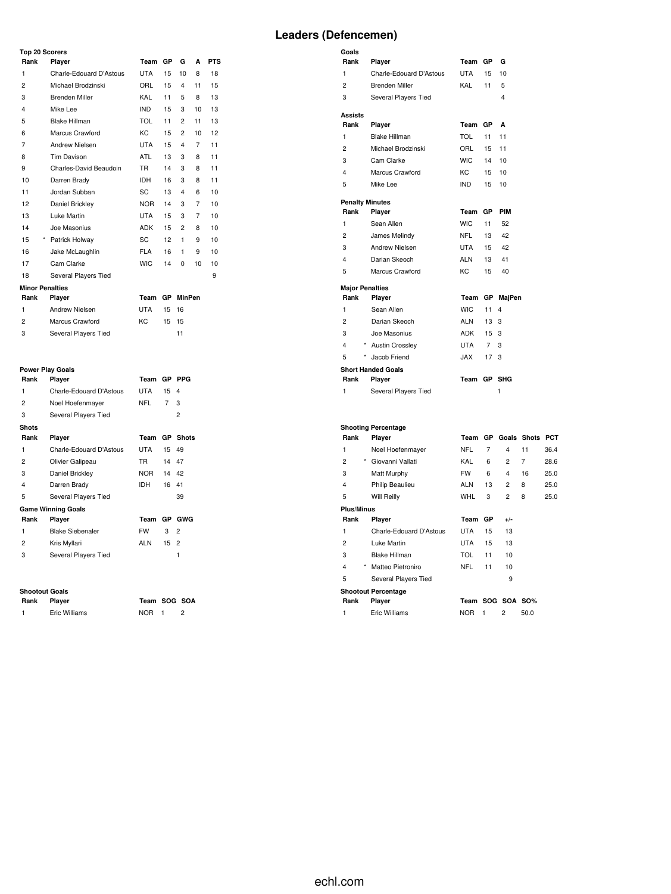# Leaders (Defencemen)

### Top 20 Scorers

| Rank | Player | Team | GP | G | A | PTS |
|---|---|---|---|---|---|---|
| 1 | Charle-Edouard D'Astous | UTA | 15 | 10 | 8 | 18 |
| 2 | Michael Brodzinski | ORL | 15 | 4 | 11 | 15 |
| 3 | Brenden Miller | KAL | 11 | 5 | 8 | 13 |
| 4 | Mike Lee | IND | 15 | 3 | 10 | 13 |
| 5 | Blake Hillman | TOL | 11 | 2 | 11 | 13 |
| 6 | Marcus Crawford | KC | 15 | 2 | 10 | 12 |
| 7 | Andrew Nielsen | UTA | 15 | 4 | 7 | 11 |
| 8 | Tim Davison | ATL | 13 | 3 | 8 | 11 |
| 9 | Charles-David Beaudoin | TR | 14 | 3 | 8 | 11 |
| 10 | Darren Brady | IDH | 16 | 3 | 8 | 11 |
| 11 | Jordan Subban | SC | 13 | 4 | 6 | 10 |
| 12 | Daniel Brickley | NOR | 14 | 3 | 7 | 10 |
| 13 | Luke Martin | UTA | 15 | 3 | 7 | 10 |
| 14 | Joe Masonius | ADK | 15 | 2 | 8 | 10 |
| 15 | * Patrick Holway | SC | 12 | 1 | 9 | 10 |
| 16 | Jake McLaughlin | FLA | 16 | 1 | 9 | 10 |
| 17 | Cam Clarke | WIC | 14 | 0 | 10 | 10 |
| 18 | Several Players Tied | | | | | 9 |

### Goals

| Rank | Player | Team | GP | G |
|---|---|---|---|---|
| 1 | Charle-Edouard D'Astous | UTA | 15 | 10 |
| 2 | Brenden Miller | KAL | 11 | 5 |
| 3 | Several Players Tied | | | 4 |

### Assists

| Rank | Player | Team | GP | A |
|---|---|---|---|---|
| 1 | Blake Hillman | TOL | 11 | 11 |
| 2 | Michael Brodzinski | ORL | 15 | 11 |
| 3 | Cam Clarke | WIC | 14 | 10 |
| 4 | Marcus Crawford | KC | 15 | 10 |
| 5 | Mike Lee | IND | 15 | 10 |

### Penalty Minutes

| Rank | Player | Team | GP | PIM |
|---|---|---|---|---|
| 1 | Sean Allen | WIC | 11 | 52 |
| 2 | James Melindy | NFL | 13 | 42 |
| 3 | Andrew Nielsen | UTA | 15 | 42 |
| 4 | Darian Skeoch | ALN | 13 | 41 |
| 5 | Marcus Crawford | KC | 15 | 40 |

### Minor Penalties

| Rank | Player | Team | GP | MinPen |
|---|---|---|---|---|
| 1 | Andrew Nielsen | UTA | 15 | 16 |
| 2 | Marcus Crawford | KC | 15 | 15 |
| 3 | Several Players Tied | | | 11 |

### Major Penalties

| Rank | Player | Team | GP | MajPen |
|---|---|---|---|---|
| 1 | Sean Allen | WIC | 11 | 4 |
| 2 | Darian Skeoch | ALN | 13 | 3 |
| 3 | Joe Masonius | ADK | 15 | 3 |
| 4 | * Austin Crossley | UTA | 7 | 3 |
| 5 | * Jacob Friend | JAX | 17 | 3 |

### Power Play Goals

| Rank | Player | Team | GP | PPG |
|---|---|---|---|---|
| 1 | Charle-Edouard D'Astous | UTA | 15 | 4 |
| 2 | Noel Hoefenmayer | NFL | 7 | 3 |
| 3 | Several Players Tied | | | 2 |

### Short Handed Goals

| Rank | Player | Team | GP | SHG |
|---|---|---|---|---|
| 1 | Several Players Tied | | | 1 |

### Shots

| Rank | Player | Team | GP | Shots |
|---|---|---|---|---|
| 1 | Charle-Edouard D'Astous | UTA | 15 | 49 |
| 2 | Olivier Galipeau | TR | 14 | 47 |
| 3 | Daniel Brickley | NOR | 14 | 42 |
| 4 | Darren Brady | IDH | 16 | 41 |
| 5 | Several Players Tied | | | 39 |

### Shooting Percentage

| Rank | Player | Team | GP | Goals | Shots | PCT |
|---|---|---|---|---|---|---|
| 1 | Noel Hoefenmayer | NFL | 7 | 4 | 11 | 36.4 |
| 2 | * Giovanni Vallati | KAL | 6 | 2 | 7 | 28.6 |
| 3 | Matt Murphy | FW | 6 | 4 | 16 | 25.0 |
| 4 | Philip Beaulieu | ALN | 13 | 2 | 8 | 25.0 |
| 5 | Will Reilly | WHL | 3 | 2 | 8 | 25.0 |

### Game Winning Goals

| Rank | Player | Team | GP | GWG |
|---|---|---|---|---|
| 1 | Blake Siebenaler | FW | 3 | 2 |
| 2 | Kris Myllari | ALN | 15 | 2 |
| 3 | Several Players Tied | | | 1 |

### Plus/Minus

| Rank | Player | Team | GP | +/- |
|---|---|---|---|---|
| 1 | Charle-Edouard D'Astous | UTA | 15 | 13 |
| 2 | Luke Martin | UTA | 15 | 13 |
| 3 | Blake Hillman | TOL | 11 | 10 |
| 4 | * Matteo Pietroniro | NFL | 11 | 10 |
| 5 | Several Players Tied | | | 9 |

### Shootout Goals

| Rank | Player | Team | SOG | SOA |
|---|---|---|---|---|
| 1 | Eric Williams | NOR | 1 | 2 |

### Shootout Percentage

| Rank | Player | Team | SOG | SOA | SO% |
|---|---|---|---|---|---|
| 1 | Eric Williams | NOR | 1 | 2 | 50.0 |

echl.com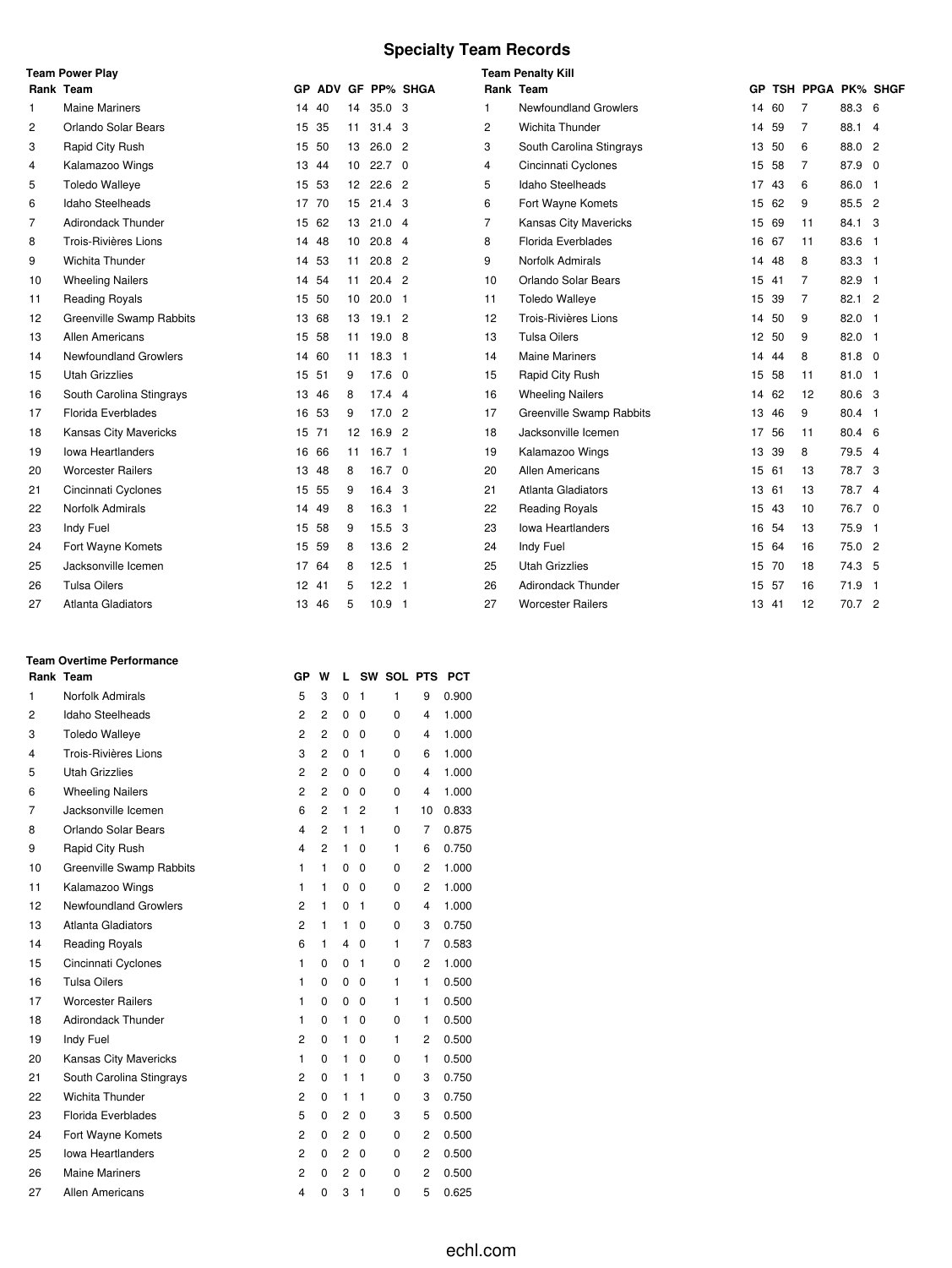# Specialty Team Records

### Team Power Play

| Rank | Team | GP | ADV | GF | PP% | SHGA |
|---|---|---|---|---|---|---|
| 1 | Maine Mariners | 14 | 40 | 14 | 35.0 | 3 |
| 2 | Orlando Solar Bears | 15 | 35 | 11 | 31.4 | 3 |
| 3 | Rapid City Rush | 15 | 50 | 13 | 26.0 | 2 |
| 4 | Kalamazoo Wings | 13 | 44 | 10 | 22.7 | 0 |
| 5 | Toledo Walleye | 15 | 53 | 12 | 22.6 | 2 |
| 6 | Idaho Steelheads | 17 | 70 | 15 | 21.4 | 3 |
| 7 | Adirondack Thunder | 15 | 62 | 13 | 21.0 | 4 |
| 8 | Trois-Rivières Lions | 14 | 48 | 10 | 20.8 | 4 |
| 9 | Wichita Thunder | 14 | 53 | 11 | 20.8 | 2 |
| 10 | Wheeling Nailers | 14 | 54 | 11 | 20.4 | 2 |
| 11 | Reading Royals | 15 | 50 | 10 | 20.0 | 1 |
| 12 | Greenville Swamp Rabbits | 13 | 68 | 13 | 19.1 | 2 |
| 13 | Allen Americans | 15 | 58 | 11 | 19.0 | 8 |
| 14 | Newfoundland Growlers | 14 | 60 | 11 | 18.3 | 1 |
| 15 | Utah Grizzlies | 15 | 51 | 9 | 17.6 | 0 |
| 16 | South Carolina Stingrays | 13 | 46 | 8 | 17.4 | 4 |
| 17 | Florida Everblades | 16 | 53 | 9 | 17.0 | 2 |
| 18 | Kansas City Mavericks | 15 | 71 | 12 | 16.9 | 2 |
| 19 | Iowa Heartlanders | 16 | 66 | 11 | 16.7 | 1 |
| 20 | Worcester Railers | 13 | 48 | 8 | 16.7 | 0 |
| 21 | Cincinnati Cyclones | 15 | 55 | 9 | 16.4 | 3 |
| 22 | Norfolk Admirals | 14 | 49 | 8 | 16.3 | 1 |
| 23 | Indy Fuel | 15 | 58 | 9 | 15.5 | 3 |
| 24 | Fort Wayne Komets | 15 | 59 | 8 | 13.6 | 2 |
| 25 | Jacksonville Icemen | 17 | 64 | 8 | 12.5 | 1 |
| 26 | Tulsa Oilers | 12 | 41 | 5 | 12.2 | 1 |
| 27 | Atlanta Gladiators | 13 | 46 | 5 | 10.9 | 1 |

### Team Penalty Kill

| Rank | Team | GP | TSH | PPGA | PK% | SHGF |
|---|---|---|---|---|---|---|
| 1 | Newfoundland Growlers | 14 | 60 | 7 | 88.3 | 6 |
| 2 | Wichita Thunder | 14 | 59 | 7 | 88.1 | 4 |
| 3 | South Carolina Stingrays | 13 | 50 | 6 | 88.0 | 2 |
| 4 | Cincinnati Cyclones | 15 | 58 | 7 | 87.9 | 0 |
| 5 | Idaho Steelheads | 17 | 43 | 6 | 86.0 | 1 |
| 6 | Fort Wayne Komets | 15 | 62 | 9 | 85.5 | 2 |
| 7 | Kansas City Mavericks | 15 | 69 | 11 | 84.1 | 3 |
| 8 | Florida Everblades | 16 | 67 | 11 | 83.6 | 1 |
| 9 | Norfolk Admirals | 14 | 48 | 8 | 83.3 | 1 |
| 10 | Orlando Solar Bears | 15 | 41 | 7 | 82.9 | 1 |
| 11 | Toledo Walleye | 15 | 39 | 7 | 82.1 | 2 |
| 12 | Trois-Rivières Lions | 14 | 50 | 9 | 82.0 | 1 |
| 13 | Tulsa Oilers | 12 | 50 | 9 | 82.0 | 1 |
| 14 | Maine Mariners | 14 | 44 | 8 | 81.8 | 0 |
| 15 | Rapid City Rush | 15 | 58 | 11 | 81.0 | 1 |
| 16 | Wheeling Nailers | 14 | 62 | 12 | 80.6 | 3 |
| 17 | Greenville Swamp Rabbits | 13 | 46 | 9 | 80.4 | 1 |
| 18 | Jacksonville Icemen | 17 | 56 | 11 | 80.4 | 6 |
| 19 | Kalamazoo Wings | 13 | 39 | 8 | 79.5 | 4 |
| 20 | Allen Americans | 15 | 61 | 13 | 78.7 | 3 |
| 21 | Atlanta Gladiators | 13 | 61 | 13 | 78.7 | 4 |
| 22 | Reading Royals | 15 | 43 | 10 | 76.7 | 0 |
| 23 | Iowa Heartlanders | 16 | 54 | 13 | 75.9 | 1 |
| 24 | Indy Fuel | 15 | 64 | 16 | 75.0 | 2 |
| 25 | Utah Grizzlies | 15 | 70 | 18 | 74.3 | 5 |
| 26 | Adirondack Thunder | 15 | 57 | 16 | 71.9 | 1 |
| 27 | Worcester Railers | 13 | 41 | 12 | 70.7 | 2 |

### Team Overtime Performance

| Rank | Team | GP | W | L | SW | SOL | PTS | PCT |
|---|---|---|---|---|---|---|---|---|
| 1 | Norfolk Admirals | 5 | 3 | 0 | 1 | 1 | 9 | 0.900 |
| 2 | Idaho Steelheads | 2 | 2 | 0 | 0 | 0 | 4 | 1.000 |
| 3 | Toledo Walleye | 2 | 2 | 0 | 0 | 0 | 4 | 1.000 |
| 4 | Trois-Rivières Lions | 3 | 2 | 0 | 1 | 0 | 6 | 1.000 |
| 5 | Utah Grizzlies | 2 | 2 | 0 | 0 | 0 | 4 | 1.000 |
| 6 | Wheeling Nailers | 2 | 2 | 0 | 0 | 0 | 4 | 1.000 |
| 7 | Jacksonville Icemen | 6 | 2 | 1 | 2 | 1 | 10 | 0.833 |
| 8 | Orlando Solar Bears | 4 | 2 | 1 | 1 | 0 | 7 | 0.875 |
| 9 | Rapid City Rush | 4 | 2 | 1 | 0 | 1 | 6 | 0.750 |
| 10 | Greenville Swamp Rabbits | 1 | 1 | 0 | 0 | 0 | 2 | 1.000 |
| 11 | Kalamazoo Wings | 1 | 1 | 0 | 0 | 0 | 2 | 1.000 |
| 12 | Newfoundland Growlers | 2 | 1 | 0 | 1 | 0 | 4 | 1.000 |
| 13 | Atlanta Gladiators | 2 | 1 | 1 | 0 | 0 | 3 | 0.750 |
| 14 | Reading Royals | 6 | 1 | 4 | 0 | 1 | 7 | 0.583 |
| 15 | Cincinnati Cyclones | 1 | 0 | 0 | 1 | 0 | 2 | 1.000 |
| 16 | Tulsa Oilers | 1 | 0 | 0 | 0 | 1 | 1 | 0.500 |
| 17 | Worcester Railers | 1 | 0 | 0 | 0 | 1 | 1 | 0.500 |
| 18 | Adirondack Thunder | 1 | 0 | 1 | 0 | 0 | 1 | 0.500 |
| 19 | Indy Fuel | 2 | 0 | 1 | 0 | 1 | 2 | 0.500 |
| 20 | Kansas City Mavericks | 1 | 0 | 1 | 0 | 0 | 1 | 0.500 |
| 21 | South Carolina Stingrays | 2 | 0 | 1 | 1 | 0 | 3 | 0.750 |
| 22 | Wichita Thunder | 2 | 0 | 1 | 1 | 0 | 3 | 0.750 |
| 23 | Florida Everblades | 5 | 0 | 2 | 0 | 3 | 5 | 0.500 |
| 24 | Fort Wayne Komets | 2 | 0 | 2 | 0 | 0 | 2 | 0.500 |
| 25 | Iowa Heartlanders | 2 | 0 | 2 | 0 | 0 | 2 | 0.500 |
| 26 | Maine Mariners | 2 | 0 | 2 | 0 | 0 | 2 | 0.500 |
| 27 | Allen Americans | 4 | 0 | 3 | 1 | 0 | 5 | 0.625 |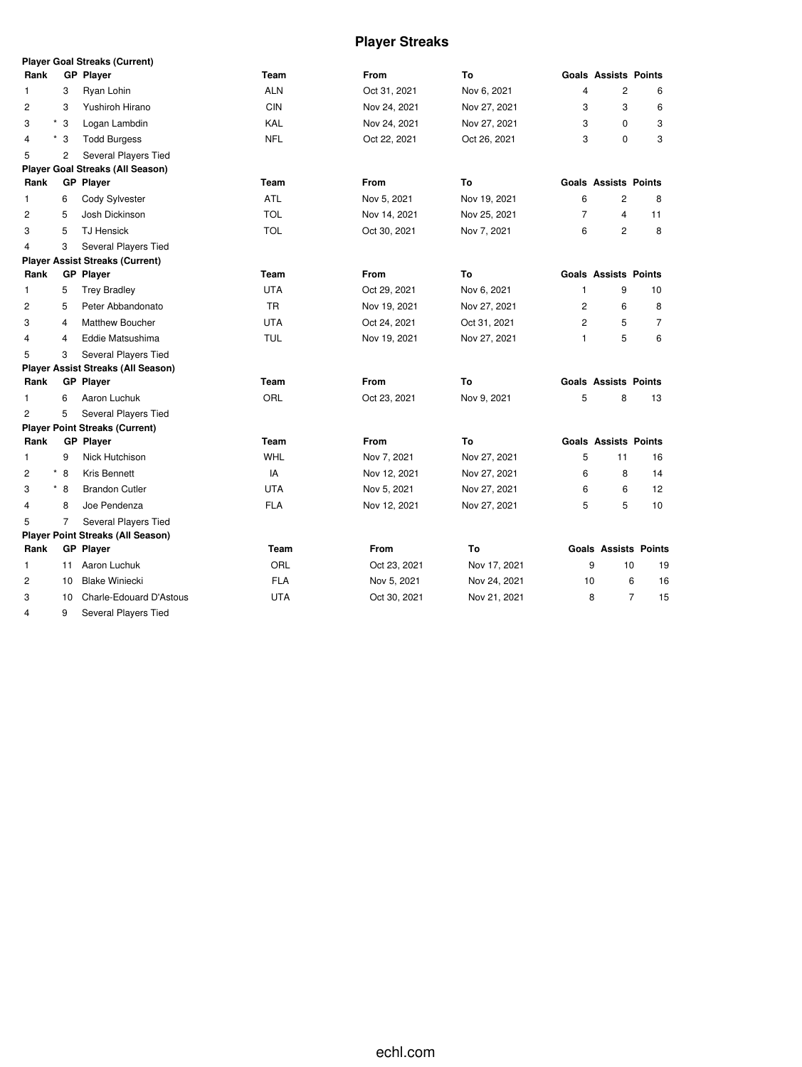# Player Streaks

### Player Goal Streaks (Current)

| Rank | GP | Player | Team | From | To | Goals | Assists | Points |
|---|---|---|---|---|---|---|---|---|
| 1 | 3 | Ryan Lohin | ALN | Oct 31, 2021 | Nov 6, 2021 | 4 | 2 | 6 |
| 2 | 3 | Yushiroh Hirano | CIN | Nov 24, 2021 | Nov 27, 2021 | 3 | 3 | 6 |
| 3 | * 3 | Logan Lambdin | KAL | Nov 24, 2021 | Nov 27, 2021 | 3 | 0 | 3 |
| 4 | * 3 | Todd Burgess | NFL | Oct 22, 2021 | Oct 26, 2021 | 3 | 0 | 3 |
| 5 | 2 | Several Players Tied | | | | | | |

### Player Goal Streaks (All Season)

| Rank | GP | Player | Team | From | To | Goals | Assists | Points |
|---|---|---|---|---|---|---|---|---|
| 1 | 6 | Cody Sylvester | ATL | Nov 5, 2021 | Nov 19, 2021 | 6 | 2 | 8 |
| 2 | 5 | Josh Dickinson | TOL | Nov 14, 2021 | Nov 25, 2021 | 7 | 4 | 11 |
| 3 | 5 | TJ Hensick | TOL | Oct 30, 2021 | Nov 7, 2021 | 6 | 2 | 8 |
| 4 | 3 | Several Players Tied | | | | | | |

### Player Assist Streaks (Current)

| Rank | GP | Player | Team | From | To | Goals | Assists | Points |
|---|---|---|---|---|---|---|---|---|
| 1 | 5 | Trey Bradley | UTA | Oct 29, 2021 | Nov 6, 2021 | 1 | 9 | 10 |
| 2 | 5 | Peter Abbandonato | TR | Nov 19, 2021 | Nov 27, 2021 | 2 | 6 | 8 |
| 3 | 4 | Matthew Boucher | UTA | Oct 24, 2021 | Oct 31, 2021 | 2 | 5 | 7 |
| 4 | 4 | Eddie Matsushima | TUL | Nov 19, 2021 | Nov 27, 2021 | 1 | 5 | 6 |
| 5 | 3 | Several Players Tied | | | | | | |

### Player Assist Streaks (All Season)

| Rank | GP | Player | Team | From | To | Goals | Assists | Points |
|---|---|---|---|---|---|---|---|---|
| 1 | 6 | Aaron Luchuk | ORL | Oct 23, 2021 | Nov 9, 2021 | 5 | 8 | 13 |
| 2 | 5 | Several Players Tied | | | | | | |

### Player Point Streaks (Current)

| Rank | GP | Player | Team | From | To | Goals | Assists | Points |
|---|---|---|---|---|---|---|---|---|
| 1 | 9 | Nick Hutchison | WHL | Nov 7, 2021 | Nov 27, 2021 | 5 | 11 | 16 |
| 2 | * 8 | Kris Bennett | IA | Nov 12, 2021 | Nov 27, 2021 | 6 | 8 | 14 |
| 3 | * 8 | Brandon Cutler | UTA | Nov 5, 2021 | Nov 27, 2021 | 6 | 6 | 12 |
| 4 | 8 | Joe Pendenza | FLA | Nov 12, 2021 | Nov 27, 2021 | 5 | 5 | 10 |
| 5 | 7 | Several Players Tied | | | | | | |

### Player Point Streaks (All Season)

| Rank | GP | Player | Team | From | To | Goals | Assists | Points |
|---|---|---|---|---|---|---|---|---|
| 1 | 11 | Aaron Luchuk | ORL | Oct 23, 2021 | Nov 17, 2021 | 9 | 10 | 19 |
| 2 | 10 | Blake Winiecki | FLA | Nov 5, 2021 | Nov 24, 2021 | 10 | 6 | 16 |
| 3 | 10 | Charle-Edouard D'Astous | UTA | Oct 30, 2021 | Nov 21, 2021 | 8 | 7 | 15 |
| 4 | 9 | Several Players Tied | | | | | | |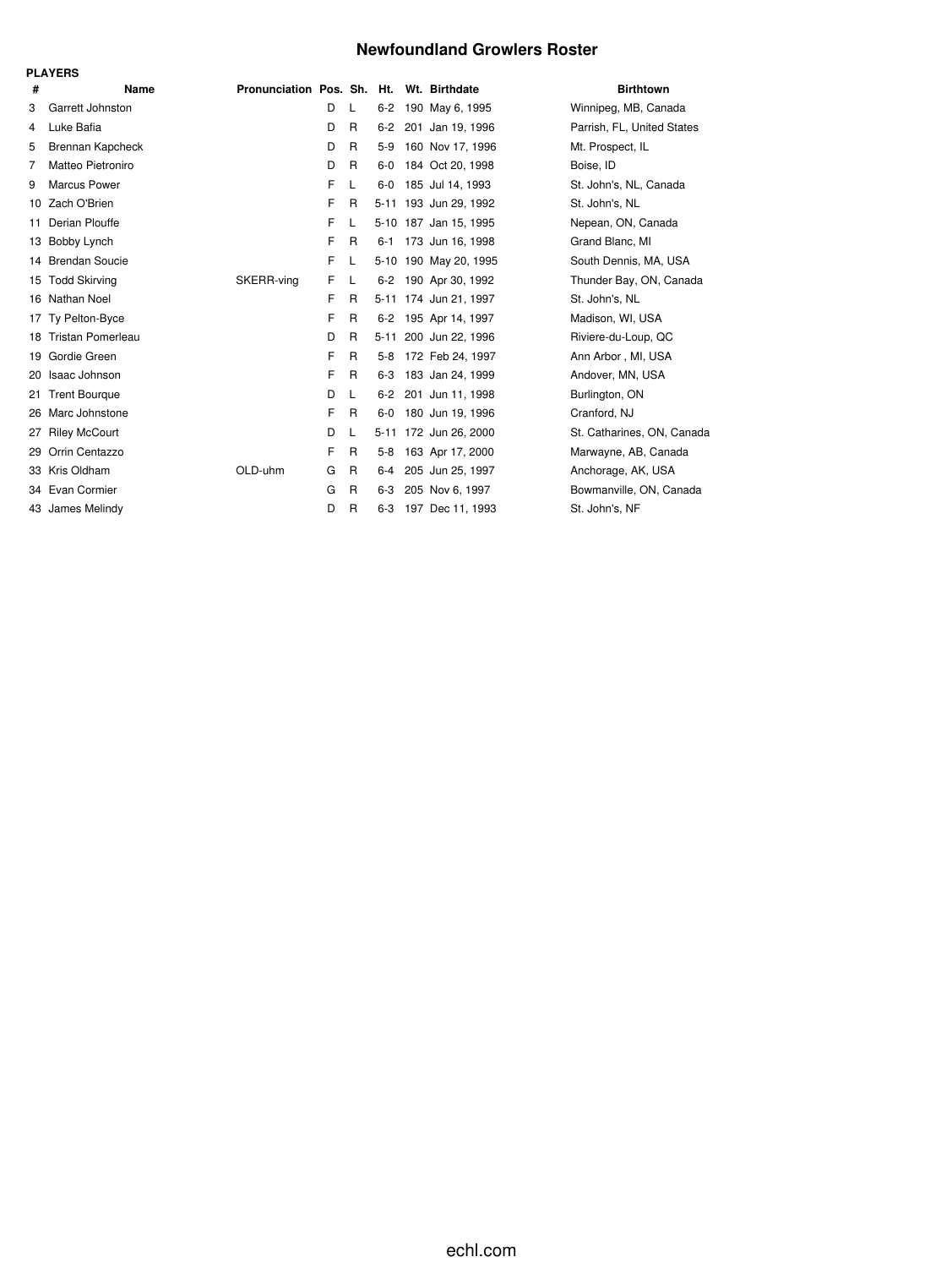# Newfoundland Growlers Roster

**PLAYERS**

| # | Name | Pronunciation | Pos. | Sh. | Ht. | Wt. | Birthdate | Birthtown |
|---|---|---|---|---|---|---|---|---|
| 3 | Garrett Johnston | | D | L | 6-2 | 190 | May 6, 1995 | Winnipeg, MB, Canada |
| 4 | Luke Bafia | | D | R | 6-2 | 201 | Jan 19, 1996 | Parrish, FL, United States |
| 5 | Brennan Kapcheck | | D | R | 5-9 | 160 | Nov 17, 1996 | Mt. Prospect, IL |
| 7 | Matteo Pietroniro | | D | R | 6-0 | 184 | Oct 20, 1998 | Boise, ID |
| 9 | Marcus Power | | F | L | 6-0 | 185 | Jul 14, 1993 | St. John's, NL, Canada |
| 10 | Zach O'Brien | | F | R | 5-11 | 193 | Jun 29, 1992 | St. John's, NL |
| 11 | Derian Plouffe | | F | L | 5-10 | 187 | Jan 15, 1995 | Nepean, ON, Canada |
| 13 | Bobby Lynch | | F | R | 6-1 | 173 | Jun 16, 1998 | Grand Blanc, MI |
| 14 | Brendan Soucie | | F | L | 5-10 | 190 | May 20, 1995 | South Dennis, MA, USA |
| 15 | Todd Skirving | SKERR-ving | F | L | 6-2 | 190 | Apr 30, 1992 | Thunder Bay, ON, Canada |
| 16 | Nathan Noel | | F | R | 5-11 | 174 | Jun 21, 1997 | St. John's, NL |
| 17 | Ty Pelton-Byce | | F | R | 6-2 | 195 | Apr 14, 1997 | Madison, WI, USA |
| 18 | Tristan Pomerleau | | D | R | 5-11 | 200 | Jun 22, 1996 | Riviere-du-Loup, QC |
| 19 | Gordie Green | | F | R | 5-8 | 172 | Feb 24, 1997 | Ann Arbor , MI, USA |
| 20 | Isaac Johnson | | F | R | 6-3 | 183 | Jan 24, 1999 | Andover, MN, USA |
| 21 | Trent Bourque | | D | L | 6-2 | 201 | Jun 11, 1998 | Burlington, ON |
| 26 | Marc Johnstone | | F | R | 6-0 | 180 | Jun 19, 1996 | Cranford, NJ |
| 27 | Riley McCourt | | D | L | 5-11 | 172 | Jun 26, 2000 | St. Catharines, ON, Canada |
| 29 | Orrin Centazzo | | F | R | 5-8 | 163 | Apr 17, 2000 | Marwayne, AB, Canada |
| 33 | Kris Oldham | OLD-uhm | G | R | 6-4 | 205 | Jun 25, 1997 | Anchorage, AK, USA |
| 34 | Evan Cormier | | G | R | 6-3 | 205 | Nov 6, 1997 | Bowmanville, ON, Canada |
| 43 | James Melindy | | D | R | 6-3 | 197 | Dec 11, 1993 | St. John's, NF |

echl.com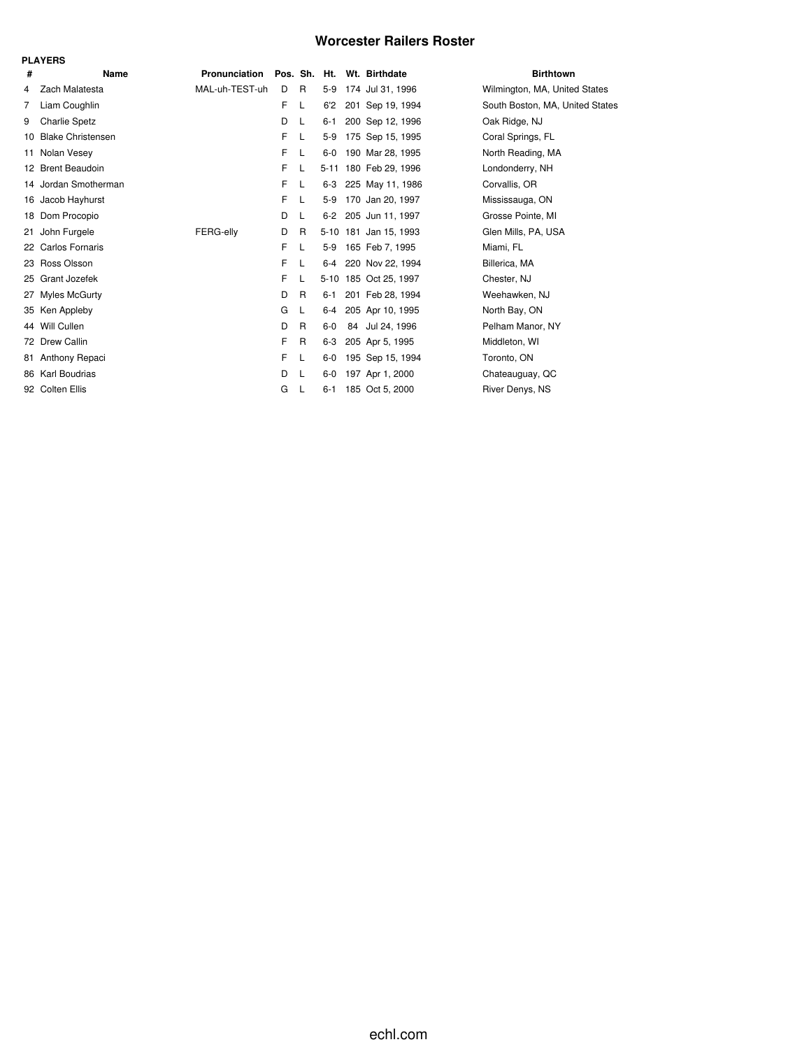# Worcester Railers Roster

**PLAYERS**

| # | Name | Pronunciation | Pos. | Sh. | Ht. | Wt. | Birthdate | Birthtown |
|---|---|---|---|---|---|---|---|---|
| 4 | Zach Malatesta | MAL-uh-TEST-uh | D | R | 5-9 | 174 | Jul 31, 1996 | Wilmington, MA, United States |
| 7 | Liam Coughlin | | F | L | 6'2 | 201 | Sep 19, 1994 | South Boston, MA, United States |
| 9 | Charlie Spetz | | D | L | 6-1 | 200 | Sep 12, 1996 | Oak Ridge, NJ |
| 10 | Blake Christensen | | F | L | 5-9 | 175 | Sep 15, 1995 | Coral Springs, FL |
| 11 | Nolan Vesey | | F | L | 6-0 | 190 | Mar 28, 1995 | North Reading, MA |
| 12 | Brent Beaudoin | | F | L | 5-11 | 180 | Feb 29, 1996 | Londonderry, NH |
| 14 | Jordan Smotherman | | F | L | 6-3 | 225 | May 11, 1986 | Corvallis, OR |
| 16 | Jacob Hayhurst | | F | L | 5-9 | 170 | Jan 20, 1997 | Mississauga, ON |
| 18 | Dom Procopio | | D | L | 6-2 | 205 | Jun 11, 1997 | Grosse Pointe, MI |
| 21 | John Furgele | FERG-elly | D | R | 5-10 | 181 | Jan 15, 1993 | Glen Mills, PA, USA |
| 22 | Carlos Fornaris | | F | L | 5-9 | 165 | Feb 7, 1995 | Miami, FL |
| 23 | Ross Olsson | | F | L | 6-4 | 220 | Nov 22, 1994 | Billerica, MA |
| 25 | Grant Jozefek | | F | L | 5-10 | 185 | Oct 25, 1997 | Chester, NJ |
| 27 | Myles McGurty | | D | R | 6-1 | 201 | Feb 28, 1994 | Weehawken, NJ |
| 35 | Ken Appleby | | G | L | 6-4 | 205 | Apr 10, 1995 | North Bay, ON |
| 44 | Will Cullen | | D | R | 6-0 | 84 | Jul 24, 1996 | Pelham Manor, NY |
| 72 | Drew Callin | | F | R | 6-3 | 205 | Apr 5, 1995 | Middleton, WI |
| 81 | Anthony Repaci | | F | L | 6-0 | 195 | Sep 15, 1994 | Toronto, ON |
| 86 | Karl Boudrias | | D | L | 6-0 | 197 | Apr 1, 2000 | Chateauguay, QC |
| 92 | Colten Ellis | | G | L | 6-1 | 185 | Oct 5, 2000 | River Denys, NS |

echl.com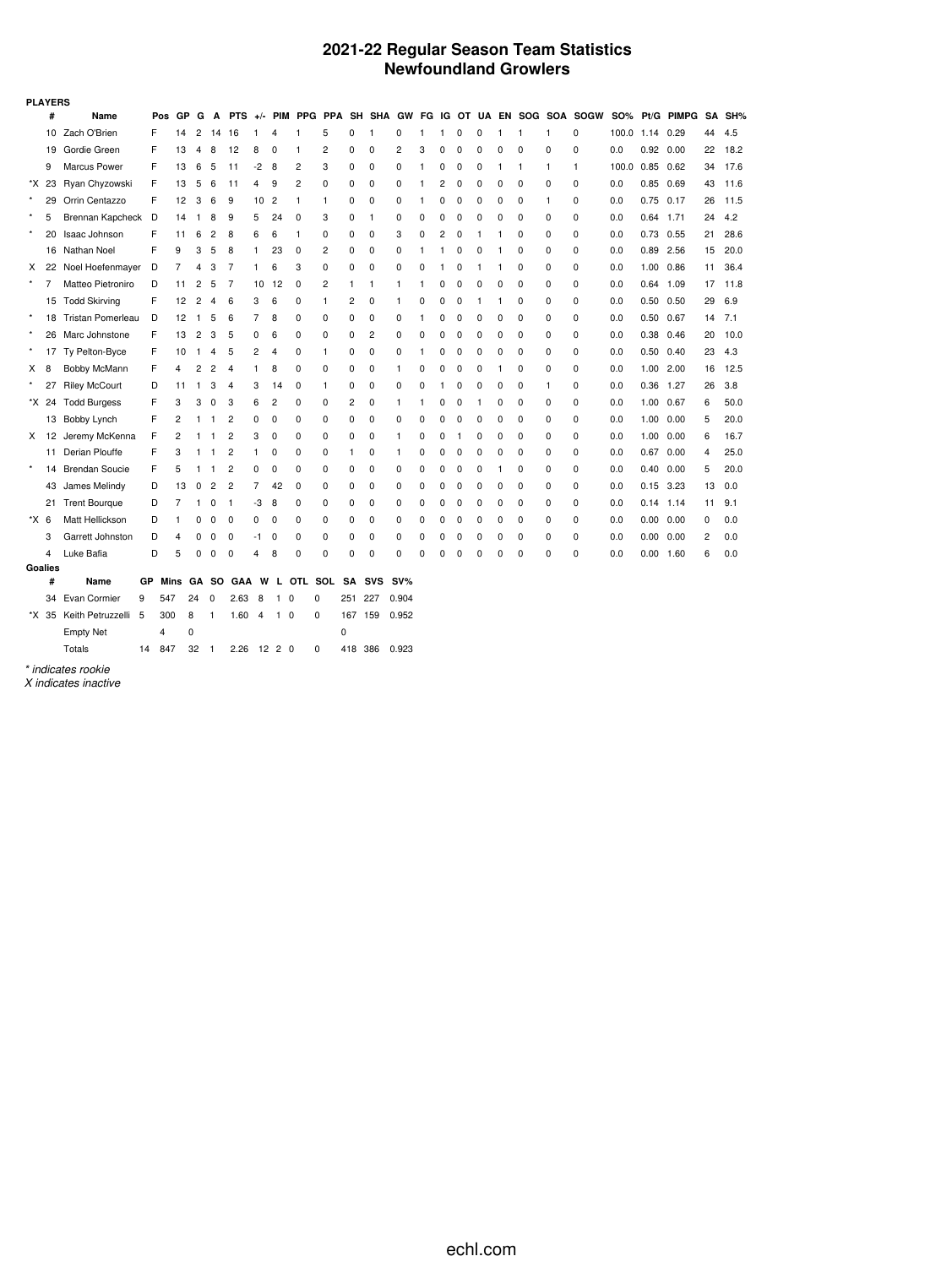# 2021-22 Regular Season Team Statistics
## Newfoundland Growlers

**PLAYERS**

| | # | Name | Pos | GP | G | A | PTS | +/- | PIM | PPG | PPA | SH | SHA | GW | FG | IG | OT | UA | EN | SOG | SOA | SOGW | SO% | Pt/G | PIMPG | SA | SH% |
|---|---|---|---|---|---|---|---|---|---|---|---|---|---|---|---|---|---|---|---|---|---|---|---|---|---|---|---|
| | 10 | Zach O'Brien | F | 14 | 2 | 14 | 16 | 1 | 4 | 1 | 5 | 0 | 1 | 0 | 1 | 1 | 0 | 0 | 1 | 1 | 1 | 0 | 100.0 | 1.14 | 0.29 | 44 | 4.5 |
| | 19 | Gordie Green | F | 13 | 4 | 8 | 12 | 8 | 0 | 1 | 2 | 0 | 0 | 2 | 3 | 0 | 0 | 0 | 0 | 0 | 0 | 0 | 0.0 | 0.92 | 0.00 | 22 | 18.2 |
| | 9 | Marcus Power | F | 13 | 6 | 5 | 11 | -2 | 8 | 2 | 3 | 0 | 0 | 0 | 1 | 0 | 0 | 0 | 1 | 1 | 1 | 1 | 100.0 | 0.85 | 0.62 | 34 | 17.6 |
| *X | 23 | Ryan Chyzowski | F | 13 | 5 | 6 | 11 | 4 | 9 | 2 | 0 | 0 | 0 | 0 | 1 | 2 | 0 | 0 | 0 | 0 | 0 | 0 | 0.0 | 0.85 | 0.69 | 43 | 11.6 |
| * | 29 | Orrin Centazzo | F | 12 | 3 | 6 | 9 | 10 | 2 | 1 | 1 | 0 | 0 | 0 | 1 | 0 | 0 | 0 | 0 | 0 | 1 | 0 | 0.0 | 0.75 | 0.17 | 26 | 11.5 |
| * | 5 | Brennan Kapcheck | D | 14 | 1 | 8 | 9 | 5 | 24 | 0 | 3 | 0 | 1 | 0 | 0 | 0 | 0 | 0 | 0 | 0 | 0 | 0 | 0.0 | 0.64 | 1.71 | 24 | 4.2 |
| * | 20 | Isaac Johnson | F | 11 | 6 | 2 | 8 | 6 | 6 | 1 | 0 | 0 | 0 | 3 | 0 | 2 | 0 | 1 | 1 | 0 | 0 | 0 | 0.0 | 0.73 | 0.55 | 21 | 28.6 |
| | 16 | Nathan Noel | F | 9 | 3 | 5 | 8 | 1 | 23 | 0 | 2 | 0 | 0 | 0 | 1 | 1 | 0 | 0 | 1 | 0 | 0 | 0 | 0.0 | 0.89 | 2.56 | 15 | 20.0 |
| X | 22 | Noel Hoefenmayer | D | 7 | 4 | 3 | 7 | 1 | 6 | 3 | 0 | 0 | 0 | 0 | 0 | 1 | 0 | 1 | 1 | 0 | 0 | 0 | 0.0 | 1.00 | 0.86 | 11 | 36.4 |
| * | 7 | Matteo Pietroniro | D | 11 | 2 | 5 | 7 | 10 | 12 | 0 | 2 | 1 | 1 | 1 | 1 | 0 | 0 | 0 | 0 | 0 | 0 | 0 | 0.0 | 0.64 | 1.09 | 17 | 11.8 |
| | 15 | Todd Skirving | F | 12 | 2 | 4 | 6 | 3 | 6 | 0 | 1 | 2 | 0 | 1 | 0 | 0 | 0 | 1 | 1 | 0 | 0 | 0 | 0.0 | 0.50 | 0.50 | 29 | 6.9 |
| * | 18 | Tristan Pomerleau | D | 12 | 1 | 5 | 6 | 7 | 8 | 0 | 0 | 0 | 0 | 0 | 1 | 0 | 0 | 0 | 0 | 0 | 0 | 0 | 0.0 | 0.50 | 0.67 | 14 | 7.1 |
| * | 26 | Marc Johnstone | F | 13 | 2 | 3 | 5 | 0 | 6 | 0 | 0 | 0 | 2 | 0 | 0 | 0 | 0 | 0 | 0 | 0 | 0 | 0 | 0.0 | 0.38 | 0.46 | 20 | 10.0 |
| * | 17 | Ty Pelton-Byce | F | 10 | 1 | 4 | 5 | 2 | 4 | 0 | 1 | 0 | 0 | 0 | 1 | 0 | 0 | 0 | 0 | 0 | 0 | 0 | 0.0 | 0.50 | 0.40 | 23 | 4.3 |
| X | 8 | Bobby McMann | F | 4 | 2 | 2 | 4 | 1 | 8 | 0 | 0 | 0 | 0 | 1 | 0 | 0 | 0 | 0 | 1 | 0 | 0 | 0 | 0.0 | 1.00 | 2.00 | 16 | 12.5 |
| * | 27 | Riley McCourt | D | 11 | 1 | 3 | 4 | 3 | 14 | 0 | 1 | 0 | 0 | 0 | 0 | 1 | 0 | 0 | 0 | 0 | 1 | 0 | 0.0 | 0.36 | 1.27 | 26 | 3.8 |
| *X | 24 | Todd Burgess | F | 3 | 3 | 0 | 3 | 6 | 2 | 0 | 0 | 2 | 0 | 1 | 1 | 0 | 0 | 1 | 0 | 0 | 0 | 0 | 0.0 | 1.00 | 0.67 | 6 | 50.0 |
| | 13 | Bobby Lynch | F | 2 | 1 | 1 | 2 | 0 | 0 | 0 | 0 | 0 | 0 | 0 | 0 | 0 | 0 | 0 | 0 | 0 | 0 | 0 | 0.0 | 1.00 | 0.00 | 5 | 20.0 |
| X | 12 | Jeremy McKenna | F | 2 | 1 | 1 | 2 | 3 | 0 | 0 | 0 | 0 | 0 | 1 | 0 | 0 | 1 | 0 | 0 | 0 | 0 | 0 | 0.0 | 1.00 | 0.00 | 6 | 16.7 |
| | 11 | Derian Plouffe | F | 3 | 1 | 1 | 2 | 1 | 0 | 0 | 0 | 1 | 0 | 1 | 0 | 0 | 0 | 0 | 0 | 0 | 0 | 0 | 0.0 | 0.67 | 0.00 | 4 | 25.0 |
| * | 14 | Brendan Soucie | F | 5 | 1 | 1 | 2 | 0 | 0 | 0 | 0 | 0 | 0 | 0 | 0 | 0 | 0 | 0 | 1 | 0 | 0 | 0 | 0.0 | 0.40 | 0.00 | 5 | 20.0 |
| | 43 | James Melindy | D | 13 | 0 | 2 | 2 | 7 | 42 | 0 | 0 | 0 | 0 | 0 | 0 | 0 | 0 | 0 | 0 | 0 | 0 | 0 | 0.0 | 0.15 | 3.23 | 13 | 0.0 |
| | 21 | Trent Bourque | D | 7 | 1 | 0 | 1 | -3 | 8 | 0 | 0 | 0 | 0 | 0 | 0 | 0 | 0 | 0 | 0 | 0 | 0 | 0 | 0.0 | 0.14 | 1.14 | 11 | 9.1 |
| *X | 6 | Matt Hellickson | D | 1 | 0 | 0 | 0 | 0 | 0 | 0 | 0 | 0 | 0 | 0 | 0 | 0 | 0 | 0 | 0 | 0 | 0 | 0 | 0.0 | 0.00 | 0.00 | 0 | 0.0 |
| | 3 | Garrett Johnston | D | 4 | 0 | 0 | 0 | -1 | 0 | 0 | 0 | 0 | 0 | 0 | 0 | 0 | 0 | 0 | 0 | 0 | 0 | 0 | 0.0 | 0.00 | 0.00 | 2 | 0.0 |
| | 4 | Luke Bafia | D | 5 | 0 | 0 | 0 | 4 | 8 | 0 | 0 | 0 | 0 | 0 | 0 | 0 | 0 | 0 | 0 | 0 | 0 | 0 | 0.0 | 0.00 | 1.60 | 6 | 0.0 |

**Goalies**

| | # | Name | GP | Mins | GA | SO | GAA | W | L | OTL | SOL | SA | SVS | SV% |
|---|---|---|---|---|---|---|---|---|---|---|---|---|---|---|
| | 34 | Evan Cormier | 9 | 547 | 24 | 0 | 2.63 | 8 | 1 | 0 | 0 | 251 | 227 | 0.904 |
| *X | 35 | Keith Petruzzelli | 5 | 300 | 8 | 1 | 1.60 | 4 | 1 | 0 | 0 | 167 | 159 | 0.952 |
| | | Empty Net | | 4 | 0 | | | | | | | 0 | | |
| | | Totals | 14 | 847 | 32 | 1 | 2.26 | 12 | 2 | 0 | 0 | 418 | 386 | 0.923 |

*\* indicates rookie*
*X indicates inactive*

echl.com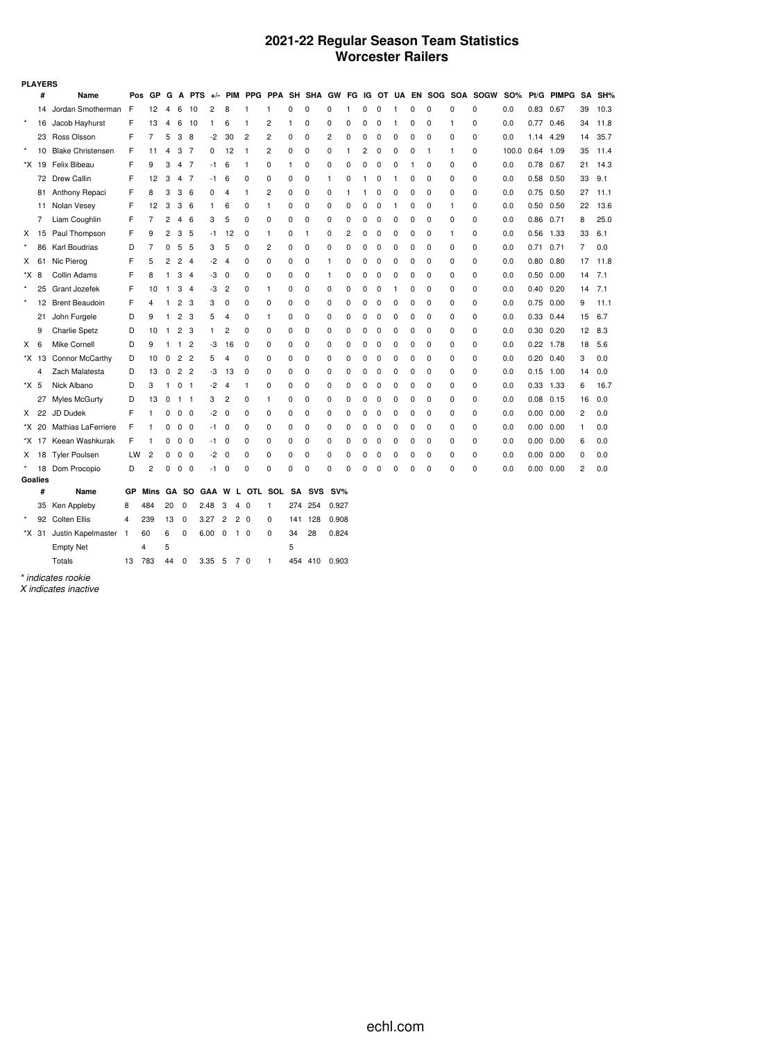# 2021-22 Regular Season Team Statistics
## Worcester Railers

**PLAYERS**

| | # | Name | Pos | GP | G | A | PTS | +/- | PIM | PPG | PPA | SH | SHA | GW | FG | IG | OT | UA | EN | SOG | SOA | SOGW | SO% | Pt/G | PIMPG | SA | SH% |
|---|---|---|---|---|---|---|---|---|---|---|---|---|---|---|---|---|---|---|---|---|---|---|---|---|---|---|---|
| | 14 | Jordan Smotherman | F | 12 | 4 | 6 | 10 | 2 | 8 | 1 | 1 | 0 | 0 | 0 | 1 | 0 | 0 | 1 | 0 | 0 | 0 | 0 | 0.0 | 0.83 | 0.67 | 39 | 10.3 |
| * | 16 | Jacob Hayhurst | F | 13 | 4 | 6 | 10 | 1 | 6 | 1 | 2 | 1 | 0 | 0 | 0 | 0 | 0 | 1 | 0 | 0 | 1 | 0 | 0.0 | 0.77 | 0.46 | 34 | 11.8 |
| | 23 | Ross Olsson | F | 7 | 5 | 3 | 8 | -2 | 30 | 2 | 2 | 0 | 0 | 2 | 0 | 0 | 0 | 0 | 0 | 0 | 0 | 0 | 0.0 | 1.14 | 4.29 | 14 | 35.7 |
| * | 10 | Blake Christensen | F | 11 | 4 | 3 | 7 | 0 | 12 | 1 | 2 | 0 | 0 | 0 | 1 | 2 | 0 | 0 | 0 | 1 | 1 | 0 | 100.0 | 0.64 | 1.09 | 35 | 11.4 |
| *X | 19 | Felix Bibeau | F | 9 | 3 | 4 | 7 | -1 | 6 | 1 | 0 | 1 | 0 | 0 | 0 | 0 | 0 | 0 | 1 | 0 | 0 | 0 | 0.0 | 0.78 | 0.67 | 21 | 14.3 |
| | 72 | Drew Callin | F | 12 | 3 | 4 | 7 | -1 | 6 | 0 | 0 | 0 | 0 | 1 | 0 | 1 | 0 | 1 | 0 | 0 | 0 | 0 | 0.0 | 0.58 | 0.50 | 33 | 9.1 |
| | 81 | Anthony Repaci | F | 8 | 3 | 3 | 6 | 0 | 4 | 1 | 2 | 0 | 0 | 0 | 1 | 1 | 0 | 0 | 0 | 0 | 0 | 0 | 0.0 | 0.75 | 0.50 | 27 | 11.1 |
| | 11 | Nolan Vesey | F | 12 | 3 | 3 | 6 | 1 | 6 | 0 | 1 | 0 | 0 | 0 | 0 | 0 | 0 | 1 | 0 | 0 | 1 | 0 | 0.0 | 0.50 | 0.50 | 22 | 13.6 |
| | 7 | Liam Coughlin | F | 7 | 2 | 4 | 6 | 3 | 5 | 0 | 0 | 0 | 0 | 0 | 0 | 0 | 0 | 0 | 0 | 0 | 0 | 0 | 0.0 | 0.86 | 0.71 | 8 | 25.0 |
| X | 15 | Paul Thompson | F | 9 | 2 | 3 | 5 | -1 | 12 | 0 | 1 | 0 | 1 | 0 | 2 | 0 | 0 | 0 | 0 | 0 | 1 | 0 | 0.0 | 0.56 | 1.33 | 33 | 6.1 |
| * | 86 | Karl Boudrias | D | 7 | 0 | 5 | 5 | 3 | 5 | 0 | 2 | 0 | 0 | 0 | 0 | 0 | 0 | 0 | 0 | 0 | 0 | 0 | 0.0 | 0.71 | 0.71 | 7 | 0.0 |
| X | 61 | Nic Pierog | F | 5 | 2 | 2 | 4 | -2 | 4 | 0 | 0 | 0 | 0 | 1 | 0 | 0 | 0 | 0 | 0 | 0 | 0 | 0 | 0.0 | 0.80 | 0.80 | 17 | 11.8 |
| *X | 8 | Collin Adams | F | 8 | 1 | 3 | 4 | -3 | 0 | 0 | 0 | 0 | 0 | 1 | 0 | 0 | 0 | 0 | 0 | 0 | 0 | 0 | 0.0 | 0.50 | 0.00 | 14 | 7.1 |
| * | 25 | Grant Jozefek | F | 10 | 1 | 3 | 4 | -3 | 2 | 0 | 1 | 0 | 0 | 0 | 0 | 0 | 0 | 1 | 0 | 0 | 0 | 0 | 0.0 | 0.40 | 0.20 | 14 | 7.1 |
| * | 12 | Brent Beaudoin | F | 4 | 1 | 2 | 3 | 3 | 0 | 0 | 0 | 0 | 0 | 0 | 0 | 0 | 0 | 0 | 0 | 0 | 0 | 0 | 0.0 | 0.75 | 0.00 | 9 | 11.1 |
| | 21 | John Furgele | D | 9 | 1 | 2 | 3 | 5 | 4 | 0 | 1 | 0 | 0 | 0 | 0 | 0 | 0 | 0 | 0 | 0 | 0 | 0 | 0.0 | 0.33 | 0.44 | 15 | 6.7 |
| | 9 | Charlie Spetz | D | 10 | 1 | 2 | 3 | 1 | 2 | 0 | 0 | 0 | 0 | 0 | 0 | 0 | 0 | 0 | 0 | 0 | 0 | 0 | 0.0 | 0.30 | 0.20 | 12 | 8.3 |
| X | 6 | Mike Cornell | D | 9 | 1 | 1 | 2 | -3 | 16 | 0 | 0 | 0 | 0 | 0 | 0 | 0 | 0 | 0 | 0 | 0 | 0 | 0 | 0.0 | 0.22 | 1.78 | 18 | 5.6 |
| *X | 13 | Connor McCarthy | D | 10 | 0 | 2 | 2 | 5 | 4 | 0 | 0 | 0 | 0 | 0 | 0 | 0 | 0 | 0 | 0 | 0 | 0 | 0 | 0.0 | 0.20 | 0.40 | 3 | 0.0 |
| | 4 | Zach Malatesta | D | 13 | 0 | 2 | 2 | -3 | 13 | 0 | 0 | 0 | 0 | 0 | 0 | 0 | 0 | 0 | 0 | 0 | 0 | 0 | 0.0 | 0.15 | 1.00 | 14 | 0.0 |
| *X | 5 | Nick Albano | D | 3 | 1 | 0 | 1 | -2 | 4 | 1 | 0 | 0 | 0 | 0 | 0 | 0 | 0 | 0 | 0 | 0 | 0 | 0 | 0.0 | 0.33 | 1.33 | 6 | 16.7 |
| | 27 | Myles McGurty | D | 13 | 0 | 1 | 1 | 3 | 2 | 0 | 1 | 0 | 0 | 0 | 0 | 0 | 0 | 0 | 0 | 0 | 0 | 0 | 0.0 | 0.08 | 0.15 | 16 | 0.0 |
| X | 22 | JD Dudek | F | 1 | 0 | 0 | 0 | -2 | 0 | 0 | 0 | 0 | 0 | 0 | 0 | 0 | 0 | 0 | 0 | 0 | 0 | 0 | 0.0 | 0.00 | 0.00 | 2 | 0.0 |
| *X | 20 | Mathias LaFerriere | F | 1 | 0 | 0 | 0 | -1 | 0 | 0 | 0 | 0 | 0 | 0 | 0 | 0 | 0 | 0 | 0 | 0 | 0 | 0 | 0.0 | 0.00 | 0.00 | 1 | 0.0 |
| *X | 17 | Keean Washkurak | F | 1 | 0 | 0 | 0 | -1 | 0 | 0 | 0 | 0 | 0 | 0 | 0 | 0 | 0 | 0 | 0 | 0 | 0 | 0 | 0.0 | 0.00 | 0.00 | 6 | 0.0 |
| X | 18 | Tyler Poulsen | LW | 2 | 0 | 0 | 0 | -2 | 0 | 0 | 0 | 0 | 0 | 0 | 0 | 0 | 0 | 0 | 0 | 0 | 0 | 0 | 0.0 | 0.00 | 0.00 | 0 | 0.0 |
| * | 18 | Dom Procopio | D | 2 | 0 | 0 | 0 | -1 | 0 | 0 | 0 | 0 | 0 | 0 | 0 | 0 | 0 | 0 | 0 | 0 | 0 | 0 | 0.0 | 0.00 | 0.00 | 2 | 0.0 |

**Goalies**

| | # | Name | GP | Mins | GA | SO | GAA | W | L | OTL | SOL | SA | SVS | SV% |
|---|---|---|---|---|---|---|---|---|---|---|---|---|---|---|
| | 35 | Ken Appleby | 8 | 484 | 20 | 0 | 2.48 | 3 | 4 | 0 | 1 | 274 | 254 | 0.927 |
| * | 92 | Colten Ellis | 4 | 239 | 13 | 0 | 3.27 | 2 | 2 | 0 | 0 | 141 | 128 | 0.908 |
| *X | 31 | Justin Kapelmaster | 1 | 60 | 6 | 0 | 6.00 | 0 | 1 | 0 | 0 | 34 | 28 | 0.824 |
| | | Empty Net | | 4 | 5 | | | | | | | 5 | | |
| | | Totals | 13 | 783 | 44 | 0 | 3.35 | 5 | 7 | 0 | 1 | 454 | 410 | 0.903 |

*\* indicates rookie*
*X indicates inactive*

echl.com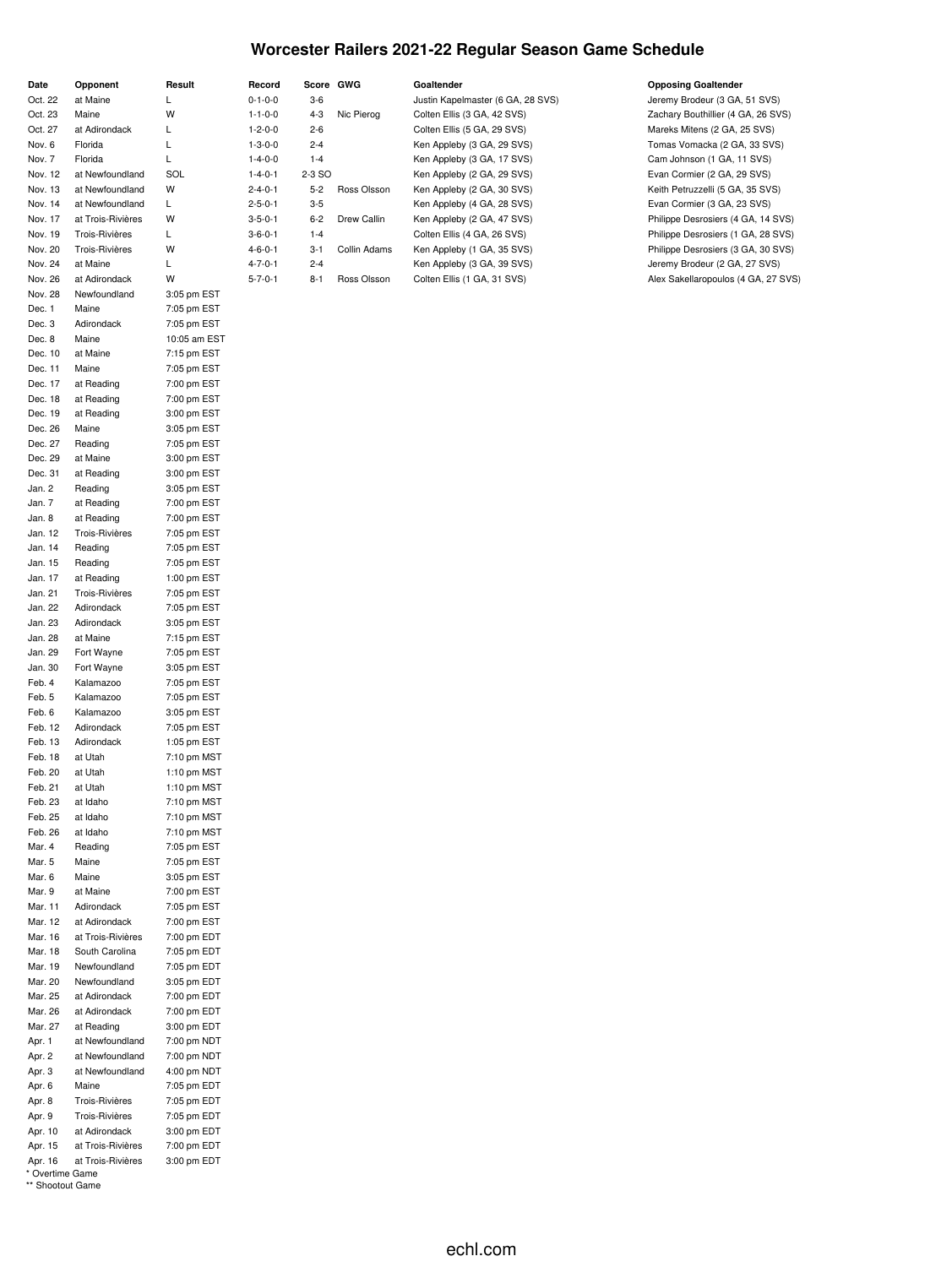# Worcester Railers 2021-22 Regular Season Game Schedule

| Date | Opponent | Result | Record | Score | GWG | Goaltender | Opposing Goaltender |
|---|---|---|---|---|---|---|---|
| Oct. 22 | at Maine | L | 0-1-0-0 | 3-6 | | Justin Kapelmaster (6 GA, 28 SVS) | Jeremy Brodeur (3 GA, 51 SVS) |
| Oct. 23 | Maine | W | 1-1-0-0 | 4-3 | Nic Pierog | Colten Ellis (3 GA, 42 SVS) | Zachary Bouthillier (4 GA, 26 SVS) |
| Oct. 27 | at Adirondack | L | 1-2-0-0 | 2-6 | | Colten Ellis (5 GA, 29 SVS) | Mareks Mitens (2 GA, 25 SVS) |
| Nov. 6 | Florida | L | 1-3-0-0 | 2-4 | | Ken Appleby (3 GA, 29 SVS) | Tomas Vomacka (2 GA, 33 SVS) |
| Nov. 7 | Florida | L | 1-4-0-0 | 1-4 | | Ken Appleby (3 GA, 17 SVS) | Cam Johnson (1 GA, 11 SVS) |
| Nov. 12 | at Newfoundland | SOL | 1-4-0-1 | 2-3 SO | | Ken Appleby (2 GA, 29 SVS) | Evan Cormier (2 GA, 29 SVS) |
| Nov. 13 | at Newfoundland | W | 2-4-0-1 | 5-2 | Ross Olsson | Ken Appleby (2 GA, 30 SVS) | Keith Petruzzelli (5 GA, 35 SVS) |
| Nov. 14 | at Newfoundland | L | 2-5-0-1 | 3-5 | | Ken Appleby (4 GA, 28 SVS) | Evan Cormier (3 GA, 23 SVS) |
| Nov. 17 | at Trois-Rivières | W | 3-5-0-1 | 6-2 | Drew Callin | Ken Appleby (2 GA, 47 SVS) | Philippe Desrosiers (4 GA, 14 SVS) |
| Nov. 19 | Trois-Rivières | L | 3-6-0-1 | 1-4 | | Colten Ellis (4 GA, 26 SVS) | Philippe Desrosiers (1 GA, 28 SVS) |
| Nov. 20 | Trois-Rivières | W | 4-6-0-1 | 3-1 | Collin Adams | Ken Appleby (1 GA, 35 SVS) | Philippe Desrosiers (3 GA, 30 SVS) |
| Nov. 24 | at Maine | L | 4-7-0-1 | 2-4 | | Ken Appleby (3 GA, 39 SVS) | Jeremy Brodeur (2 GA, 27 SVS) |
| Nov. 26 | at Adirondack | W | 5-7-0-1 | 8-1 | Ross Olsson | Colten Ellis (1 GA, 31 SVS) | Alex Sakellaropoulos (4 GA, 27 SVS) |
| Nov. 28 | Newfoundland | 3:05 pm EST | | | | | |
| Dec. 1 | Maine | 7:05 pm EST | | | | | |
| Dec. 3 | Adirondack | 7:05 pm EST | | | | | |
| Dec. 8 | Maine | 10:05 am EST | | | | | |
| Dec. 10 | at Maine | 7:15 pm EST | | | | | |
| Dec. 11 | Maine | 7:05 pm EST | | | | | |
| Dec. 17 | at Reading | 7:00 pm EST | | | | | |
| Dec. 18 | at Reading | 7:00 pm EST | | | | | |
| Dec. 19 | at Reading | 3:00 pm EST | | | | | |
| Dec. 26 | Maine | 3:05 pm EST | | | | | |
| Dec. 27 | Reading | 7:05 pm EST | | | | | |
| Dec. 29 | at Maine | 3:00 pm EST | | | | | |
| Dec. 31 | at Reading | 3:00 pm EST | | | | | |
| Jan. 2 | Reading | 3:05 pm EST | | | | | |
| Jan. 7 | at Reading | 7:00 pm EST | | | | | |
| Jan. 8 | at Reading | 7:00 pm EST | | | | | |
| Jan. 12 | Trois-Rivières | 7:05 pm EST | | | | | |
| Jan. 14 | Reading | 7:05 pm EST | | | | | |
| Jan. 15 | Reading | 7:05 pm EST | | | | | |
| Jan. 17 | at Reading | 1:00 pm EST | | | | | |
| Jan. 21 | Trois-Rivières | 7:05 pm EST | | | | | |
| Jan. 22 | Adirondack | 7:05 pm EST | | | | | |
| Jan. 23 | Adirondack | 3:05 pm EST | | | | | |
| Jan. 28 | at Maine | 7:15 pm EST | | | | | |
| Jan. 29 | Fort Wayne | 7:05 pm EST | | | | | |
| Jan. 30 | Fort Wayne | 3:05 pm EST | | | | | |
| Feb. 4 | Kalamazoo | 7:05 pm EST | | | | | |
| Feb. 5 | Kalamazoo | 7:05 pm EST | | | | | |
| Feb. 6 | Kalamazoo | 3:05 pm EST | | | | | |
| Feb. 12 | Adirondack | 7:05 pm EST | | | | | |
| Feb. 13 | Adirondack | 1:05 pm EST | | | | | |
| Feb. 18 | at Utah | 7:10 pm MST | | | | | |
| Feb. 20 | at Utah | 1:10 pm MST | | | | | |
| Feb. 21 | at Utah | 1:10 pm MST | | | | | |
| Feb. 23 | at Idaho | 7:10 pm MST | | | | | |
| Feb. 25 | at Idaho | 7:10 pm MST | | | | | |
| Feb. 26 | at Idaho | 7:10 pm MST | | | | | |
| Mar. 4 | Reading | 7:05 pm EST | | | | | |
| Mar. 5 | Maine | 7:05 pm EST | | | | | |
| Mar. 6 | Maine | 3:05 pm EST | | | | | |
| Mar. 9 | at Maine | 7:00 pm EST | | | | | |
| Mar. 11 | Adirondack | 7:05 pm EST | | | | | |
| Mar. 12 | at Adirondack | 7:00 pm EST | | | | | |
| Mar. 16 | at Trois-Rivières | 7:00 pm EDT | | | | | |
| Mar. 18 | South Carolina | 7:05 pm EDT | | | | | |
| Mar. 19 | Newfoundland | 7:05 pm EDT | | | | | |
| Mar. 20 | Newfoundland | 3:05 pm EDT | | | | | |
| Mar. 25 | at Adirondack | 7:00 pm EDT | | | | | |
| Mar. 26 | at Adirondack | 7:00 pm EDT | | | | | |
| Mar. 27 | at Reading | 3:00 pm EDT | | | | | |
| Apr. 1 | at Newfoundland | 7:00 pm NDT | | | | | |
| Apr. 2 | at Newfoundland | 7:00 pm NDT | | | | | |
| Apr. 3 | at Newfoundland | 4:00 pm NDT | | | | | |
| Apr. 6 | Maine | 7:05 pm EDT | | | | | |
| Apr. 8 | Trois-Rivières | 7:05 pm EDT | | | | | |
| Apr. 9 | Trois-Rivières | 7:05 pm EDT | | | | | |
| Apr. 10 | at Adirondack | 3:00 pm EDT | | | | | |
| Apr. 15 | at Trois-Rivières | 7:00 pm EDT | | | | | |
| Apr. 16 | at Trois-Rivières | 3:00 pm EDT | | | | | |

* Overtime Game

** Shootout Game

echl.com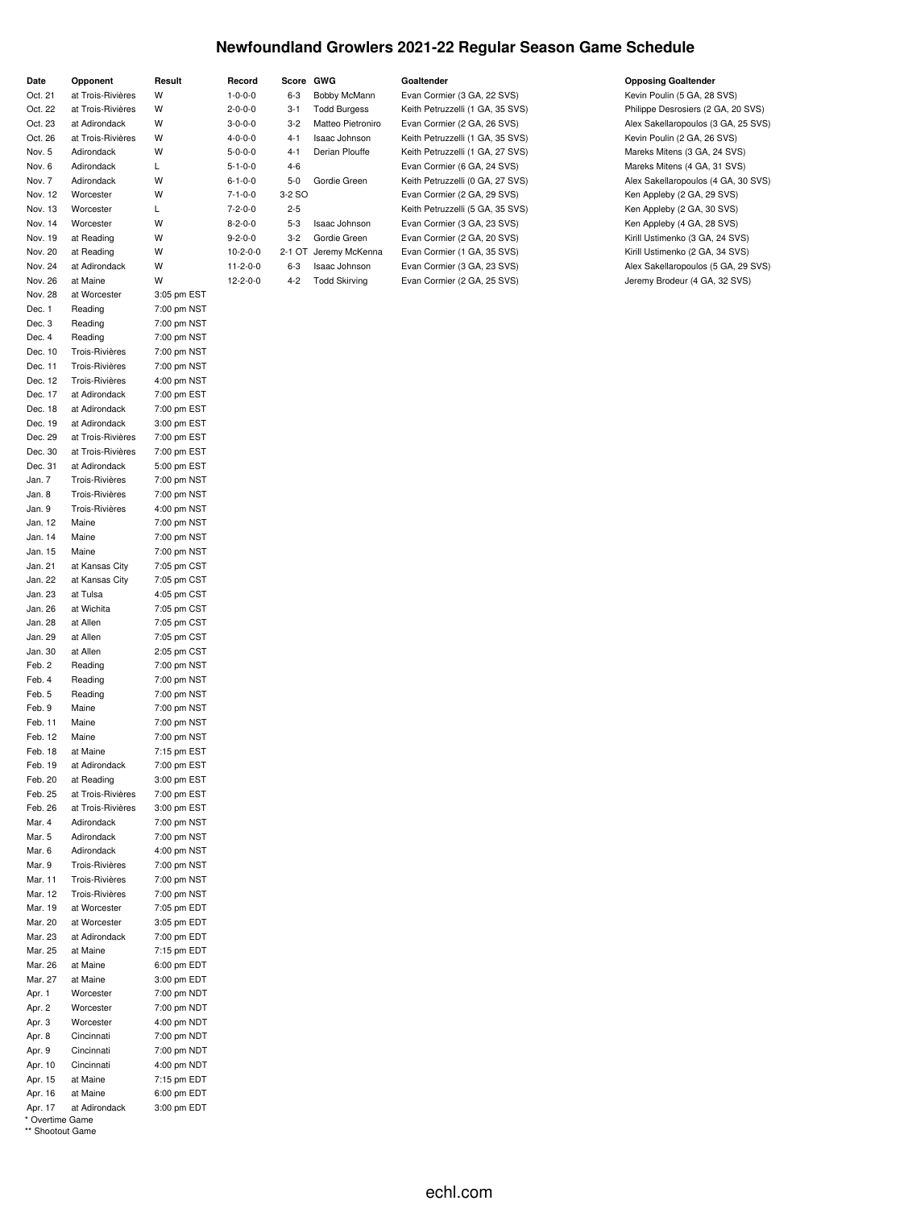# Newfoundland Growlers 2021-22 Regular Season Game Schedule

| Date | Opponent | Result | Record | Score | GWG | Goaltender | Opposing Goaltender |
|---|---|---|---|---|---|---|---|
| Oct. 21 | at Trois-Rivières | W | 1-0-0-0 | 6-3 | Bobby McMann | Evan Cormier (3 GA, 22 SVS) | Kevin Poulin (5 GA, 28 SVS) |
| Oct. 22 | at Trois-Rivières | W | 2-0-0-0 | 3-1 | Todd Burgess | Keith Petruzzelli (1 GA, 35 SVS) | Philippe Desrosiers (2 GA, 20 SVS) |
| Oct. 23 | at Adirondack | W | 3-0-0-0 | 3-2 | Matteo Pietroniro | Evan Cormier (2 GA, 26 SVS) | Alex Sakellaropoulos (3 GA, 25 SVS) |
| Oct. 26 | at Trois-Rivières | W | 4-0-0-0 | 4-1 | Isaac Johnson | Keith Petruzzelli (1 GA, 35 SVS) | Kevin Poulin (2 GA, 26 SVS) |
| Nov. 5 | Adirondack | W | 5-0-0-0 | 4-1 | Derian Plouffe | Keith Petruzzelli (1 GA, 27 SVS) | Mareks Mitens (3 GA, 24 SVS) |
| Nov. 6 | Adirondack | L | 5-1-0-0 | 4-6 | | Evan Cormier (6 GA, 24 SVS) | Mareks Mitens (4 GA, 31 SVS) |
| Nov. 7 | Adirondack | W | 6-1-0-0 | 5-0 | Gordie Green | Keith Petruzzelli (0 GA, 27 SVS) | Alex Sakellaropoulos (4 GA, 30 SVS) |
| Nov. 12 | Worcester | W | 7-1-0-0 | 3-2 SO | | Evan Cormier (2 GA, 29 SVS) | Ken Appleby (2 GA, 29 SVS) |
| Nov. 13 | Worcester | L | 7-2-0-0 | 2-5 | | Keith Petruzzelli (5 GA, 35 SVS) | Ken Appleby (2 GA, 30 SVS) |
| Nov. 14 | Worcester | W | 8-2-0-0 | 5-3 | Isaac Johnson | Evan Cormier (3 GA, 23 SVS) | Ken Appleby (4 GA, 28 SVS) |
| Nov. 19 | at Reading | W | 9-2-0-0 | 3-2 | Gordie Green | Evan Cormier (2 GA, 20 SVS) | Kirill Ustimenko (3 GA, 24 SVS) |
| Nov. 20 | at Reading | W | 10-2-0-0 | 2-1 OT | Jeremy McKenna | Evan Cormier (1 GA, 35 SVS) | Kirill Ustimenko (2 GA, 34 SVS) |
| Nov. 24 | at Adirondack | W | 11-2-0-0 | 6-3 | Isaac Johnson | Evan Cormier (3 GA, 23 SVS) | Alex Sakellaropoulos (5 GA, 29 SVS) |
| Nov. 26 | at Maine | W | 12-2-0-0 | 4-2 | Todd Skirving | Evan Cormier (2 GA, 25 SVS) | Jeremy Brodeur (4 GA, 32 SVS) |
| Nov. 28 | at Worcester | 3:05 pm EST | | | | | |
| Dec. 1 | Reading | 7:00 pm NST | | | | | |
| Dec. 3 | Reading | 7:00 pm NST | | | | | |
| Dec. 4 | Reading | 7:00 pm NST | | | | | |
| Dec. 10 | Trois-Rivières | 7:00 pm NST | | | | | |
| Dec. 11 | Trois-Rivières | 7:00 pm NST | | | | | |
| Dec. 12 | Trois-Rivières | 4:00 pm NST | | | | | |
| Dec. 17 | at Adirondack | 7:00 pm EST | | | | | |
| Dec. 18 | at Adirondack | 7:00 pm EST | | | | | |
| Dec. 19 | at Adirondack | 3:00 pm EST | | | | | |
| Dec. 29 | at Trois-Rivières | 7:00 pm EST | | | | | |
| Dec. 30 | at Trois-Rivières | 7:00 pm EST | | | | | |
| Dec. 31 | at Adirondack | 5:00 pm EST | | | | | |
| Jan. 7 | Trois-Rivières | 7:00 pm NST | | | | | |
| Jan. 8 | Trois-Rivières | 7:00 pm NST | | | | | |
| Jan. 9 | Trois-Rivières | 4:00 pm NST | | | | | |
| Jan. 12 | Maine | 7:00 pm NST | | | | | |
| Jan. 14 | Maine | 7:00 pm NST | | | | | |
| Jan. 15 | Maine | 7:00 pm NST | | | | | |
| Jan. 21 | at Kansas City | 7:05 pm CST | | | | | |
| Jan. 22 | at Kansas City | 7:05 pm CST | | | | | |
| Jan. 23 | at Tulsa | 4:05 pm CST | | | | | |
| Jan. 26 | at Wichita | 7:05 pm CST | | | | | |
| Jan. 28 | at Allen | 7:05 pm CST | | | | | |
| Jan. 29 | at Allen | 7:05 pm CST | | | | | |
| Jan. 30 | at Allen | 2:05 pm CST | | | | | |
| Feb. 2 | Reading | 7:00 pm NST | | | | | |
| Feb. 4 | Reading | 7:00 pm NST | | | | | |
| Feb. 5 | Reading | 7:00 pm NST | | | | | |
| Feb. 9 | Maine | 7:00 pm NST | | | | | |
| Feb. 11 | Maine | 7:00 pm NST | | | | | |
| Feb. 12 | Maine | 7:00 pm NST | | | | | |
| Feb. 18 | at Maine | 7:15 pm EST | | | | | |
| Feb. 19 | at Adirondack | 7:00 pm EST | | | | | |
| Feb. 20 | at Reading | 3:00 pm EST | | | | | |
| Feb. 25 | at Trois-Rivières | 7:00 pm EST | | | | | |
| Feb. 26 | at Trois-Rivières | 3:00 pm EST | | | | | |
| Mar. 4 | Adirondack | 7:00 pm NST | | | | | |
| Mar. 5 | Adirondack | 7:00 pm NST | | | | | |
| Mar. 6 | Adirondack | 4:00 pm NST | | | | | |
| Mar. 9 | Trois-Rivières | 7:00 pm NST | | | | | |
| Mar. 11 | Trois-Rivières | 7:00 pm NST | | | | | |
| Mar. 12 | Trois-Rivières | 7:00 pm NST | | | | | |
| Mar. 19 | at Worcester | 7:05 pm EDT | | | | | |
| Mar. 20 | at Worcester | 3:05 pm EDT | | | | | |
| Mar. 23 | at Adirondack | 7:00 pm EDT | | | | | |
| Mar. 25 | at Maine | 7:15 pm EDT | | | | | |
| Mar. 26 | at Maine | 6:00 pm EDT | | | | | |
| Mar. 27 | at Maine | 3:00 pm EDT | | | | | |
| Apr. 1 | Worcester | 7:00 pm NDT | | | | | |
| Apr. 2 | Worcester | 7:00 pm NDT | | | | | |
| Apr. 3 | Worcester | 4:00 pm NDT | | | | | |
| Apr. 8 | Cincinnati | 7:00 pm NDT | | | | | |
| Apr. 9 | Cincinnati | 7:00 pm NDT | | | | | |
| Apr. 10 | Cincinnati | 4:00 pm NDT | | | | | |
| Apr. 15 | at Maine | 7:15 pm EDT | | | | | |
| Apr. 16 | at Maine | 6:00 pm EDT | | | | | |
| Apr. 17 | at Adirondack | 3:00 pm EDT | | | | | |

* Overtime Game
** Shootout Game

echl.com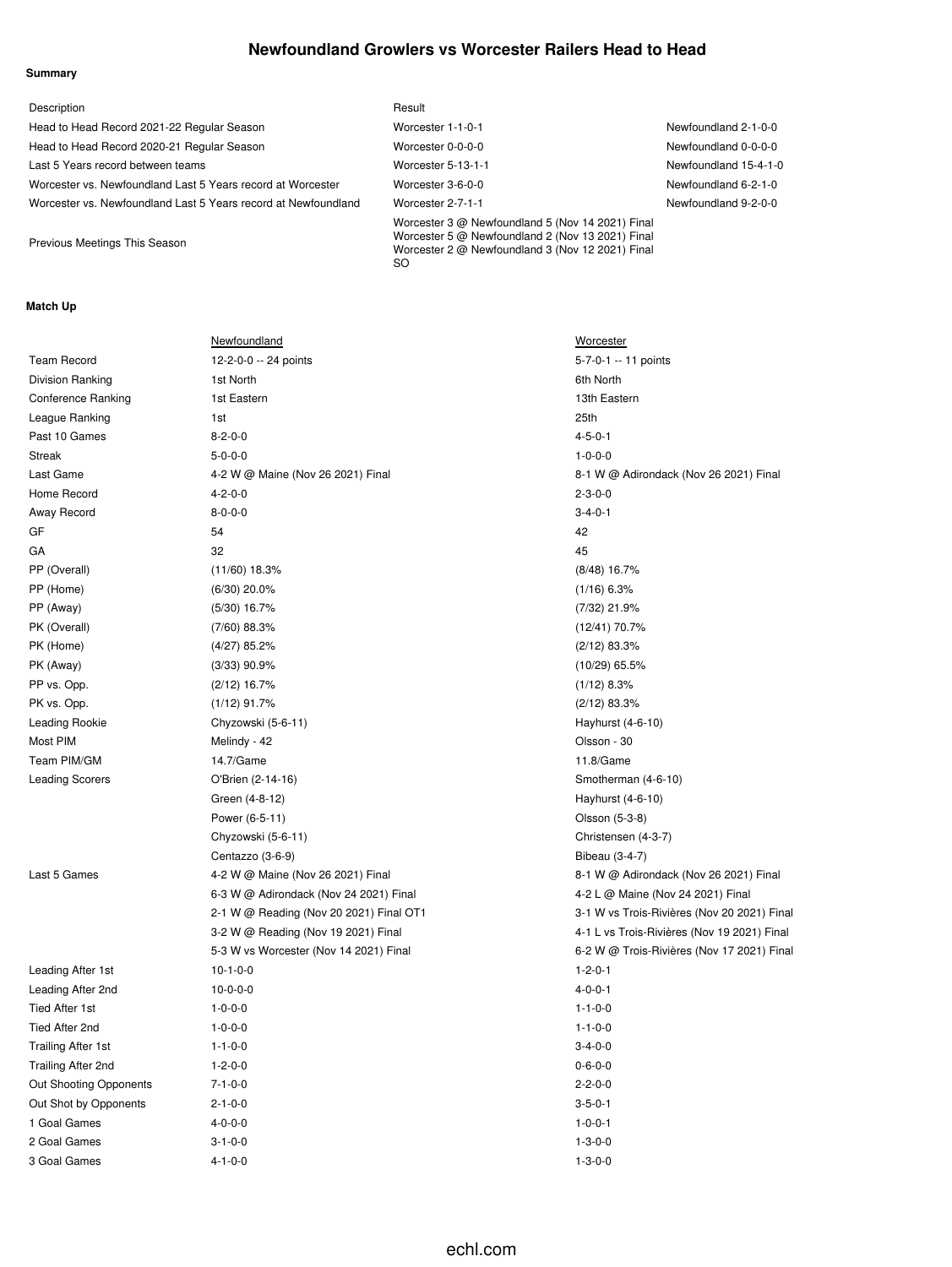# Newfoundland Growlers vs Worcester Railers Head to Head

**Summary**

| Description | Result | |
|---|---|---|
| Head to Head Record 2021-22 Regular Season | Worcester 1-1-0-1 | Newfoundland 2-1-0-0 |
| Head to Head Record 2020-21 Regular Season | Worcester 0-0-0-0 | Newfoundland 0-0-0-0 |
| Last 5 Years record between teams | Worcester 5-13-1-1 | Newfoundland 15-4-1-0 |
| Worcester vs. Newfoundland Last 5 Years record at Worcester | Worcester 3-6-0-0 | Newfoundland 6-2-1-0 |
| Worcester vs. Newfoundland Last 5 Years record at Newfoundland | Worcester 2-7-1-1 | Newfoundland 9-2-0-0 |
| Previous Meetings This Season | Worcester 3 @ Newfoundland 5 (Nov 14 2021) Final<br>Worcester 5 @ Newfoundland 2 (Nov 13 2021) Final<br>Worcester 2 @ Newfoundland 3 (Nov 12 2021) Final SO | |

**Match Up**

| | Newfoundland | Worcester |
|---|---|---|
| Team Record | 12-2-0-0 -- 24 points | 5-7-0-1 -- 11 points |
| Division Ranking | 1st North | 6th North |
| Conference Ranking | 1st Eastern | 13th Eastern |
| League Ranking | 1st | 25th |
| Past 10 Games | 8-2-0-0 | 4-5-0-1 |
| Streak | 5-0-0-0 | 1-0-0-0 |
| Last Game | 4-2 W @ Maine (Nov 26 2021) Final | 8-1 W @ Adirondack (Nov 26 2021) Final |
| Home Record | 4-2-0-0 | 2-3-0-0 |
| Away Record | 8-0-0-0 | 3-4-0-1 |
| GF | 54 | 42 |
| GA | 32 | 45 |
| PP (Overall) | (11/60) 18.3% | (8/48) 16.7% |
| PP (Home) | (6/30) 20.0% | (1/16) 6.3% |
| PP (Away) | (5/30) 16.7% | (7/32) 21.9% |
| PK (Overall) | (7/60) 88.3% | (12/41) 70.7% |
| PK (Home) | (4/27) 85.2% | (2/12) 83.3% |
| PK (Away) | (3/33) 90.9% | (10/29) 65.5% |
| PP vs. Opp. | (2/12) 16.7% | (1/12) 8.3% |
| PK vs. Opp. | (1/12) 91.7% | (2/12) 83.3% |
| Leading Rookie | Chyzowski (5-6-11) | Hayhurst (4-6-10) |
| Most PIM | Melindy - 42 | Olsson - 30 |
| Team PIM/GM | 14.7/Game | 11.8/Game |
| Leading Scorers | O'Brien (2-14-16) | Smotherman (4-6-10) |
| | Green (4-8-12) | Hayhurst (4-6-10) |
| | Power (6-5-11) | Olsson (5-3-8) |
| | Chyzowski (5-6-11) | Christensen (4-3-7) |
| | Centazzo (3-6-9) | Bibeau (3-4-7) |
| Last 5 Games | 4-2 W @ Maine (Nov 26 2021) Final | 8-1 W @ Adirondack (Nov 26 2021) Final |
| | 6-3 W @ Adirondack (Nov 24 2021) Final | 4-2 L @ Maine (Nov 24 2021) Final |
| | 2-1 W @ Reading (Nov 20 2021) Final OT1 | 3-1 W vs Trois-Rivières (Nov 20 2021) Final |
| | 3-2 W @ Reading (Nov 19 2021) Final | 4-1 L vs Trois-Rivières (Nov 19 2021) Final |
| | 5-3 W vs Worcester (Nov 14 2021) Final | 6-2 W @ Trois-Rivières (Nov 17 2021) Final |
| Leading After 1st | 10-1-0-0 | 1-2-0-1 |
| Leading After 2nd | 10-0-0-0 | 4-0-0-1 |
| Tied After 1st | 1-0-0-0 | 1-1-0-0 |
| Tied After 2nd | 1-0-0-0 | 1-1-0-0 |
| Trailing After 1st | 1-1-0-0 | 3-4-0-0 |
| Trailing After 2nd | 1-2-0-0 | 0-6-0-0 |
| Out Shooting Opponents | 7-1-0-0 | 2-2-0-0 |
| Out Shot by Opponents | 2-1-0-0 | 3-5-0-1 |
| 1 Goal Games | 4-0-0-0 | 1-0-0-1 |
| 2 Goal Games | 3-1-0-0 | 1-3-0-0 |
| 3 Goal Games | 4-1-0-0 | 1-3-0-0 |

echl.com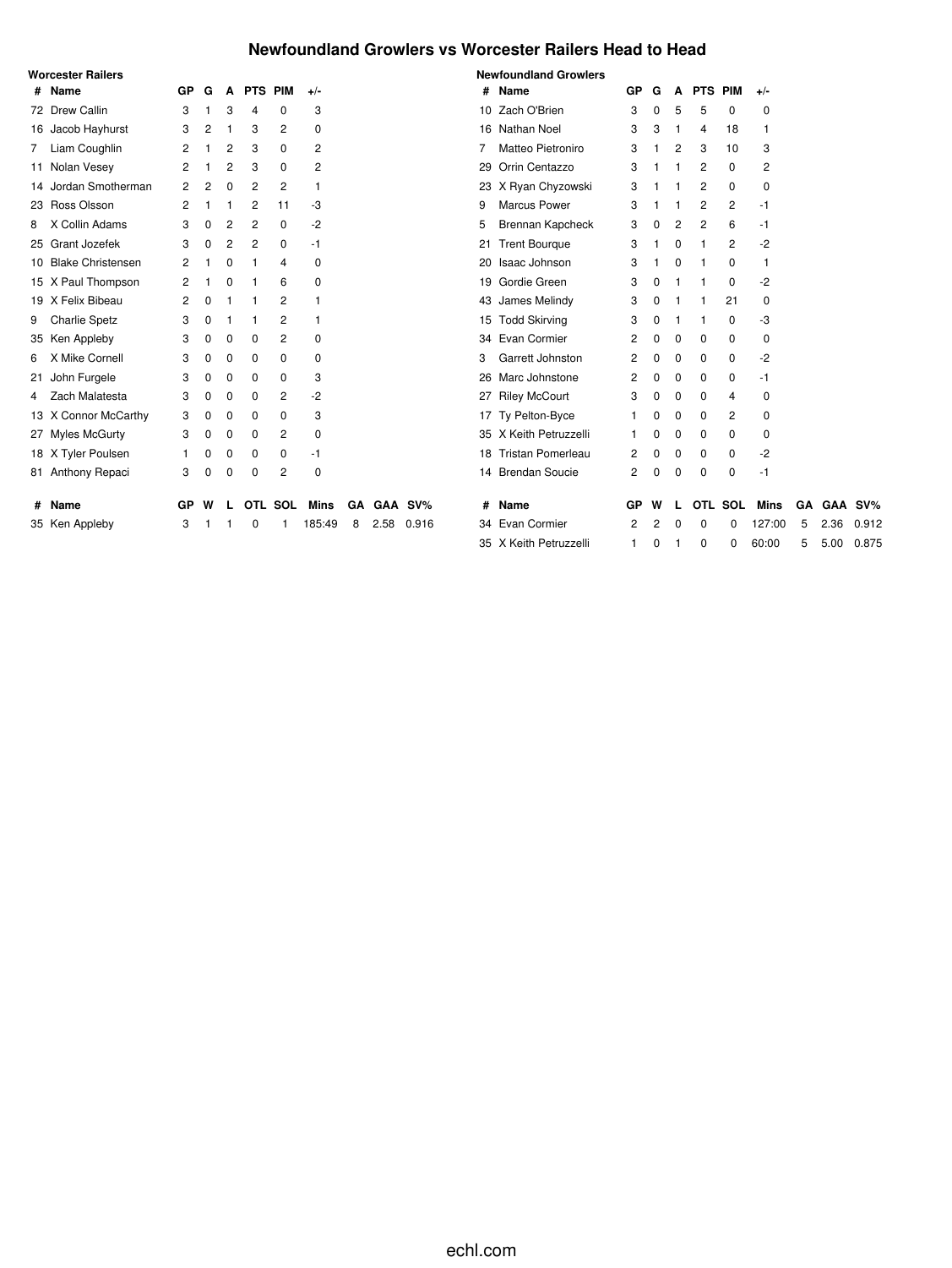# Newfoundland Growlers vs Worcester Railers Head to Head

## Worcester Railers

| # | Name | GP | G | A | PTS | PIM | +/- |
|---|---|---|---|---|---|---|---|
| 72 | Drew Callin | 3 | 1 | 3 | 4 | 0 | 3 |
| 16 | Jacob Hayhurst | 3 | 2 | 1 | 3 | 2 | 0 |
| 7 | Liam Coughlin | 2 | 1 | 2 | 3 | 0 | 2 |
| 11 | Nolan Vesey | 2 | 1 | 2 | 3 | 0 | 2 |
| 14 | Jordan Smotherman | 2 | 2 | 0 | 2 | 2 | 1 |
| 23 | Ross Olsson | 2 | 1 | 1 | 2 | 11 | -3 |
| 8 | X Collin Adams | 3 | 0 | 2 | 2 | 0 | -2 |
| 25 | Grant Jozefek | 3 | 0 | 2 | 2 | 0 | -1 |
| 10 | Blake Christensen | 2 | 1 | 0 | 1 | 4 | 0 |
| 15 | X Paul Thompson | 2 | 1 | 0 | 1 | 6 | 0 |
| 19 | X Felix Bibeau | 2 | 0 | 1 | 1 | 2 | 1 |
| 9 | Charlie Spetz | 3 | 0 | 1 | 1 | 2 | 1 |
| 35 | Ken Appleby | 3 | 0 | 0 | 0 | 2 | 0 |
| 6 | X Mike Cornell | 3 | 0 | 0 | 0 | 0 | 0 |
| 21 | John Furgele | 3 | 0 | 0 | 0 | 0 | 3 |
| 4 | Zach Malatesta | 3 | 0 | 0 | 0 | 2 | -2 |
| 13 | X Connor McCarthy | 3 | 0 | 0 | 0 | 0 | 3 |
| 27 | Myles McGurty | 3 | 0 | 0 | 0 | 2 | 0 |
| 18 | X Tyler Poulsen | 1 | 0 | 0 | 0 | 0 | -1 |
| 81 | Anthony Repaci | 3 | 0 | 0 | 0 | 2 | 0 |

| # | Name | GP | W | L | OTL | SOL | Mins | GA | GAA | SV% |
|---|---|---|---|---|---|---|---|---|---|---|
| 35 | Ken Appleby | 3 | 1 | 1 | 0 | 1 | 185:49 | 8 | 2.58 | 0.916 |

## Newfoundland Growlers

| # | Name | GP | G | A | PTS | PIM | +/- |
|---|---|---|---|---|---|---|---|
| 10 | Zach O'Brien | 3 | 0 | 5 | 5 | 0 | 0 |
| 16 | Nathan Noel | 3 | 3 | 1 | 4 | 18 | 1 |
| 7 | Matteo Pietroniro | 3 | 1 | 2 | 3 | 10 | 3 |
| 29 | Orrin Centazzo | 3 | 1 | 1 | 2 | 0 | 2 |
| 23 | X Ryan Chyzowski | 3 | 1 | 1 | 2 | 0 | 0 |
| 9 | Marcus Power | 3 | 1 | 1 | 2 | 2 | -1 |
| 5 | Brennan Kapcheck | 3 | 0 | 2 | 2 | 6 | -1 |
| 21 | Trent Bourque | 3 | 1 | 0 | 1 | 2 | -2 |
| 20 | Isaac Johnson | 3 | 1 | 0 | 1 | 0 | 1 |
| 19 | Gordie Green | 3 | 0 | 1 | 1 | 0 | -2 |
| 43 | James Melindy | 3 | 0 | 1 | 1 | 21 | 0 |
| 15 | Todd Skirving | 3 | 0 | 1 | 1 | 0 | -3 |
| 34 | Evan Cormier | 2 | 0 | 0 | 0 | 0 | 0 |
| 3 | Garrett Johnston | 2 | 0 | 0 | 0 | 0 | -2 |
| 26 | Marc Johnstone | 2 | 0 | 0 | 0 | 0 | -1 |
| 27 | Riley McCourt | 3 | 0 | 0 | 0 | 4 | 0 |
| 17 | Ty Pelton-Byce | 1 | 0 | 0 | 0 | 2 | 0 |
| 35 | X Keith Petruzzelli | 1 | 0 | 0 | 0 | 0 | 0 |
| 18 | Tristan Pomerleau | 2 | 0 | 0 | 0 | 0 | -2 |
| 14 | Brendan Soucie | 2 | 0 | 0 | 0 | 0 | -1 |

| # | Name | GP | W | L | OTL | SOL | Mins | GA | GAA | SV% |
|---|---|---|---|---|---|---|---|---|---|---|
| 34 | Evan Cormier | 2 | 2 | 0 | 0 | 0 | 127:00 | 5 | 2.36 | 0.912 |
| 35 | X Keith Petruzzelli | 1 | 0 | 1 | 0 | 0 | 60:00 | 5 | 5.00 | 0.875 |

echl.com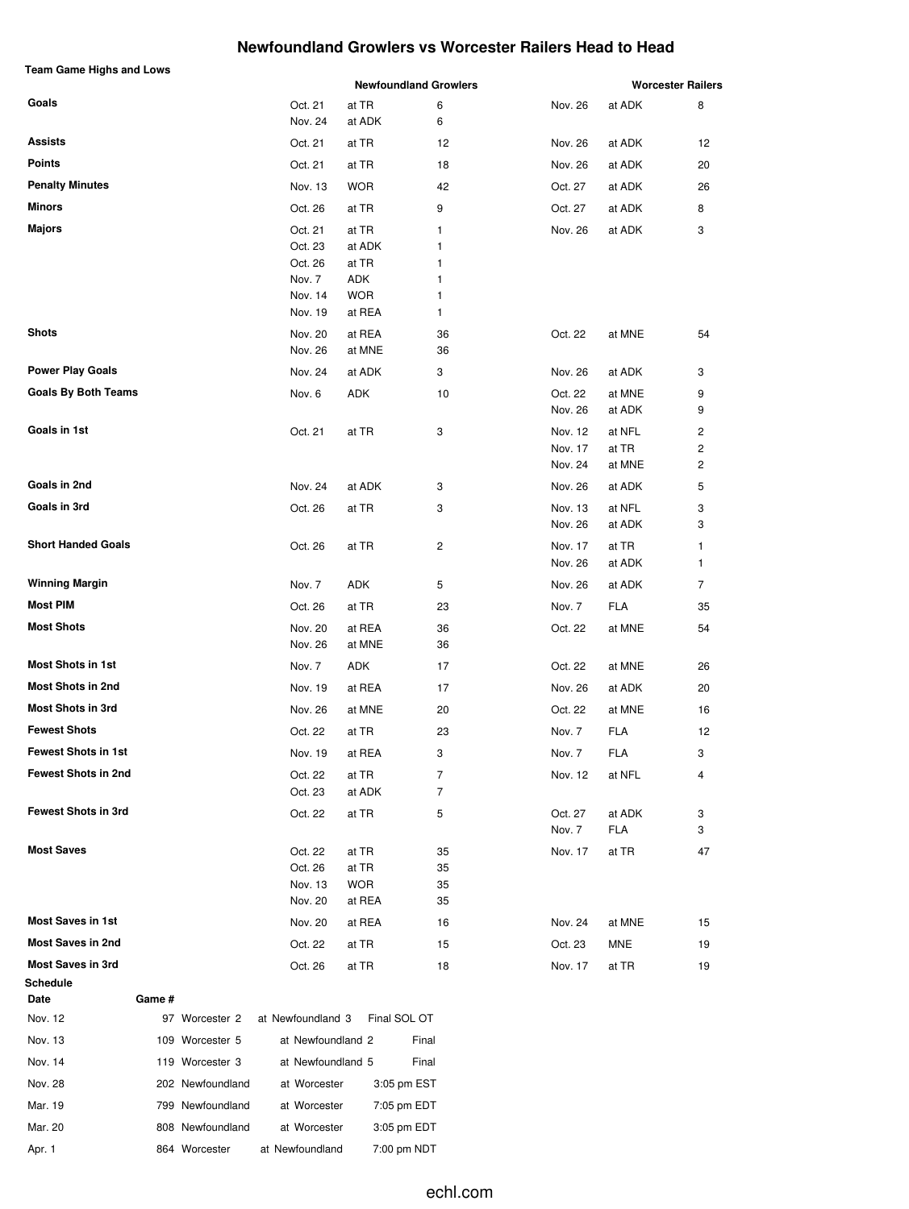# Newfoundland Growlers vs Worcester Railers Head to Head

## Team Game Highs and Lows

| | Newfoundland Growlers | | | Worcester Railers | | |
|---|---|---|---|---|---|---|
| **Goals** | Oct. 21 | at TR | 6 | Nov. 26 | at ADK | 8 |
| | Nov. 24 | at ADK | 6 | | | |
| **Assists** | Oct. 21 | at TR | 12 | Nov. 26 | at ADK | 12 |
| **Points** | Oct. 21 | at TR | 18 | Nov. 26 | at ADK | 20 |
| **Penalty Minutes** | Nov. 13 | WOR | 42 | Oct. 27 | at ADK | 26 |
| **Minors** | Oct. 26 | at TR | 9 | Oct. 27 | at ADK | 8 |
| **Majors** | Oct. 21 | at TR | 1 | Nov. 26 | at ADK | 3 |
| | Oct. 23 | at ADK | 1 | | | |
| | Oct. 26 | at TR | 1 | | | |
| | Nov. 7 | ADK | 1 | | | |
| | Nov. 14 | WOR | 1 | | | |
| | Nov. 19 | at REA | 1 | | | |
| **Shots** | Nov. 20 | at REA | 36 | Oct. 22 | at MNE | 54 |
| | Nov. 26 | at MNE | 36 | | | |
| **Power Play Goals** | Nov. 24 | at ADK | 3 | Nov. 26 | at ADK | 3 |
| **Goals By Both Teams** | Nov. 6 | ADK | 10 | Oct. 22 | at MNE | 9 |
| | | | | Nov. 26 | at ADK | 9 |
| **Goals in 1st** | Oct. 21 | at TR | 3 | Nov. 12 | at NFL | 2 |
| | | | | Nov. 17 | at TR | 2 |
| | | | | Nov. 24 | at MNE | 2 |
| **Goals in 2nd** | Nov. 24 | at ADK | 3 | Nov. 26 | at ADK | 5 |
| **Goals in 3rd** | Oct. 26 | at TR | 3 | Nov. 13 | at NFL | 3 |
| | | | | Nov. 26 | at ADK | 3 |
| **Short Handed Goals** | Oct. 26 | at TR | 2 | Nov. 17 | at TR | 1 |
| | | | | Nov. 26 | at ADK | 1 |
| **Winning Margin** | Nov. 7 | ADK | 5 | Nov. 26 | at ADK | 7 |
| **Most PIM** | Oct. 26 | at TR | 23 | Nov. 7 | FLA | 35 |
| **Most Shots** | Nov. 20 | at REA | 36 | Oct. 22 | at MNE | 54 |
| | Nov. 26 | at MNE | 36 | | | |
| **Most Shots in 1st** | Nov. 7 | ADK | 17 | Oct. 22 | at MNE | 26 |
| **Most Shots in 2nd** | Nov. 19 | at REA | 17 | Nov. 26 | at ADK | 20 |
| **Most Shots in 3rd** | Nov. 26 | at MNE | 20 | Oct. 22 | at MNE | 16 |
| **Fewest Shots** | Oct. 22 | at TR | 23 | Nov. 7 | FLA | 12 |
| **Fewest Shots in 1st** | Nov. 19 | at REA | 3 | Nov. 7 | FLA | 3 |
| **Fewest Shots in 2nd** | Oct. 22 | at TR | 7 | Nov. 12 | at NFL | 4 |
| | Oct. 23 | at ADK | 7 | | | |
| **Fewest Shots in 3rd** | Oct. 22 | at TR | 5 | Oct. 27 | at ADK | 3 |
| | | | | Nov. 7 | FLA | 3 |
| **Most Saves** | Oct. 22 | at TR | 35 | Nov. 17 | at TR | 47 |
| | Oct. 26 | at TR | 35 | | | |
| | Nov. 13 | WOR | 35 | | | |
| | Nov. 20 | at REA | 35 | | | |
| **Most Saves in 1st** | Nov. 20 | at REA | 16 | Nov. 24 | at MNE | 15 |
| **Most Saves in 2nd** | Oct. 22 | at TR | 15 | Oct. 23 | MNE | 19 |
| **Most Saves in 3rd** | Oct. 26 | at TR | 18 | Nov. 17 | at TR | 19 |

## Schedule

| Date | Game # | Visitor | Home | Status |
|---|---|---|---|---|
| Nov. 12 | 97 | Worcester 2 | at Newfoundland 3 | Final SOL OT |
| Nov. 13 | 109 | Worcester 5 | at Newfoundland 2 | Final |
| Nov. 14 | 119 | Worcester 3 | at Newfoundland 5 | Final |
| Nov. 28 | 202 | Newfoundland | at Worcester | 3:05 pm EST |
| Mar. 19 | 799 | Newfoundland | at Worcester | 7:05 pm EDT |
| Mar. 20 | 808 | Newfoundland | at Worcester | 3:05 pm EDT |
| Apr. 1 | 864 | Worcester | at Newfoundland | 7:00 pm NDT |

echl.com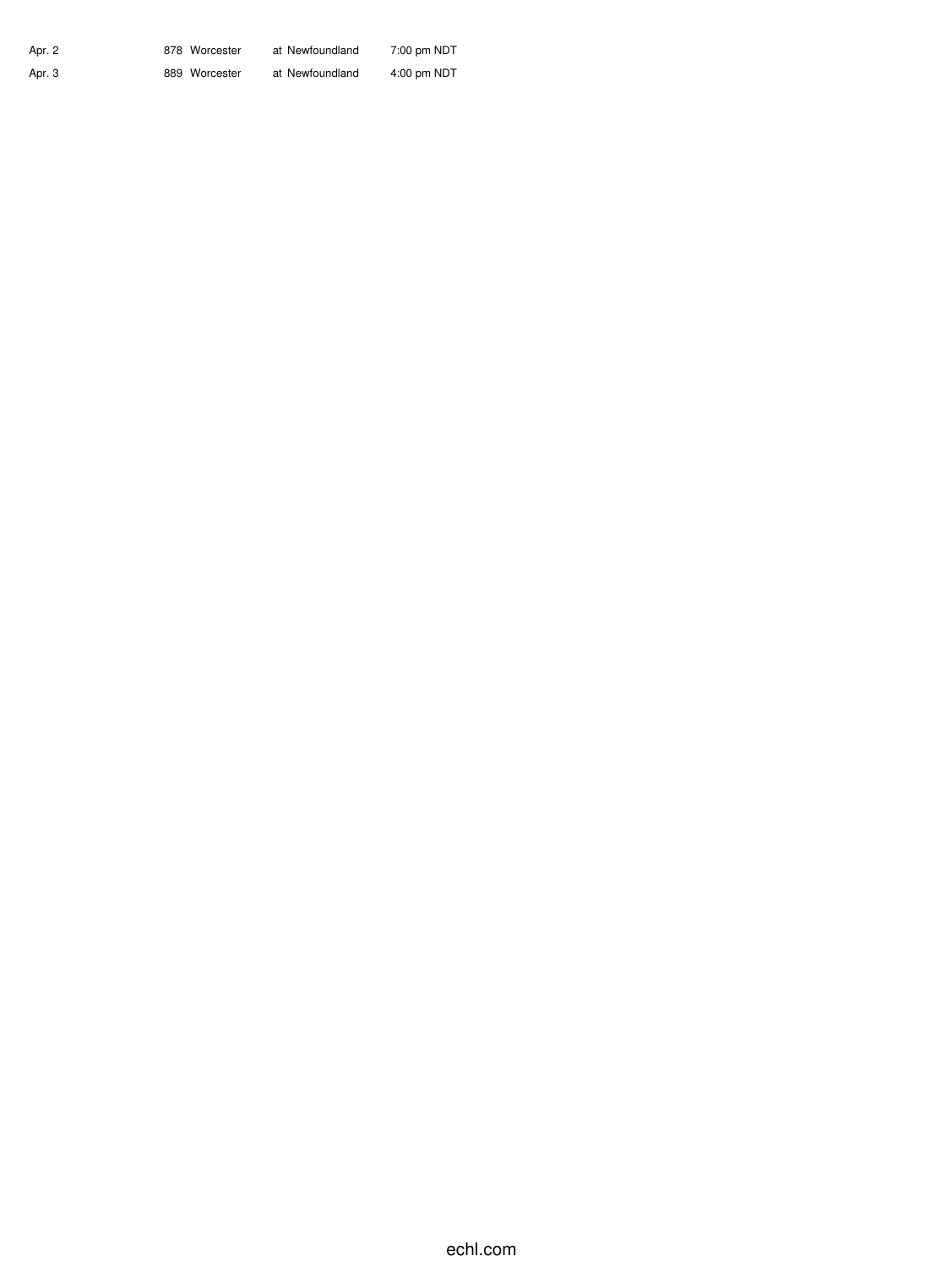| | | | | |
|---|---|---|---|---|
| Apr. 2 | 878 | Worcester | at Newfoundland | 7:00 pm NDT |
| Apr. 3 | 889 | Worcester | at Newfoundland | 4:00 pm NDT |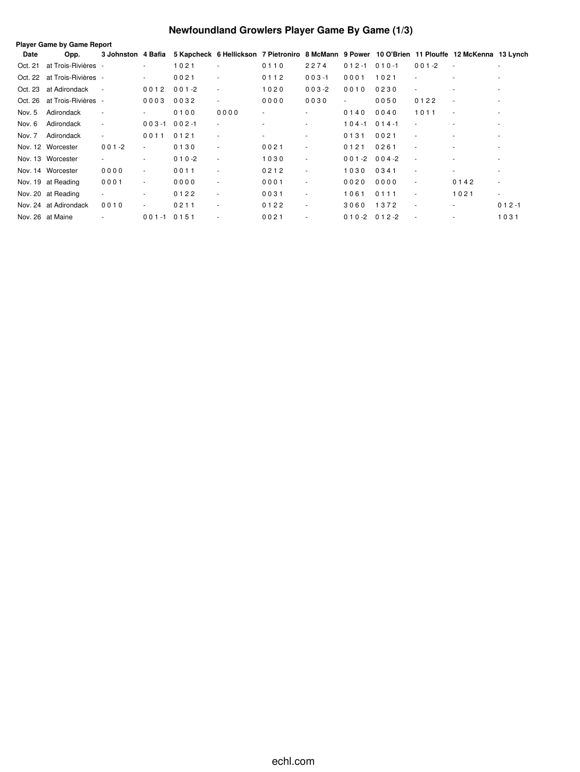# Newfoundland Growlers Player Game By Game (1/3)

**Player Game by Game Report**

| Date | Opp. | 3 Johnston | 4 Bafia | 5 Kapcheck | 6 Hellickson | 7 Pietroniro | 8 McMann | 9 Power | 10 O'Brien | 11 Plouffe | 12 McKenna | 13 Lynch |
|---|---|---|---|---|---|---|---|---|---|---|---|---|
| Oct. 21 | at Trois-Rivières | - | - | 1 0 2 1 | - | 0 1 1 0 | 2 2 7 4 | 0 1 2 -1 | 0 1 0 -1 | 0 0 1 -2 | - | - |
| Oct. 22 | at Trois-Rivières | - | - | 0 0 2 1 | - | 0 1 1 2 | 0 0 3 -1 | 0 0 0 1 | 1 0 2 1 | - | - | - |
| Oct. 23 | at Adirondack | - | 0 0 1 2 | 0 0 1 -2 | - | 1 0 2 0 | 0 0 3 -2 | 0 0 1 0 | 0 2 3 0 | - | - | - |
| Oct. 26 | at Trois-Rivières | - | 0 0 0 3 | 0 0 3 2 | - | 0 0 0 0 | 0 0 3 0 | - | 0 0 5 0 | 0 1 2 2 | - | - |
| Nov. 5 | Adirondack | - | - | 0 1 0 0 | 0 0 0 0 | - | - | 0 1 4 0 | 0 0 4 0 | 1 0 1 1 | - | - |
| Nov. 6 | Adirondack | - | 0 0 3 -1 | 0 0 2 -1 | - | - | - | 1 0 4 -1 | 0 1 4 -1 | - | - | - |
| Nov. 7 | Adirondack | - | 0 0 1 1 | 0 1 2 1 | - | - | - | 0 1 3 1 | 0 0 2 1 | - | - | - |
| Nov. 12 | Worcester | 0 0 1 -2 | - | 0 1 3 0 | - | 0 0 2 1 | - | 0 1 2 1 | 0 2 6 1 | - | - | - |
| Nov. 13 | Worcester | - | - | 0 1 0 -2 | - | 1 0 3 0 | - | 0 0 1 -2 | 0 0 4 -2 | - | - | - |
| Nov. 14 | Worcester | 0 0 0 0 | - | 0 0 1 1 | - | 0 2 1 2 | - | 1 0 3 0 | 0 3 4 1 | - | - | - |
| Nov. 19 | at Reading | 0 0 0 1 | - | 0 0 0 0 | - | 0 0 0 1 | - | 0 0 2 0 | 0 0 0 0 | - | 0 1 4 2 | - |
| Nov. 20 | at Reading | - | - | 0 1 2 2 | - | 0 0 3 1 | - | 1 0 6 1 | 0 1 1 1 | - | 1 0 2 1 | - |
| Nov. 24 | at Adirondack | 0 0 1 0 | - | 0 2 1 1 | - | 0 1 2 2 | - | 3 0 6 0 | 1 3 7 2 | - | - | 0 1 2 -1 |
| Nov. 26 | at Maine | - | 0 0 1 -1 | 0 1 5 1 | - | 0 0 2 1 | - | 0 1 0 -2 | 0 1 2 -2 | - | - | 1 0 3 1 |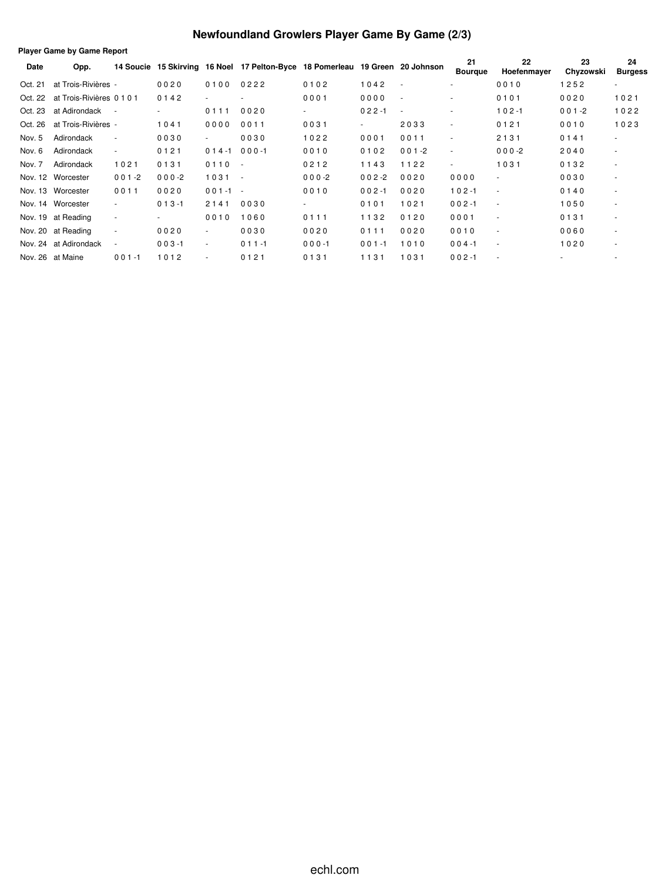# Newfoundland Growlers Player Game By Game (2/3)

**Player Game by Game Report**

| Date | Opp. | 14 Soucie | 15 Skirving | 16 Noel | 17 Pelton-Byce | 18 Pomerleau | 19 Green | 20 Johnson | 21 Bourque | 22 Hoefenmayer | 23 Chyzowski | 24 Burgess |
|---|---|---|---|---|---|---|---|---|---|---|---|---|
| Oct. 21 | at Trois-Rivières | - | 0 0 2 0 | 0 1 0 0 | 0 2 2 2 | 0 1 0 2 | 1 0 4 2 | - | - | 0 0 1 0 | 1 2 5 2 | - |
| Oct. 22 | at Trois-Rivières | 0 1 0 1 | 0 1 4 2 | - | - | 0 0 0 1 | 0 0 0 0 | - | - | 0 1 0 1 | 0 0 2 0 | 1 0 2 1 |
| Oct. 23 | at Adirondack | - | - | 0 1 1 1 | 0 0 2 0 | - | 0 2 2 -1 | - | - | 1 0 2 -1 | 0 0 1 -2 | 1 0 2 2 |
| Oct. 26 | at Trois-Rivières | - | 1 0 4 1 | 0 0 0 0 | 0 0 1 1 | 0 0 3 1 | - | 2 0 3 3 | - | 0 1 2 1 | 0 0 1 0 | 1 0 2 3 |
| Nov. 5 | Adirondack | - | 0 0 3 0 | - | 0 0 3 0 | 1 0 2 2 | 0 0 0 1 | 0 0 1 1 | - | 2 1 3 1 | 0 1 4 1 | - |
| Nov. 6 | Adirondack | - | 0 1 2 1 | 0 1 4 -1 | 0 0 0 -1 | 0 0 1 0 | 0 1 0 2 | 0 0 1 -2 | - | 0 0 0 -2 | 2 0 4 0 | - |
| Nov. 7 | Adirondack | 1 0 2 1 | 0 1 3 1 | 0 1 1 0 | - | 0 2 1 2 | 1 1 4 3 | 1 1 2 2 | - | 1 0 3 1 | 0 1 3 2 | - |
| Nov. 12 | Worcester | 0 0 1 -2 | 0 0 0 -2 | 1 0 3 1 | - | 0 0 0 -2 | 0 0 2 -2 | 0 0 2 0 | 0 0 0 0 | - | 0 0 3 0 | - |
| Nov. 13 | Worcester | 0 0 1 1 | 0 0 2 0 | 0 0 1 -1 | - | 0 0 1 0 | 0 0 2 -1 | 0 0 2 0 | 1 0 2 -1 | - | 0 1 4 0 | - |
| Nov. 14 | Worcester | - | 0 1 3 -1 | 2 1 4 1 | 0 0 3 0 | - | 0 1 0 1 | 1 0 2 1 | 0 0 2 -1 | - | 1 0 5 0 | - |
| Nov. 19 | at Reading | - | - | 0 0 1 0 | 1 0 6 0 | 0 1 1 1 | 1 1 3 2 | 0 1 2 0 | 0 0 0 1 | - | 0 1 3 1 | - |
| Nov. 20 | at Reading | - | 0 0 2 0 | - | 0 0 3 0 | 0 0 2 0 | 0 1 1 1 | 0 0 2 0 | 0 0 1 0 | - | 0 0 6 0 | - |
| Nov. 24 | at Adirondack | - | 0 0 3 -1 | - | 0 1 1 -1 | 0 0 0 -1 | 0 0 1 -1 | 1 0 1 0 | 0 0 4 -1 | - | 1 0 2 0 | - |
| Nov. 26 | at Maine | 0 0 1 -1 | 1 0 1 2 | - | 0 1 2 1 | 0 1 3 1 | 1 1 3 1 | 1 0 3 1 | 0 0 2 -1 | - | - | - |

echl.com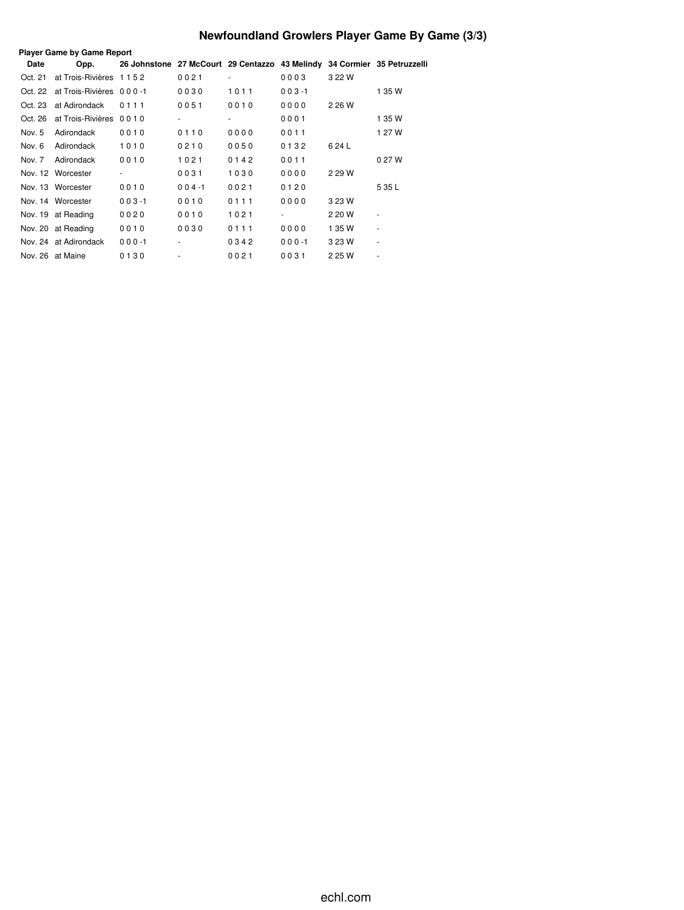# Newfoundland Growlers Player Game By Game (3/3)

**Player Game by Game Report**

| Date | Opp. | 26 Johnstone | 27 McCourt | 29 Centazzo | 43 Melindy | 34 Cormier | 35 Petruzzelli |
|---|---|---|---|---|---|---|---|
| Oct. 21 | at Trois-Rivières | 1 1 5 2 | 0 0 2 1 | - | 0 0 0 3 | 3 22 W | |
| Oct. 22 | at Trois-Rivières | 0 0 0 -1 | 0 0 3 0 | 1 0 1 1 | 0 0 3 -1 | | 1 35 W |
| Oct. 23 | at Adirondack | 0 1 1 1 | 0 0 5 1 | 0 0 1 0 | 0 0 0 0 | 2 26 W | |
| Oct. 26 | at Trois-Rivières | 0 0 1 0 | - | - | 0 0 0 1 | | 1 35 W |
| Nov. 5 | Adirondack | 0 0 1 0 | 0 1 1 0 | 0 0 0 0 | 0 0 1 1 | | 1 27 W |
| Nov. 6 | Adirondack | 1 0 1 0 | 0 2 1 0 | 0 0 5 0 | 0 1 3 2 | 6 24 L | |
| Nov. 7 | Adirondack | 0 0 1 0 | 1 0 2 1 | 0 1 4 2 | 0 0 1 1 | | 0 27 W |
| Nov. 12 | Worcester | - | 0 0 3 1 | 1 0 3 0 | 0 0 0 0 | 2 29 W | |
| Nov. 13 | Worcester | 0 0 1 0 | 0 0 4 -1 | 0 0 2 1 | 0 1 2 0 | | 5 35 L |
| Nov. 14 | Worcester | 0 0 3 -1 | 0 0 1 0 | 0 1 1 1 | 0 0 0 0 | 3 23 W | |
| Nov. 19 | at Reading | 0 0 2 0 | 0 0 1 0 | 1 0 2 1 | - | 2 20 W | - |
| Nov. 20 | at Reading | 0 0 1 0 | 0 0 3 0 | 0 1 1 1 | 0 0 0 0 | 1 35 W | - |
| Nov. 24 | at Adirondack | 0 0 0 -1 | - | 0 3 4 2 | 0 0 0 -1 | 3 23 W | - |
| Nov. 26 | at Maine | 0 1 3 0 | - | 0 0 2 1 | 0 0 3 1 | 2 25 W | - |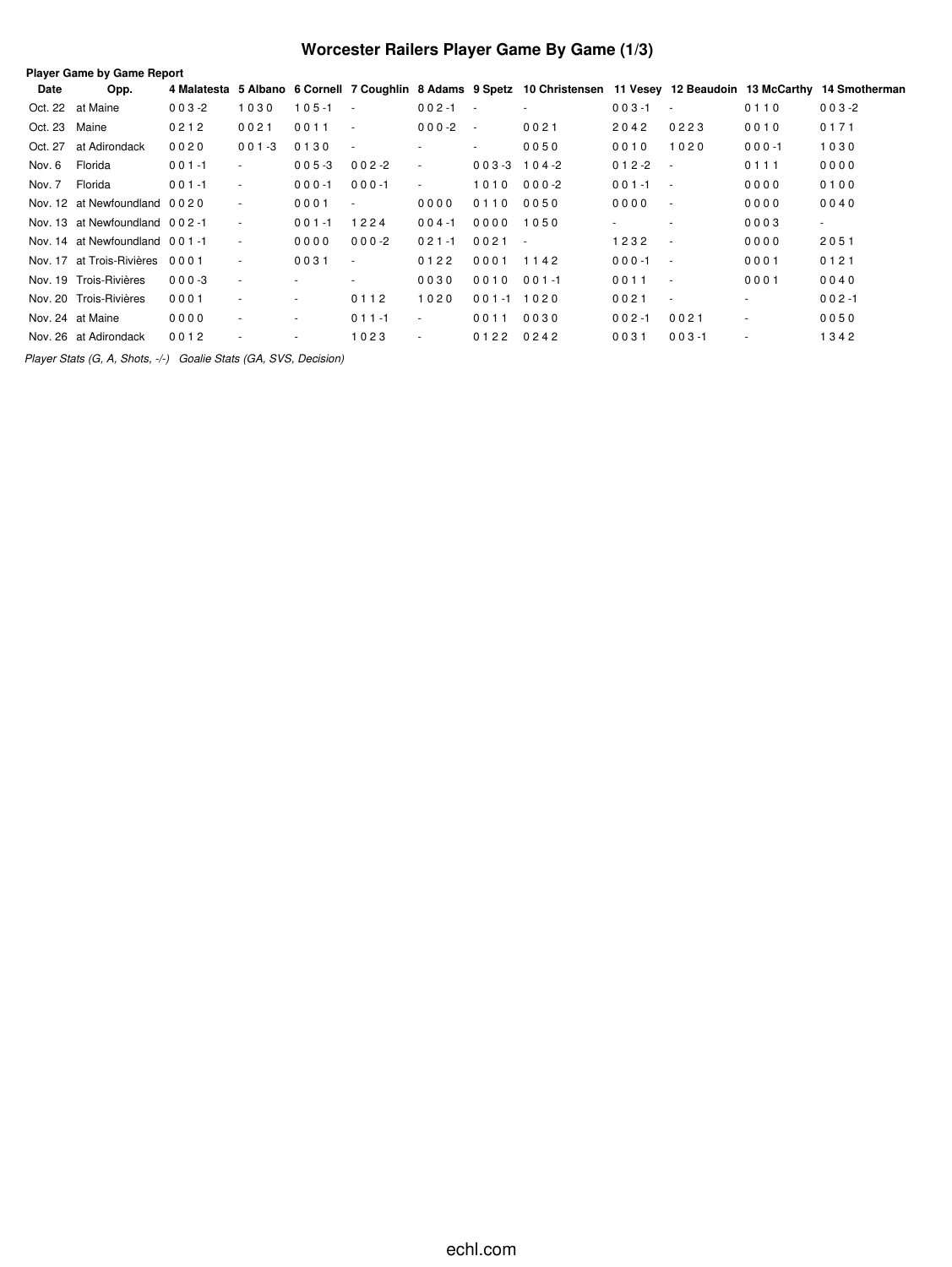# Worcester Railers Player Game By Game (1/3)

**Player Game by Game Report**

| Date | Opp. | 4 Malatesta | 5 Albano | 6 Cornell | 7 Coughlin | 8 Adams | 9 Spetz | 10 Christensen | 11 Vesey | 12 Beaudoin | 13 McCarthy | 14 Smotherman |
|---|---|---|---|---|---|---|---|---|---|---|---|---|
| Oct. 22 | at Maine | 0 0 3 -2 | 1 0 3 0 | 1 0 5 -1 | - | 0 0 2 -1 | - | - | 0 0 3 -1 | - | 0 1 1 0 | 0 0 3 -2 |
| Oct. 23 | Maine | 0 2 1 2 | 0 0 2 1 | 0 0 1 1 | - | 0 0 0 -2 | - | 0 0 2 1 | 2 0 4 2 | 0 2 2 3 | 0 0 1 0 | 0 1 7 1 |
| Oct. 27 | at Adirondack | 0 0 2 0 | 0 0 1 -3 | 0 1 3 0 | - | - | - | 0 0 5 0 | 0 0 1 0 | 1 0 2 0 | 0 0 0 -1 | 1 0 3 0 |
| Nov. 6 | Florida | 0 0 1 -1 | - | 0 0 5 -3 | 0 0 2 -2 | - | 0 0 3 -3 | 1 0 4 -2 | 0 1 2 -2 | - | 0 1 1 1 | 0 0 0 0 |
| Nov. 7 | Florida | 0 0 1 -1 | - | 0 0 0 -1 | 0 0 0 -1 | - | 1 0 1 0 | 0 0 0 -2 | 0 0 1 -1 | - | 0 0 0 0 | 0 1 0 0 |
| Nov. 12 | at Newfoundland | 0 0 2 0 | - | 0 0 0 1 | - | 0 0 0 0 | 0 1 1 0 | 0 0 5 0 | 0 0 0 0 | - | 0 0 0 0 | 0 0 4 0 |
| Nov. 13 | at Newfoundland | 0 0 2 -1 | - | 0 0 1 -1 | 1 2 2 4 | 0 0 4 -1 | 0 0 0 0 | 1 0 5 0 | - | - | 0 0 0 3 | - |
| Nov. 14 | at Newfoundland | 0 0 1 -1 | - | 0 0 0 0 | 0 0 0 -2 | 0 2 1 -1 | 0 0 2 1 | - | 1 2 3 2 | - | 0 0 0 0 | 2 0 5 1 |
| Nov. 17 | at Trois-Rivières | 0 0 0 1 | - | 0 0 3 1 | - | 0 1 2 2 | 0 0 0 1 | 1 1 4 2 | 0 0 0 -1 | - | 0 0 0 1 | 0 1 2 1 |
| Nov. 19 | Trois-Rivières | 0 0 0 -3 | - | - | - | 0 0 3 0 | 0 0 1 0 | 0 0 1 -1 | 0 0 1 1 | - | 0 0 0 1 | 0 0 4 0 |
| Nov. 20 | Trois-Rivières | 0 0 0 1 | - | - | 0 1 1 2 | 1 0 2 0 | 0 0 1 -1 | 1 0 2 0 | 0 0 2 1 | - | - | 0 0 2 -1 |
| Nov. 24 | at Maine | 0 0 0 0 | - | - | 0 1 1 -1 | - | 0 0 1 1 | 0 0 3 0 | 0 0 2 -1 | 0 0 2 1 | - | 0 0 5 0 |
| Nov. 26 | at Adirondack | 0 0 1 2 | - | - | 1 0 2 3 | - | 0 1 2 2 | 0 2 4 2 | 0 0 3 1 | 0 0 3 -1 | - | 1 3 4 2 |

*Player Stats (G, A, Shots, -/-)   Goalie Stats (GA, SVS, Decision)*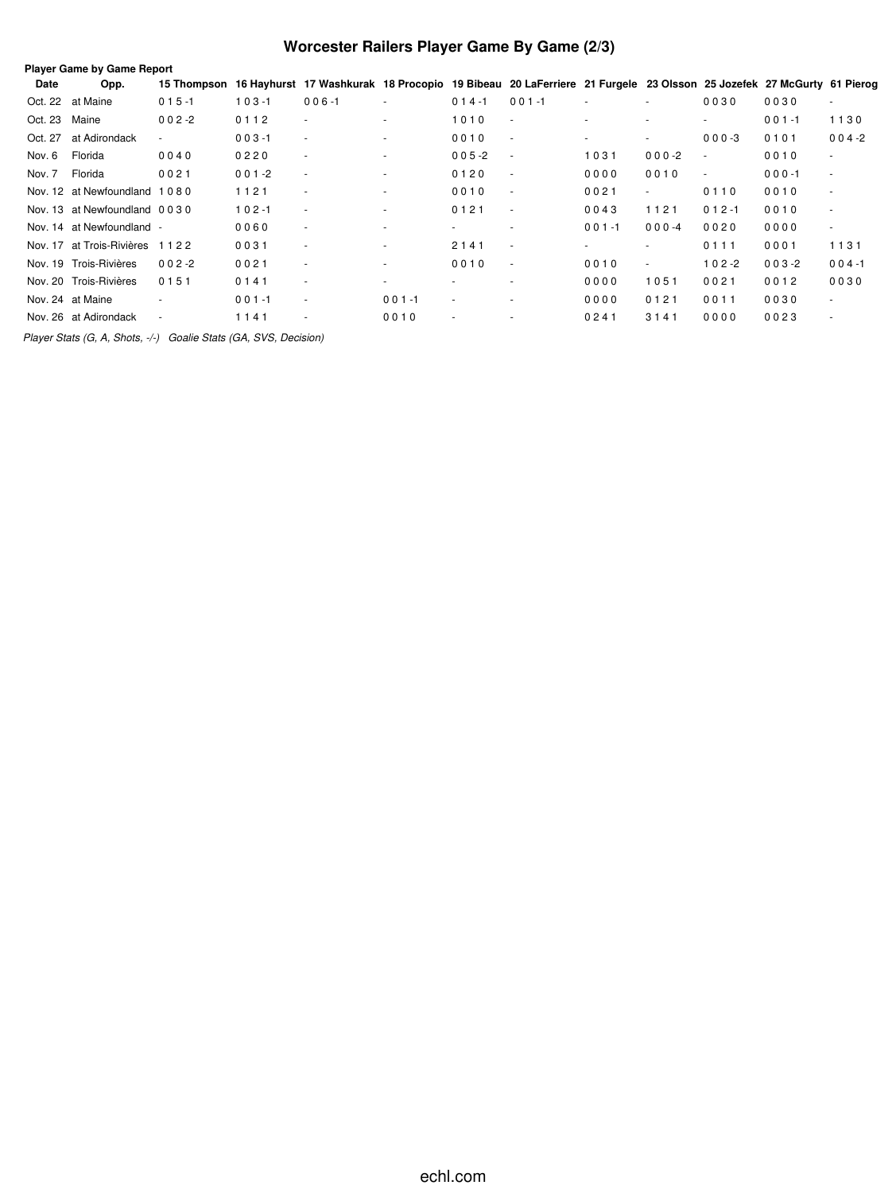# Worcester Railers Player Game By Game (2/3)

**Player Game by Game Report**

| Date | Opp. | 15 Thompson | 16 Hayhurst | 17 Washkurak | 18 Procopio | 19 Bibeau | 20 LaFerriere | 21 Furgele | 23 Olsson | 25 Jozefek | 27 McGurty | 61 Pierog |
|---|---|---|---|---|---|---|---|---|---|---|---|---|
| Oct. 22 | at Maine | 0 1 5 -1 | 1 0 3 -1 | 0 0 6 -1 | - | 0 1 4 -1 | 0 0 1 -1 | - | - | 0 0 3 0 | 0 0 3 0 | - |
| Oct. 23 | Maine | 0 0 2 -2 | 0 1 1 2 | - | - | 1 0 1 0 | - | - | - | - | 0 0 1 -1 | 1 1 3 0 |
| Oct. 27 | at Adirondack | - | 0 0 3 -1 | - | - | 0 0 1 0 | - | - | - | 0 0 0 -3 | 0 1 0 1 | 0 0 4 -2 |
| Nov. 6 | Florida | 0 0 4 0 | 0 2 2 0 | - | - | 0 0 5 -2 | - | 1 0 3 1 | 0 0 0 -2 | - | 0 0 1 0 | - |
| Nov. 7 | Florida | 0 0 2 1 | 0 0 1 -2 | - | - | 0 1 2 0 | - | 0 0 0 0 | 0 0 1 0 | - | 0 0 0 -1 | - |
| Nov. 12 | at Newfoundland | 1 0 8 0 | 1 1 2 1 | - | - | 0 0 1 0 | - | 0 0 2 1 | - | 0 1 1 0 | 0 0 1 0 | - |
| Nov. 13 | at Newfoundland | 0 0 3 0 | 1 0 2 -1 | - | - | 0 1 2 1 | - | 0 0 4 3 | 1 1 2 1 | 0 1 2 -1 | 0 0 1 0 | - |
| Nov. 14 | at Newfoundland | - | 0 0 6 0 | - | - | - | - | 0 0 1 -1 | 0 0 0 -4 | 0 0 2 0 | 0 0 0 0 | - |
| Nov. 17 | at Trois-Rivières | 1 1 2 2 | 0 0 3 1 | - | - | 2 1 4 1 | - | - | - | 0 1 1 1 | 0 0 0 1 | 1 1 3 1 |
| Nov. 19 | Trois-Rivières | 0 0 2 -2 | 0 0 2 1 | - | - | 0 0 1 0 | - | 0 0 1 0 | - | 1 0 2 -2 | 0 0 3 -2 | 0 0 4 -1 |
| Nov. 20 | Trois-Rivières | 0 1 5 1 | 0 1 4 1 | - | - | - | - | 0 0 0 0 | 1 0 5 1 | 0 0 2 1 | 0 0 1 2 | 0 0 3 0 |
| Nov. 24 | at Maine | - | 0 0 1 -1 | - | 0 0 1 -1 | - | - | 0 0 0 0 | 0 1 2 1 | 0 0 1 1 | 0 0 3 0 | - |
| Nov. 26 | at Adirondack | - | 1 1 4 1 | - | 0 0 1 0 | - | - | 0 2 4 1 | 3 1 4 1 | 0 0 0 0 | 0 0 2 3 | - |

*Player Stats (G, A, Shots, -/-)   Goalie Stats (GA, SVS, Decision)*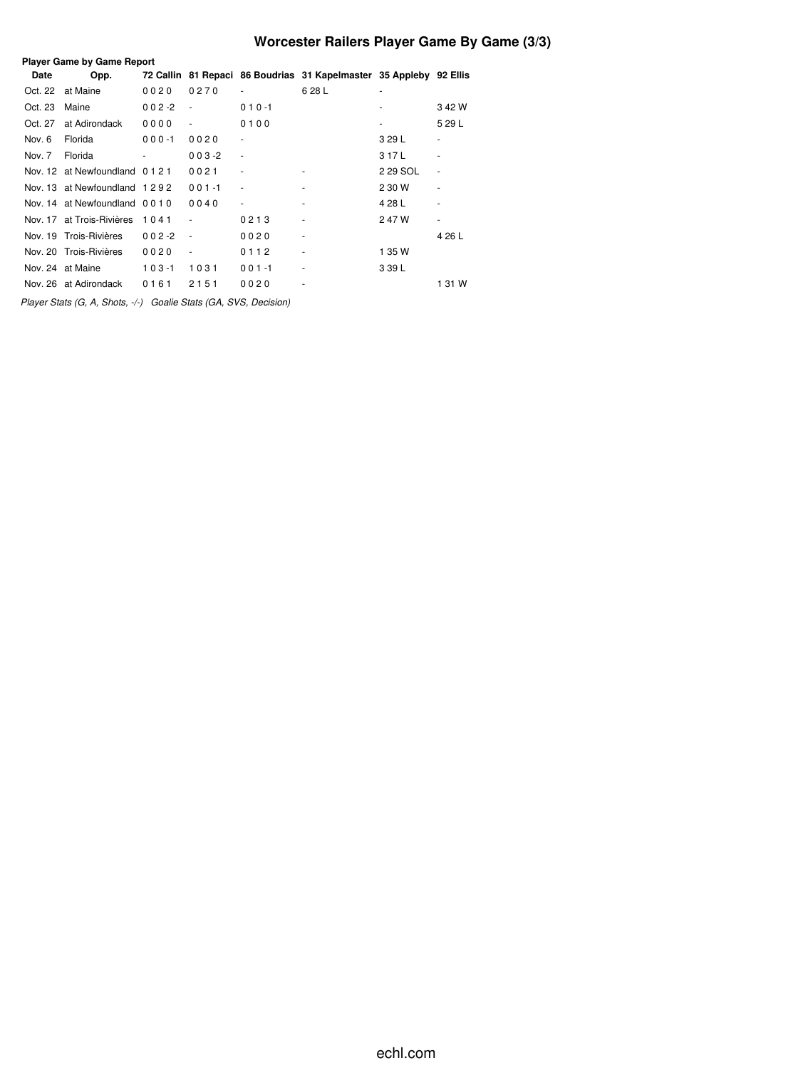# Worcester Railers Player Game By Game (3/3)

**Player Game by Game Report**

| Date | Opp. | 72 Callin | 81 Repaci | 86 Boudrias | 31 Kapelmaster | 35 Appleby | 92 Ellis |
|---|---|---|---|---|---|---|---|
| Oct. 22 | at Maine | 0 0 2 0 | 0 2 7 0 | - | 6 28 L | - | |
| Oct. 23 | Maine | 0 0 2 -2 | - | 0 1 0 -1 | | - | 3 42 W |
| Oct. 27 | at Adirondack | 0 0 0 0 | - | 0 1 0 0 | | - | 5 29 L |
| Nov. 6 | Florida | 0 0 0 -1 | 0 0 2 0 | - | | 3 29 L | - |
| Nov. 7 | Florida | - | 0 0 3 -2 | - | | 3 17 L | - |
| Nov. 12 | at Newfoundland | 0 1 2 1 | 0 0 2 1 | - | - | 2 29 SOL | - |
| Nov. 13 | at Newfoundland | 1 2 9 2 | 0 0 1 -1 | - | - | 2 30 W | - |
| Nov. 14 | at Newfoundland | 0 0 1 0 | 0 0 4 0 | - | - | 4 28 L | - |
| Nov. 17 | at Trois-Rivières | 1 0 4 1 | - | 0 2 1 3 | - | 2 47 W | - |
| Nov. 19 | Trois-Rivières | 0 0 2 -2 | - | 0 0 2 0 | - | | 4 26 L |
| Nov. 20 | Trois-Rivières | 0 0 2 0 | - | 0 1 1 2 | - | 1 35 W | |
| Nov. 24 | at Maine | 1 0 3 -1 | 1 0 3 1 | 0 0 1 -1 | - | 3 39 L | |
| Nov. 26 | at Adirondack | 0 1 6 1 | 2 1 5 1 | 0 0 2 0 | - | | 1 31 W |

*Player Stats (G, A, Shots, -/-)   Goalie Stats (GA, SVS, Decision)*

echl.com